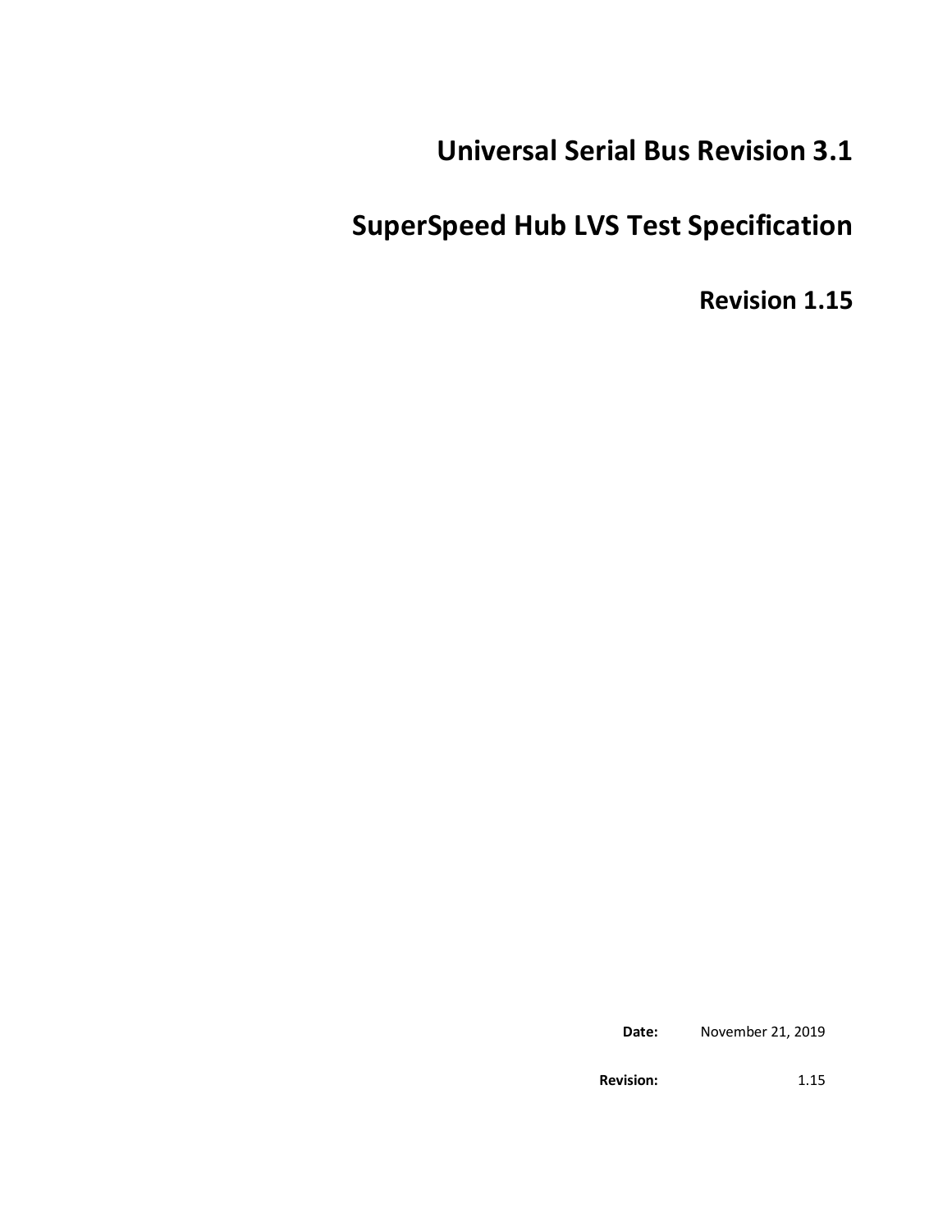# Universal Serial Bus Revision 3.1

# SuperSpeed Hub LVS Test Specification

# Revision 1.15

**Date:** November 21, 2019

**Revision:** 1.15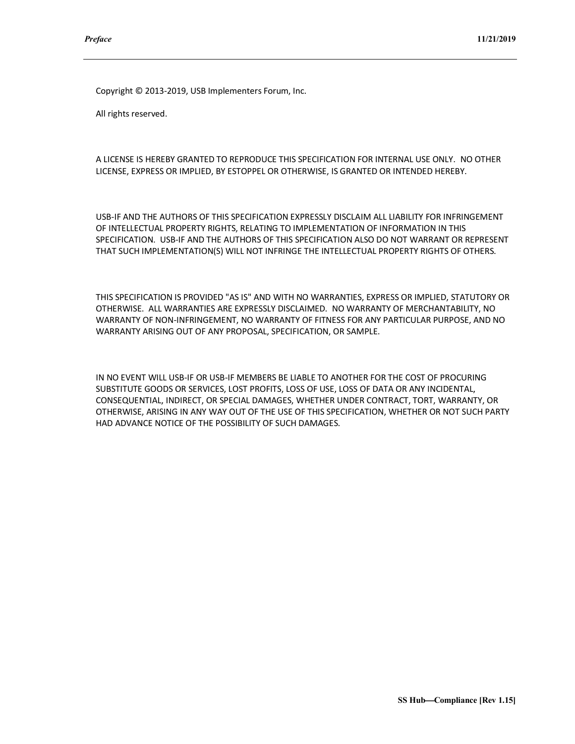Copyright © 2013-2019, USB Implementers Forum, Inc.

All rights reserved.

A LICENSE IS HEREBY GRANTED TO REPRODUCE THIS SPECIFICATION FOR INTERNAL USE ONLY. NO OTHER LICENSE, EXPRESS OR IMPLIED, BY ESTOPPEL OR OTHERWISE, IS GRANTED OR INTENDED HEREBY.

USB-IF AND THE AUTHORS OF THIS SPECIFICATION EXPRESSLY DISCLAIM ALL LIABILITY FOR INFRINGEMENT OF INTELLECTUAL PROPERTY RIGHTS, RELATING TO IMPLEMENTATION OF INFORMATION IN THIS SPECIFICATION. USB-IF AND THE AUTHORS OF THIS SPECIFICATION ALSO DO NOT WARRANT OR REPRESENT THAT SUCH IMPLEMENTATION(S) WILL NOT INFRINGE THE INTELLECTUAL PROPERTY RIGHTS OF OTHERS.

THIS SPECIFICATION IS PROVIDED "AS IS" AND WITH NO WARRANTIES, EXPRESS OR IMPLIED, STATUTORY OR OTHERWISE. ALL WARRANTIES ARE EXPRESSLY DISCLAIMED. NO WARRANTY OF MERCHANTABILITY, NO WARRANTY OF NON-INFRINGEMENT, NO WARRANTY OF FITNESS FOR ANY PARTICULAR PURPOSE, AND NO WARRANTY ARISING OUT OF ANY PROPOSAL, SPECIFICATION, OR SAMPLE.

IN NO EVENT WILL USB-IF OR USB-IF MEMBERS BE LIABLE TO ANOTHER FOR THE COST OF PROCURING SUBSTITUTE GOODS OR SERVICES, LOST PROFITS, LOSS OF USE, LOSS OF DATA OR ANY INCIDENTAL, CONSEQUENTIAL, INDIRECT, OR SPECIAL DAMAGES, WHETHER UNDER CONTRACT, TORT, WARRANTY, OR OTHERWISE, ARISING IN ANY WAY OUT OF THE USE OF THIS SPECIFICATION, WHETHER OR NOT SUCH PARTY HAD ADVANCE NOTICE OF THE POSSIBILITY OF SUCH DAMAGES.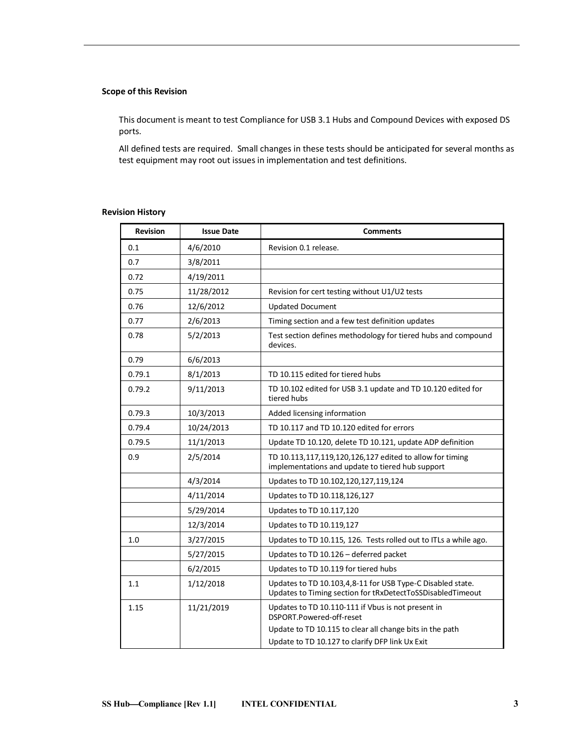**Scope of this Revision**

This document is meant to test Compliance for USB 3.1 Hubs and Compound Devices with exposed DS ports.

All defined tests are required. Small changes in these tests should be anticipated for several months as test equipment may root out issues in implementation and test definitions.

**Revision History**

| Revision | Issue Date | Comments |
| --- | --- | --- |
| 0.1 | 4/6/2010 | Revision 0.1 release. |
| 0.7 | 3/8/2011 | |
| 0.72 | 4/19/2011 | |
| 0.75 | 11/28/2012 | Revision for cert testing without U1/U2 tests |
| 0.76 | 12/6/2012 | Updated Document |
| 0.77 | 2/6/2013 | Timing section and a few test definition updates |
| 0.78 | 5/2/2013 | Test section defines methodology for tiered hubs and compound devices. |
| 0.79 | 6/6/2013 | |
| 0.79.1 | 8/1/2013 | TD 10.115 edited for tiered hubs |
| 0.79.2 | 9/11/2013 | TD 10.102 edited for USB 3.1 update and TD 10.120 edited for tiered hubs |
| 0.79.3 | 10/3/2013 | Added licensing information |
| 0.79.4 | 10/24/2013 | TD 10.117 and TD 10.120 edited for errors |
| 0.79.5 | 11/1/2013 | Update TD 10.120, delete TD 10.121, update ADP definition |
| 0.9 | 2/5/2014 | TD 10.113,117,119,120,126,127 edited to allow for timing implementations and update to tiered hub support |
| | 4/3/2014 | Updates to TD 10.102,120,127,119,124 |
| | 4/11/2014 | Updates to TD 10.118,126,127 |
| | 5/29/2014 | Updates to TD 10.117,120 |
| | 12/3/2014 | Updates to TD 10.119,127 |
| 1.0 | 3/27/2015 | Updates to TD 10.115, 126. Tests rolled out to ITLs a while ago. |
| | 5/27/2015 | Updates to TD 10.126 – deferred packet |
| | 6/2/2015 | Updates to TD 10.119 for tiered hubs |
| 1.1 | 1/12/2018 | Updates to TD 10.103,4,8-11 for USB Type-C Disabled state. Updates to Timing section for tRxDetectToSSDisabledTimeout |
| 1.15 | 11/21/2019 | Updates to TD 10.110-111 if Vbus is not present in DSPORT.Powered-off-reset<br>Update to TD 10.115 to clear all change bits in the path<br>Update to TD 10.127 to clarify DFP link Ux Exit |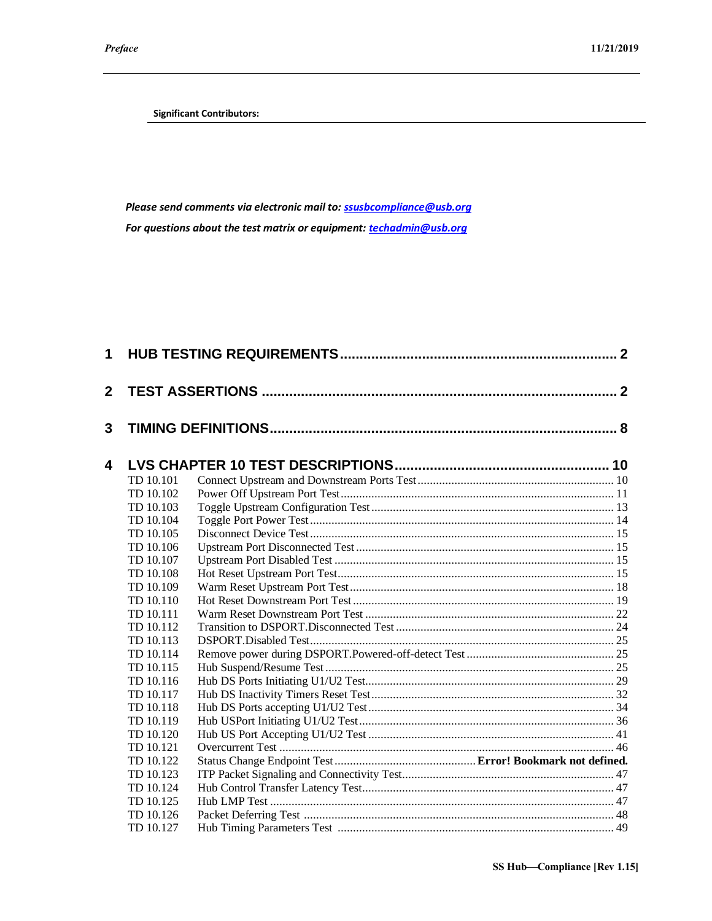**Significant Contributors:**

*Please send comments via electronic mail to: [ssusbcompliance@usb.org](mailto:ssusbcompliance@usb.org)*

*For questions about the test matrix or equipment: [techadmin@usb.org](mailto:techadmin@usb.org)*

**1 HUB TESTING REQUIREMENTS ........................................ 2**

**2 TEST ASSERTIONS ........................................ 2**

**3 TIMING DEFINITIONS ........................................ 8**

**4 LVS CHAPTER 10 TEST DESCRIPTIONS ........................................ 10**

- TD 10.101 Connect Upstream and Downstream Ports Test ........................................ 10
- TD 10.102 Power Off Upstream Port Test ........................................ 11
- TD 10.103 Toggle Upstream Configuration Test ........................................ 13
- TD 10.104 Toggle Port Power Test ........................................ 14
- TD 10.105 Disconnect Device Test ........................................ 15
- TD 10.106 Upstream Port Disconnected Test ........................................ 15
- TD 10.107 Upstream Port Disabled Test ........................................ 15
- TD 10.108 Hot Reset Upstream Port Test ........................................ 15
- TD 10.109 Warm Reset Upstream Port Test ........................................ 18
- TD 10.110 Hot Reset Downstream Port Test ........................................ 19
- TD 10.111 Warm Reset Downstream Port Test ........................................ 22
- TD 10.112 Transition to DSPORT.Disconnected Test ........................................ 24
- TD 10.113 DSPORT.Disabled Test ........................................ 25
- TD 10.114 Remove power during DSPORT.Powered-off-detect Test ........................................ 25
- TD 10.115 Hub Suspend/Resume Test ........................................ 25
- TD 10.116 Hub DS Ports Initiating U1/U2 Test ........................................ 29
- TD 10.117 Hub DS Inactivity Timers Reset Test ........................................ 32
- TD 10.118 Hub DS Ports accepting U1/U2 Test ........................................ 34
- TD 10.119 Hub USPort Initiating U1/U2 Test ........................................ 36
- TD 10.120 Hub US Port Accepting U1/U2 Test ........................................ 41
- TD 10.121 Overcurrent Test ........................................ 46
- TD 10.122 Status Change Endpoint Test ........................................ **Error! Bookmark not defined.**
- TD 10.123 ITP Packet Signaling and Connectivity Test ........................................ 47
- TD 10.124 Hub Control Transfer Latency Test ........................................ 47
- TD 10.125 Hub LMP Test ........................................ 47
- TD 10.126 Packet Deferring Test ........................................ 48
- TD 10.127 Hub Timing Parameters Test ........................................ 49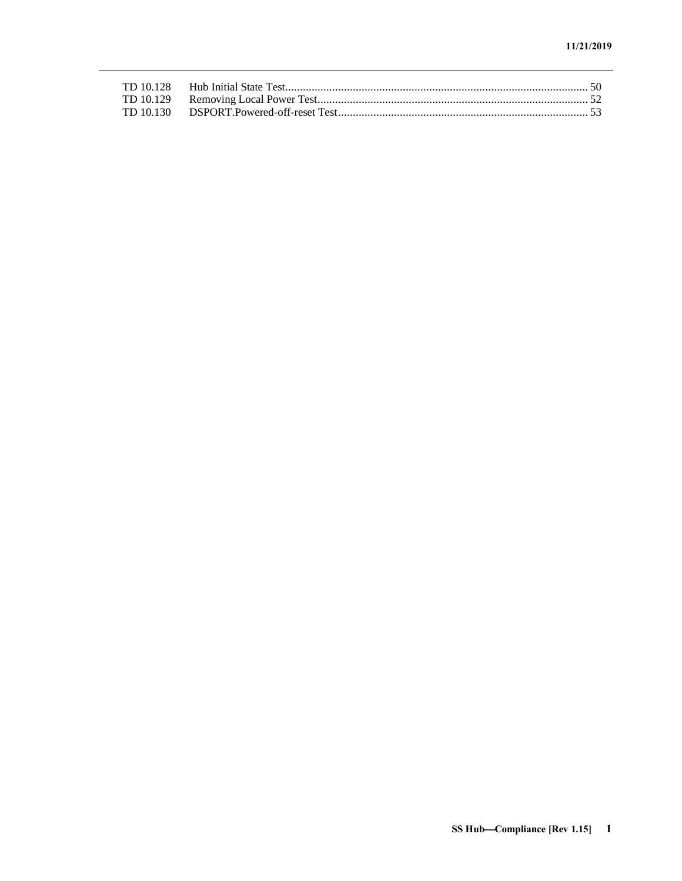TD 10.128 Hub Initial State Test ........................................................................................................ 50
TD 10.129 Removing Local Power Test ............................................................................................. 52
TD 10.130 DSPORT.Powered-off-reset Test ...................................................................................... 53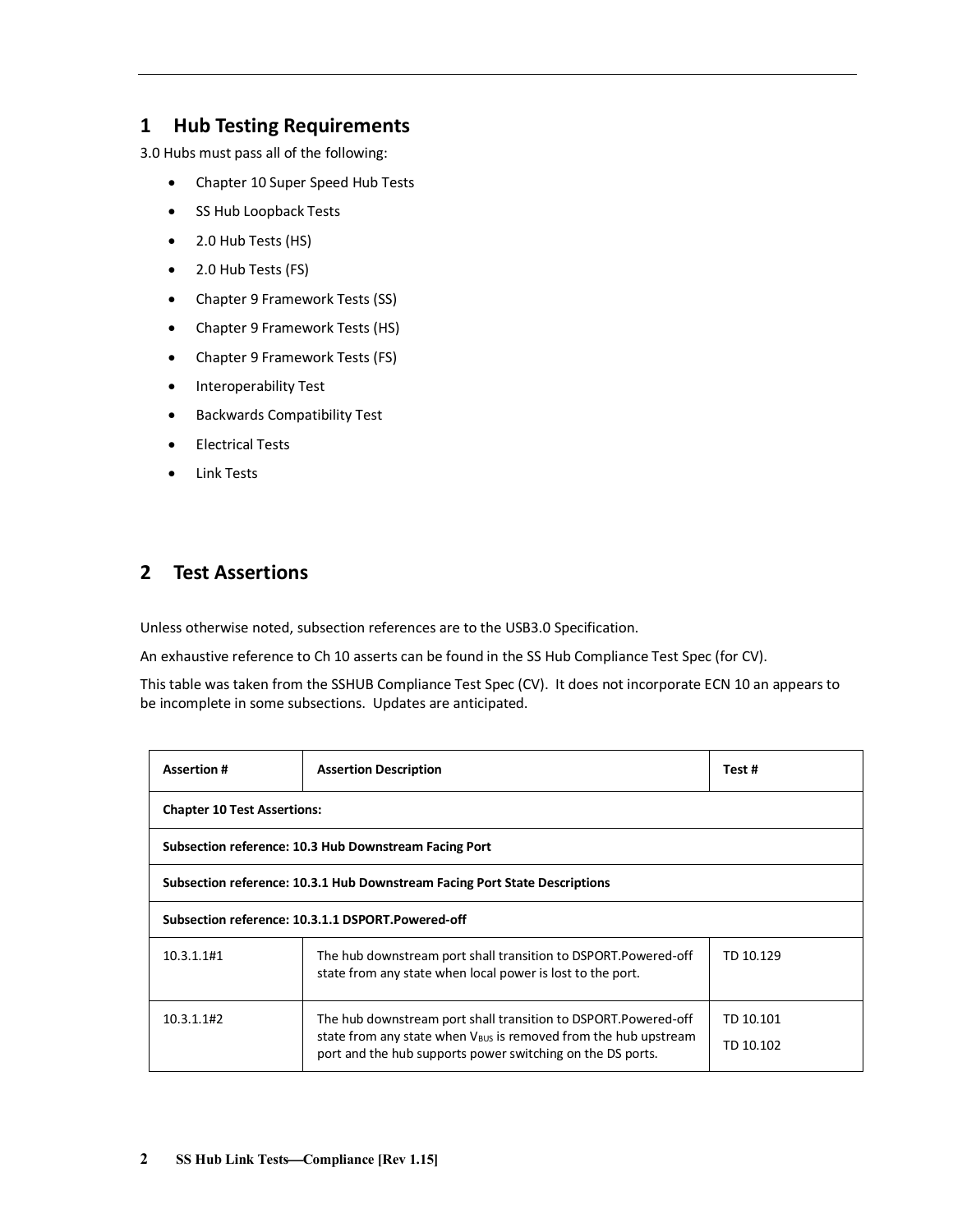# 1 Hub Testing Requirements

3.0 Hubs must pass all of the following:

- Chapter 10 Super Speed Hub Tests
- SS Hub Loopback Tests
- 2.0 Hub Tests (HS)
- 2.0 Hub Tests (FS)
- Chapter 9 Framework Tests (SS)
- Chapter 9 Framework Tests (HS)
- Chapter 9 Framework Tests (FS)
- Interoperability Test
- Backwards Compatibility Test
- Electrical Tests
- Link Tests

# 2 Test Assertions

Unless otherwise noted, subsection references are to the USB3.0 Specification.

An exhaustive reference to Ch 10 asserts can be found in the SS Hub Compliance Test Spec (for CV).

This table was taken from the SSHUB Compliance Test Spec (CV). It does not incorporate ECN 10 an appears to be incomplete in some subsections. Updates are anticipated.

| Assertion # | Assertion Description | Test # |
| --- | --- | --- |
| **Chapter 10 Test Assertions:** | | |
| **Subsection reference: 10.3 Hub Downstream Facing Port** | | |
| **Subsection reference: 10.3.1 Hub Downstream Facing Port State Descriptions** | | |
| **Subsection reference: 10.3.1.1 DSPORT.Powered-off** | | |
| 10.3.1.1#1 | The hub downstream port shall transition to DSPORT.Powered-off state from any state when local power is lost to the port. | TD 10.129 |
| 10.3.1.1#2 | The hub downstream port shall transition to DSPORT.Powered-off state from any state when $V_{BUS}$ is removed from the hub upstream port and the hub supports power switching on the DS ports. | TD 10.101<br>TD 10.102 |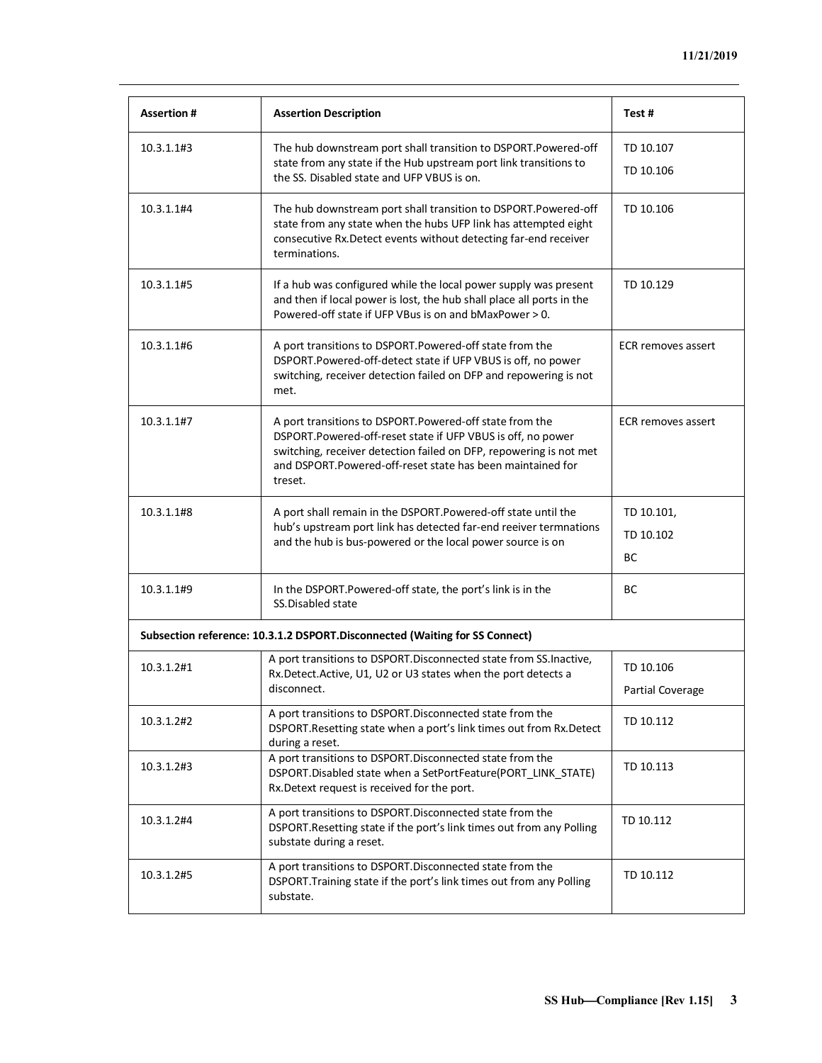| Assertion # | Assertion Description | Test # |
| --- | --- | --- |
| 10.3.1.1#3 | The hub downstream port shall transition to DSPORT.Powered-off state from any state if the Hub upstream port link transitions to the SS. Disabled state and UFP VBUS is on. | TD 10.107<br>TD 10.106 |
| 10.3.1.1#4 | The hub downstream port shall transition to DSPORT.Powered-off state from any state when the hubs UFP link has attempted eight consecutive Rx.Detect events without detecting far-end receiver terminations. | TD 10.106 |
| 10.3.1.1#5 | If a hub was configured while the local power supply was present and then if local power is lost, the hub shall place all ports in the Powered-off state if UFP VBus is on and bMaxPower > 0. | TD 10.129 |
| 10.3.1.1#6 | A port transitions to DSPORT.Powered-off state from the DSPORT.Powered-off-detect state if UFP VBUS is off, no power switching, receiver detection failed on DFP and repowering is not met. | ECR removes assert |
| 10.3.1.1#7 | A port transitions to DSPORT.Powered-off state from the DSPORT.Powered-off-reset state if UFP VBUS is off, no power switching, receiver detection failed on DFP, repowering is not met and DSPORT.Powered-off-reset state has been maintained for treset. | ECR removes assert |
| 10.3.1.1#8 | A port shall remain in the DSPORT.Powered-off state until the hub's upstream port link has detected far-end reeiver termnations and the hub is bus-powered or the local power source is on | TD 10.101,<br>TD 10.102<br>BC |
| 10.3.1.1#9 | In the DSPORT.Powered-off state, the port's link is in the SS.Disabled state | BC |
| **Subsection reference: 10.3.1.2 DSPORT.Disconnected (Waiting for SS Connect)** | | |
| 10.3.1.2#1 | A port transitions to DSPORT.Disconnected state from SS.Inactive, Rx.Detect.Active, U1, U2 or U3 states when the port detects a disconnect. | TD 10.106<br>Partial Coverage |
| 10.3.1.2#2 | A port transitions to DSPORT.Disconnected state from the DSPORT.Resetting state when a port's link times out from Rx.Detect during a reset. | TD 10.112 |
| 10.3.1.2#3 | A port transitions to DSPORT.Disconnected state from the DSPORT.Disabled state when a SetPortFeature(PORT_LINK_STATE) Rx.Detext request is received for the port. | TD 10.113 |
| 10.3.1.2#4 | A port transitions to DSPORT.Disconnected state from the DSPORT.Resetting state if the port's link times out from any Polling substate during a reset. | TD 10.112 |
| 10.3.1.2#5 | A port transitions to DSPORT.Disconnected state from the DSPORT.Training state if the port's link times out from any Polling substate. | TD 10.112 |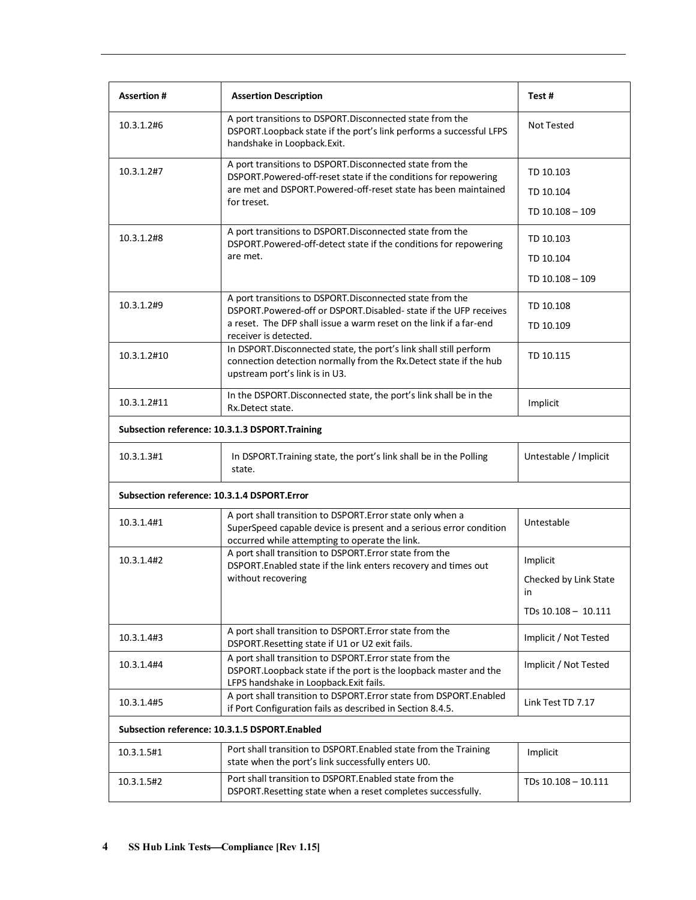| Assertion # | Assertion Description | Test # |
|---|---|---|
| 10.3.1.2#6 | A port transitions to DSPORT.Disconnected state from the DSPORT.Loopback state if the port's link performs a successful LFPS handshake in Loopback.Exit. | Not Tested |
| 10.3.1.2#7 | A port transitions to DSPORT.Disconnected state from the DSPORT.Powered-off-reset state if the conditions for repowering are met and DSPORT.Powered-off-reset state has been maintained for treset. | TD 10.103<br>TD 10.104<br>TD 10.108 – 109 |
| 10.3.1.2#8 | A port transitions to DSPORT.Disconnected state from the DSPORT.Powered-off-detect state if the conditions for repowering are met. | TD 10.103<br>TD 10.104<br>TD 10.108 – 109 |
| 10.3.1.2#9 | A port transitions to DSPORT.Disconnected state from the DSPORT.Powered-off or DSPORT.Disabled- state if the UFP receives a reset. The DFP shall issue a warm reset on the link if a far-end receiver is detected. | TD 10.108<br>TD 10.109 |
| 10.3.1.2#10 | In DSPORT.Disconnected state, the port's link shall still perform connection detection normally from the Rx.Detect state if the hub upstream port's link is in U3. | TD 10.115 |
| 10.3.1.2#11 | In the DSPORT.Disconnected state, the port's link shall be in the Rx.Detect state. | Implicit |
| **Subsection reference: 10.3.1.3 DSPORT.Training** | | |
| 10.3.1.3#1 | In DSPORT.Training state, the port's link shall be in the Polling state. | Untestable / Implicit |
| **Subsection reference: 10.3.1.4 DSPORT.Error** | | |
| 10.3.1.4#1 | A port shall transition to DSPORT.Error state only when a SuperSpeed capable device is present and a serious error condition occurred while attempting to operate the link. | Untestable |
| 10.3.1.4#2 | A port shall transition to DSPORT.Error state from the DSPORT.Enabled state if the link enters recovery and times out without recovering | Implicit<br>Checked by Link State in<br>TDs 10.108 – 10.111 |
| 10.3.1.4#3 | A port shall transition to DSPORT.Error state from the DSPORT.Resetting state if U1 or U2 exit fails. | Implicit / Not Tested |
| 10.3.1.4#4 | A port shall transition to DSPORT.Error state from the DSPORT.Loopback state if the port is the loopback master and the LFPS handshake in Loopback.Exit fails. | Implicit / Not Tested |
| 10.3.1.4#5 | A port shall transition to DSPORT.Error state from DSPORT.Enabled if Port Configuration fails as described in Section 8.4.5. | Link Test TD 7.17 |
| **Subsection reference: 10.3.1.5 DSPORT.Enabled** | | |
| 10.3.1.5#1 | Port shall transition to DSPORT.Enabled state from the Training state when the port's link successfully enters U0. | Implicit |
| 10.3.1.5#2 | Port shall transition to DSPORT.Enabled state from the DSPORT.Resetting state when a reset completes successfully. | TDs 10.108 – 10.111 |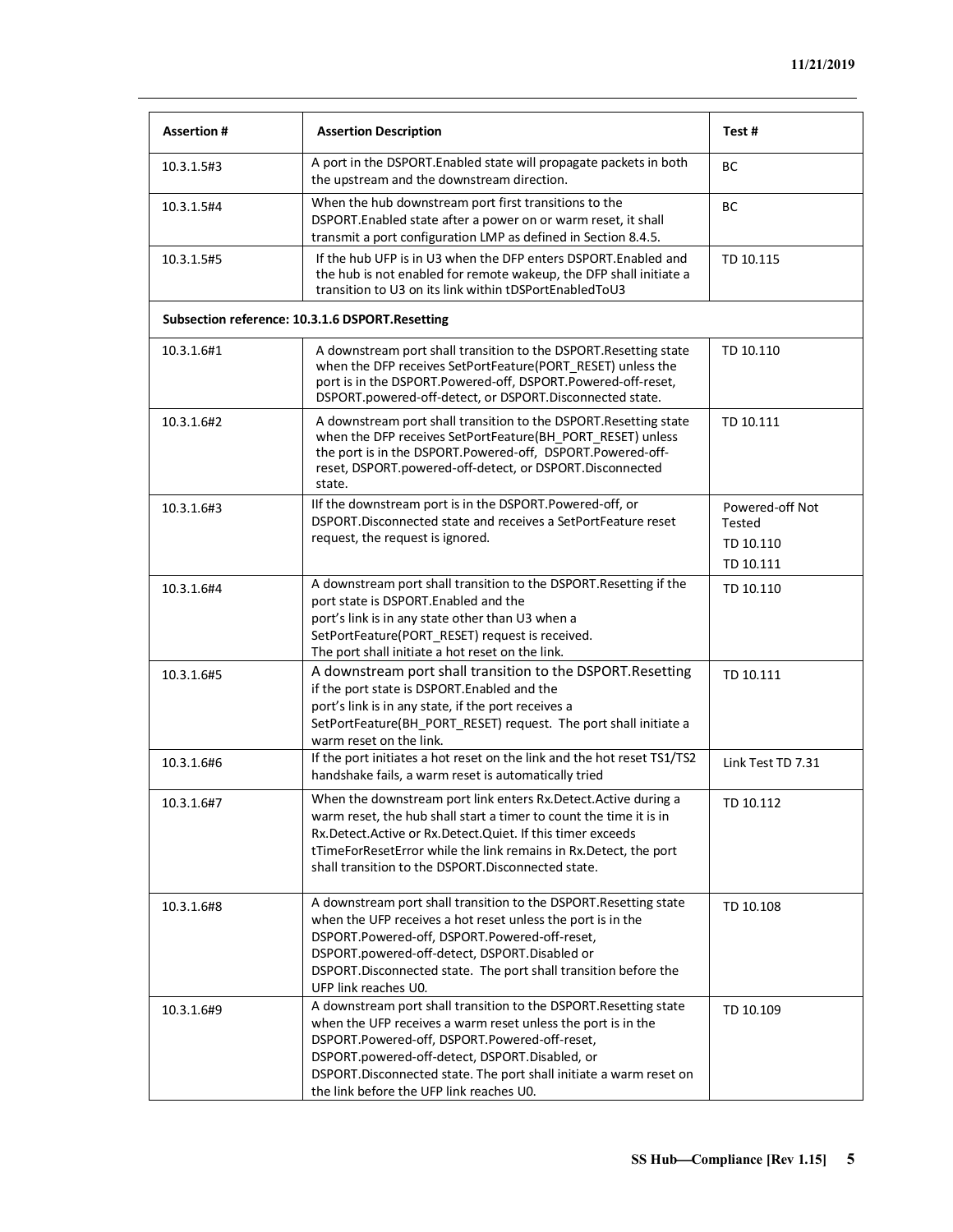| Assertion # | Assertion Description | Test # |
|---|---|---|
| 10.3.1.5#3 | A port in the DSPORT.Enabled state will propagate packets in both the upstream and the downstream direction. | BC |
| 10.3.1.5#4 | When the hub downstream port first transitions to the DSPORT.Enabled state after a power on or warm reset, it shall transmit a port configuration LMP as defined in Section 8.4.5. | BC |
| 10.3.1.5#5 | If the hub UFP is in U3 when the DFP enters DSPORT.Enabled and the hub is not enabled for remote wakeup, the DFP shall initiate a transition to U3 on its link within tDSPortEnabledToU3 | TD 10.115 |
| **Subsection reference: 10.3.1.6 DSPORT.Resetting** | | |
| 10.3.1.6#1 | A downstream port shall transition to the DSPORT.Resetting state when the DFP receives SetPortFeature(PORT_RESET) unless the port is in the DSPORT.Powered-off, DSPORT.Powered-off-reset, DSPORT.powered-off-detect, or DSPORT.Disconnected state. | TD 10.110 |
| 10.3.1.6#2 | A downstream port shall transition to the DSPORT.Resetting state when the DFP receives SetPortFeature(BH_PORT_RESET) unless the port is in the DSPORT.Powered-off, DSPORT.Powered-off-reset, DSPORT.powered-off-detect, or DSPORT.Disconnected state. | TD 10.111 |
| 10.3.1.6#3 | IIf the downstream port is in the DSPORT.Powered-off, or DSPORT.Disconnected state and receives a SetPortFeature reset request, the request is ignored. | Powered-off Not Tested<br>TD 10.110<br>TD 10.111 |
| 10.3.1.6#4 | A downstream port shall transition to the DSPORT.Resetting if the port state is DSPORT.Enabled and the port's link is in any state other than U3 when a SetPortFeature(PORT_RESET) request is received. The port shall initiate a hot reset on the link. | TD 10.110 |
| 10.3.1.6#5 | A downstream port shall transition to the DSPORT.Resetting if the port state is DSPORT.Enabled and the port's link is in any state, if the port receives a SetPortFeature(BH_PORT_RESET) request. The port shall initiate a warm reset on the link. | TD 10.111 |
| 10.3.1.6#6 | If the port initiates a hot reset on the link and the hot reset TS1/TS2 handshake fails, a warm reset is automatically tried | Link Test TD 7.31 |
| 10.3.1.6#7 | When the downstream port link enters Rx.Detect.Active during a warm reset, the hub shall start a timer to count the time it is in Rx.Detect.Active or Rx.Detect.Quiet. If this timer exceeds tTimeForResetError while the link remains in Rx.Detect, the port shall transition to the DSPORT.Disconnected state. | TD 10.112 |
| 10.3.1.6#8 | A downstream port shall transition to the DSPORT.Resetting state when the UFP receives a hot reset unless the port is in the DSPORT.Powered-off, DSPORT.Powered-off-reset, DSPORT.powered-off-detect, DSPORT.Disabled or DSPORT.Disconnected state. The port shall transition before the UFP link reaches U0. | TD 10.108 |
| 10.3.1.6#9 | A downstream port shall transition to the DSPORT.Resetting state when the UFP receives a warm reset unless the port is in the DSPORT.Powered-off, DSPORT.Powered-off-reset, DSPORT.powered-off-detect, DSPORT.Disabled, or DSPORT.Disconnected state. The port shall initiate a warm reset on the link before the UFP link reaches U0. | TD 10.109 |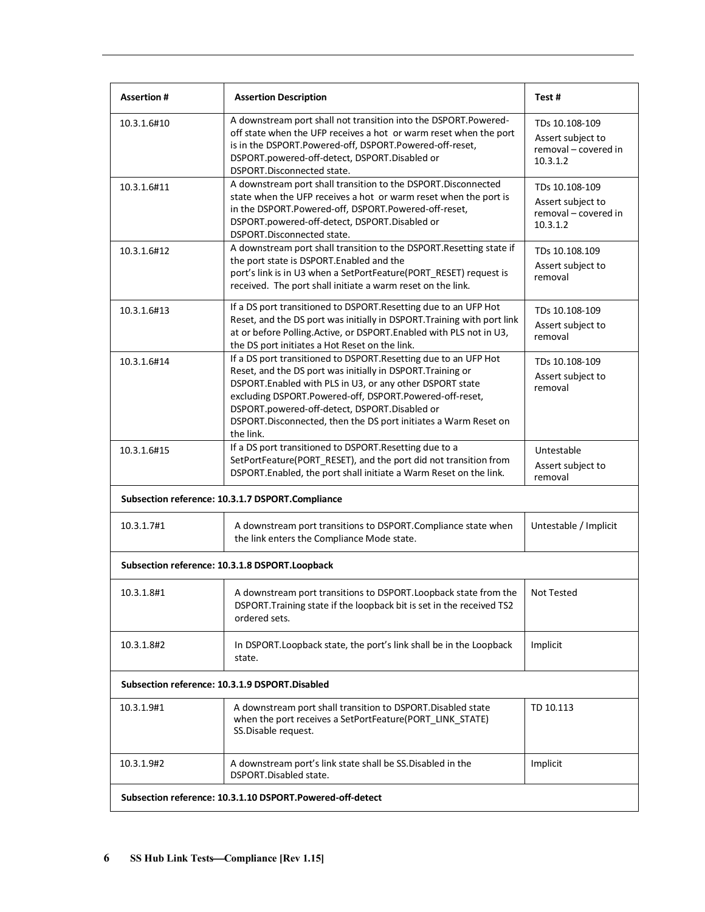| Assertion # | Assertion Description | Test # |
|---|---|---|
| 10.3.1.6#10 | A downstream port shall not transition into the DSPORT.Powered-off state when the UFP receives a hot or warm reset when the port is in the DSPORT.Powered-off, DSPORT.Powered-off-reset, DSPORT.powered-off-detect, DSPORT.Disabled or DSPORT.Disconnected state. | TDs 10.108-109 Assert subject to removal – covered in 10.3.1.2 |
| 10.3.1.6#11 | A downstream port shall transition to the DSPORT.Disconnected state when the UFP receives a hot or warm reset when the port is in the DSPORT.Powered-off, DSPORT.Powered-off-reset, DSPORT.powered-off-detect, DSPORT.Disabled or DSPORT.Disconnected state. | TDs 10.108-109 Assert subject to removal – covered in 10.3.1.2 |
| 10.3.1.6#12 | A downstream port shall transition to the DSPORT.Resetting state if the port state is DSPORT.Enabled and the port's link is in U3 when a SetPortFeature(PORT_RESET) request is received. The port shall initiate a warm reset on the link. | TDs 10.108.109 Assert subject to removal |
| 10.3.1.6#13 | If a DS port transitioned to DSPORT.Resetting due to an UFP Hot Reset, and the DS port was initially in DSPORT.Training with port link at or before Polling.Active, or DSPORT.Enabled with PLS not in U3, the DS port initiates a Hot Reset on the link. | TDs 10.108-109 Assert subject to removal |
| 10.3.1.6#14 | If a DS port transitioned to DSPORT.Resetting due to an UFP Hot Reset, and the DS port was initially in DSPORT.Training or DSPORT.Enabled with PLS in U3, or any other DSPORT state excluding DSPORT.Powered-off, DSPORT.Powered-off-reset, DSPORT.powered-off-detect, DSPORT.Disabled or DSPORT.Disconnected, then the DS port initiates a Warm Reset on the link. | TDs 10.108-109 Assert subject to removal |
| 10.3.1.6#15 | If a DS port transitioned to DSPORT.Resetting due to a SetPortFeature(PORT_RESET), and the port did not transition from DSPORT.Enabled, the port shall initiate a Warm Reset on the link. | Untestable Assert subject to removal |
| **Subsection reference: 10.3.1.7 DSPORT.Compliance** | | |
| 10.3.1.7#1 | A downstream port transitions to DSPORT.Compliance state when the link enters the Compliance Mode state. | Untestable / Implicit |
| **Subsection reference: 10.3.1.8 DSPORT.Loopback** | | |
| 10.3.1.8#1 | A downstream port transitions to DSPORT.Loopback state from the DSPORT.Training state if the loopback bit is set in the received TS2 ordered sets. | Not Tested |
| 10.3.1.8#2 | In DSPORT.Loopback state, the port's link shall be in the Loopback state. | Implicit |
| **Subsection reference: 10.3.1.9 DSPORT.Disabled** | | |
| 10.3.1.9#1 | A downstream port shall transition to DSPORT.Disabled state when the port receives a SetPortFeature(PORT_LINK_STATE) SS.Disable request. | TD 10.113 |
| 10.3.1.9#2 | A downstream port's link state shall be SS.Disabled in the DSPORT.Disabled state. | Implicit |
| **Subsection reference: 10.3.1.10 DSPORT.Powered-off-detect** | | |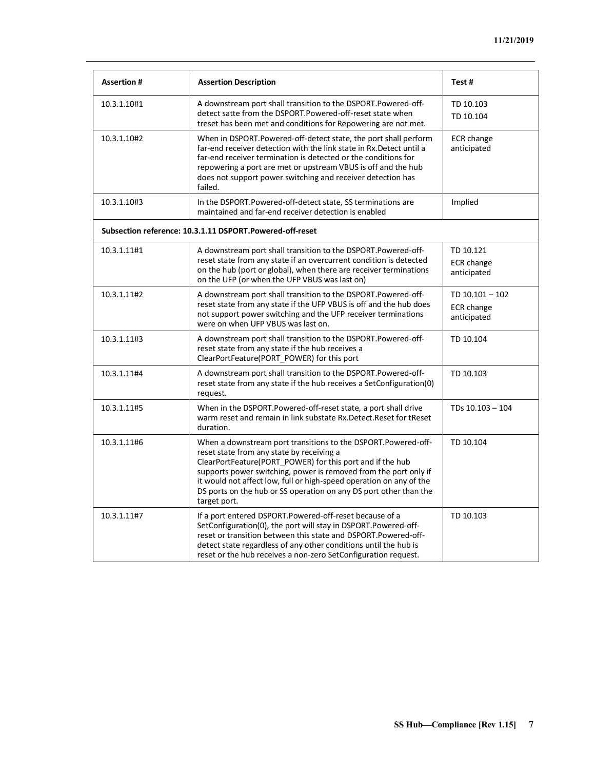| Assertion # | Assertion Description | Test # |
|---|---|---|
| 10.3.1.10#1 | A downstream port shall transition to the DSPORT.Powered-off-detect satte from the DSPORT.Powered-off-reset state when treset has been met and conditions for Repowering are not met. | TD 10.103<br>TD 10.104 |
| 10.3.1.10#2 | When in DSPORT.Powered-off-detect state, the port shall perform far-end receiver detection with the link state in Rx.Detect until a far-end receiver termination is detected or the conditions for repowering a port are met or upstream VBUS is off and the hub does not support power switching and receiver detection has failed. | ECR change anticipated |
| 10.3.1.10#3 | In the DSPORT.Powered-off-detect state, SS terminations are maintained and far-end receiver detection is enabled | Implied |
| **Subsection reference: 10.3.1.11 DSPORT.Powered-off-reset** | | |
| 10.3.1.11#1 | A downstream port shall transition to the DSPORT.Powered-off-reset state from any state if an overcurrent condition is detected on the hub (port or global), when there are receiver terminations on the UFP (or when the UFP VBUS was last on) | TD 10.121<br>ECR change anticipated |
| 10.3.1.11#2 | A downstream port shall transition to the DSPORT.Powered-off-reset state from any state if the UFP VBUS is off and the hub does not support power switching and the UFP receiver terminations were on when UFP VBUS was last on. | TD 10.101 – 102<br>ECR change anticipated |
| 10.3.1.11#3 | A downstream port shall transition to the DSPORT.Powered-off-reset state from any state if the hub receives a ClearPortFeature(PORT_POWER) for this port | TD 10.104 |
| 10.3.1.11#4 | A downstream port shall transition to the DSPORT.Powered-off-reset state from any state if the hub receives a SetConfiguration(0) request. | TD 10.103 |
| 10.3.1.11#5 | When in the DSPORT.Powered-off-reset state, a port shall drive warm reset and remain in link substate Rx.Detect.Reset for tReset duration. | TDs 10.103 – 104 |
| 10.3.1.11#6 | When a downstream port transitions to the DSPORT.Powered-off-reset state from any state by receiving a ClearPortFeature(PORT_POWER) for this port and if the hub supports power switching, power is removed from the port only if it would not affect low, full or high-speed operation on any of the DS ports on the hub or SS operation on any DS port other than the target port. | TD 10.104 |
| 10.3.1.11#7 | If a port entered DSPORT.Powered-off-reset because of a SetConfiguration(0), the port will stay in DSPORT.Powered-off-reset or transition between this state and DSPORT.Powered-off-detect state regardless of any other conditions until the hub is reset or the hub receives a non-zero SetConfiguration request. | TD 10.103 |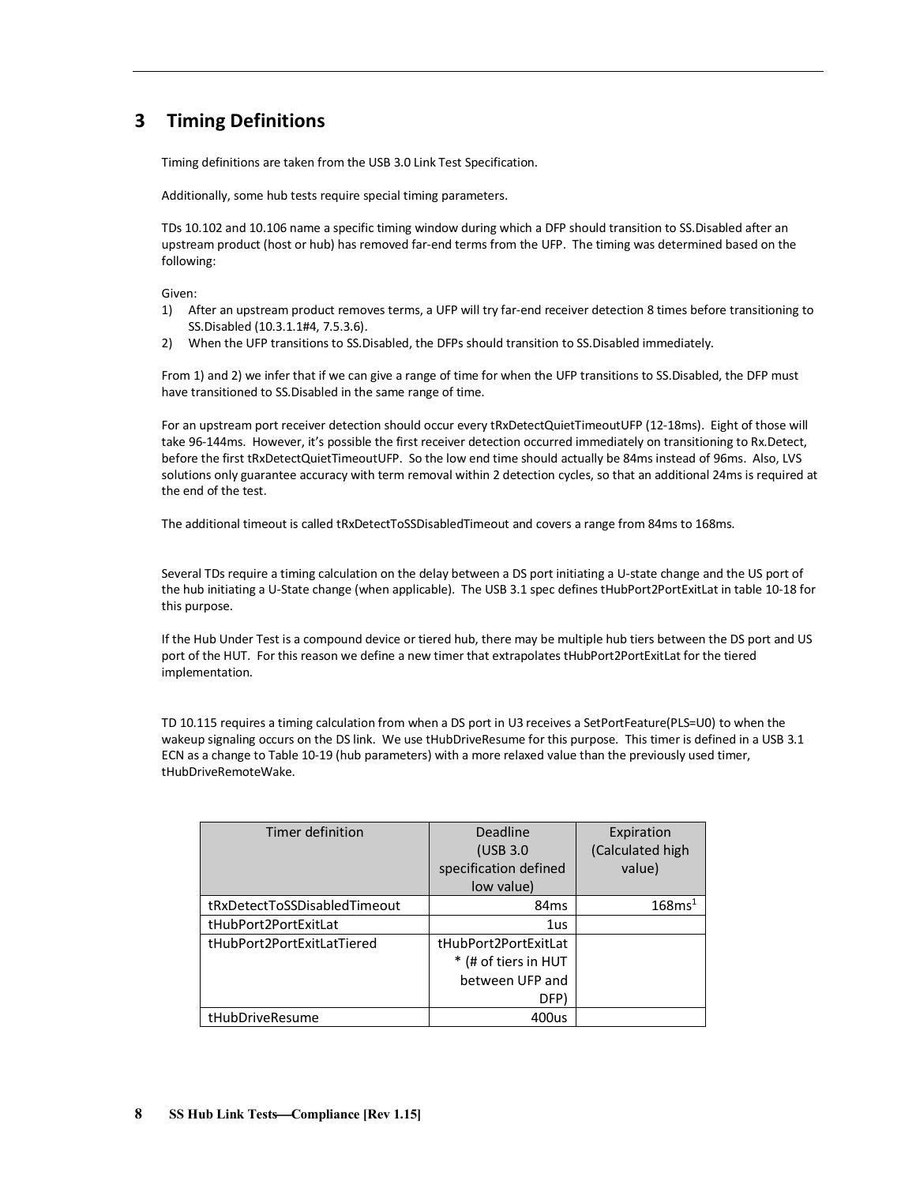# 3 Timing Definitions

Timing definitions are taken from the USB 3.0 Link Test Specification.

Additionally, some hub tests require special timing parameters.

TDs 10.102 and 10.106 name a specific timing window during which a DFP should transition to SS.Disabled after an upstream product (host or hub) has removed far-end terms from the UFP. The timing was determined based on the following:

Given:

1) After an upstream product removes terms, a UFP will try far-end receiver detection 8 times before transitioning to SS.Disabled (10.3.1.1#4, 7.5.3.6).
2) When the UFP transitions to SS.Disabled, the DFPs should transition to SS.Disabled immediately.

From 1) and 2) we infer that if we can give a range of time for when the UFP transitions to SS.Disabled, the DFP must have transitioned to SS.Disabled in the same range of time.

For an upstream port receiver detection should occur every tRxDetectQuietTimeoutUFP (12-18ms). Eight of those will take 96-144ms. However, it's possible the first receiver detection occurred immediately on transitioning to Rx.Detect, before the first tRxDetectQuietTimeoutUFP. So the low end time should actually be 84ms instead of 96ms. Also, LVS solutions only guarantee accuracy with term removal within 2 detection cycles, so that an additional 24ms is required at the end of the test.

The additional timeout is called tRxDetectToSSDisabledTimeout and covers a range from 84ms to 168ms.

Several TDs require a timing calculation on the delay between a DS port initiating a U-state change and the US port of the hub initiating a U-State change (when applicable). The USB 3.1 spec defines tHubPort2PortExitLat in table 10-18 for this purpose.

If the Hub Under Test is a compound device or tiered hub, there may be multiple hub tiers between the DS port and US port of the HUT. For this reason we define a new timer that extrapolates tHubPort2PortExitLat for the tiered implementation.

TD 10.115 requires a timing calculation from when a DS port in U3 receives a SetPortFeature(PLS=U0) to when the wakeup signaling occurs on the DS link. We use tHubDriveResume for this purpose. This timer is defined in a USB 3.1 ECN as a change to Table 10-19 (hub parameters) with a more relaxed value than the previously used timer, tHubDriveRemoteWake.

| Timer definition | Deadline (USB 3.0 specification defined low value) | Expiration (Calculated high value) |
|---|---|---|
| tRxDetectToSSDisabledTimeout | 84ms | 168ms[1] |
| tHubPort2PortExitLat | 1us | |
| tHubPort2PortExitLatTiered | tHubPort2PortExitLat * (# of tiers in HUT between UFP and DFP) | |
| tHubDriveResume | 400us | |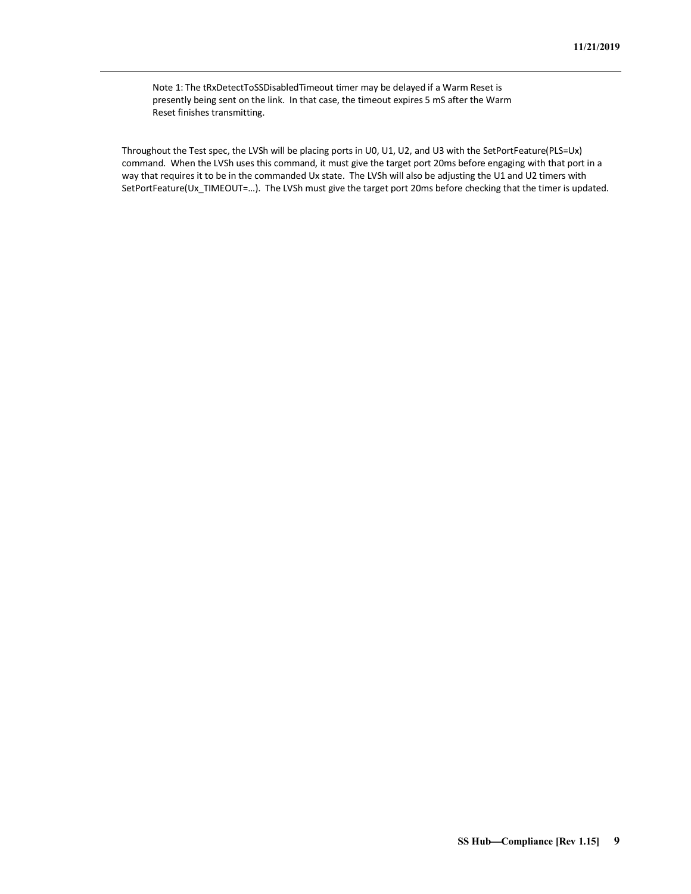Note 1: The tRxDetectToSSDisabledTimeout timer may be delayed if a Warm Reset is presently being sent on the link. In that case, the timeout expires 5 mS after the Warm Reset finishes transmitting.

Throughout the Test spec, the LVSh will be placing ports in U0, U1, U2, and U3 with the SetPortFeature(PLS=Ux) command. When the LVSh uses this command, it must give the target port 20ms before engaging with that port in a way that requires it to be in the commanded Ux state. The LVSh will also be adjusting the U1 and U2 timers with SetPortFeature(Ux_TIMEOUT=…). The LVSh must give the target port 20ms before checking that the timer is updated.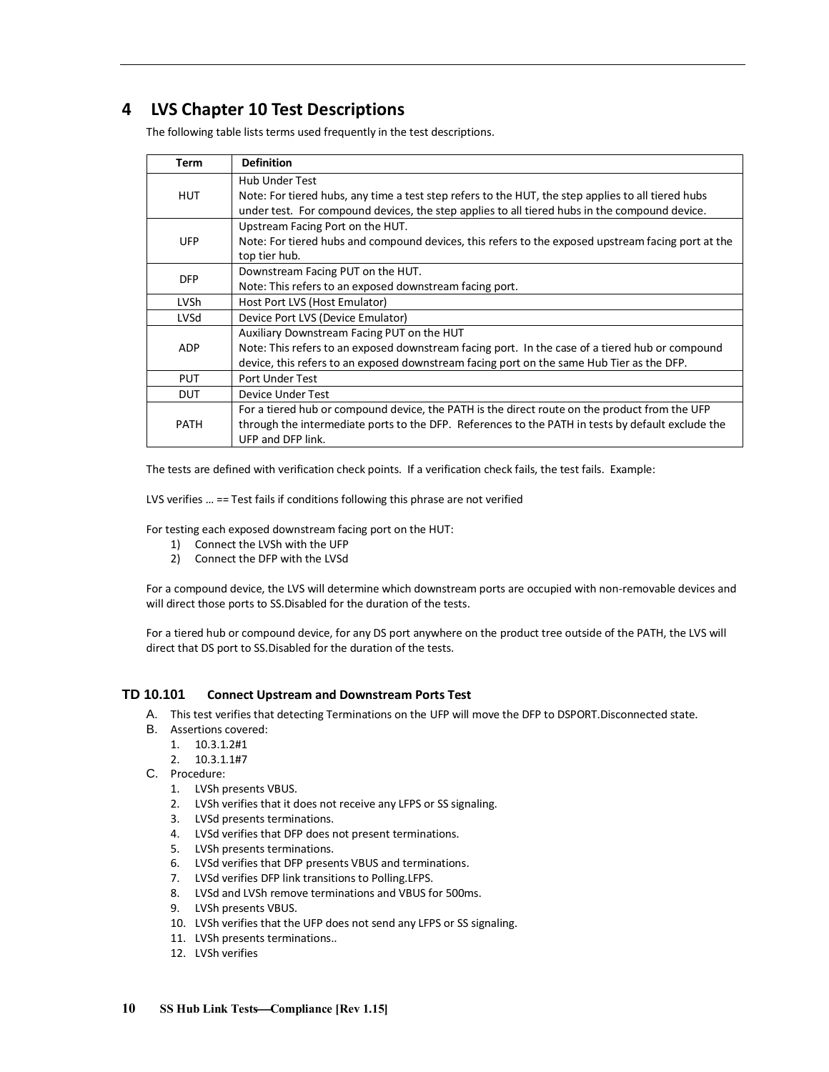# 4 LVS Chapter 10 Test Descriptions

The following table lists terms used frequently in the test descriptions.

| Term | Definition |
|---|---|
| HUT | Hub Under Test<br>Note: For tiered hubs, any time a test step refers to the HUT, the step applies to all tiered hubs under test. For compound devices, the step applies to all tiered hubs in the compound device. |
| UFP | Upstream Facing Port on the HUT.<br>Note: For tiered hubs and compound devices, this refers to the exposed upstream facing port at the top tier hub. |
| DFP | Downstream Facing PUT on the HUT.<br>Note: This refers to an exposed downstream facing port. |
| LVSh | Host Port LVS (Host Emulator) |
| LVSd | Device Port LVS (Device Emulator) |
| ADP | Auxiliary Downstream Facing PUT on the HUT<br>Note: This refers to an exposed downstream facing port. In the case of a tiered hub or compound device, this refers to an exposed downstream facing port on the same Hub Tier as the DFP. |
| PUT | Port Under Test |
| DUT | Device Under Test |
| PATH | For a tiered hub or compound device, the PATH is the direct route on the product from the UFP through the intermediate ports to the DFP. References to the PATH in tests by default exclude the UFP and DFP link. |

The tests are defined with verification check points. If a verification check fails, the test fails. Example:

LVS verifies … == Test fails if conditions following this phrase are not verified

For testing each exposed downstream facing port on the HUT:

1) Connect the LVSh with the UFP
2) Connect the DFP with the LVSd

For a compound device, the LVS will determine which downstream ports are occupied with non-removable devices and will direct those ports to SS.Disabled for the duration of the tests.

For a tiered hub or compound device, for any DS port anywhere on the product tree outside of the PATH, the LVS will direct that DS port to SS.Disabled for the duration of the tests.

### TD 10.101 Connect Upstream and Downstream Ports Test

A. This test verifies that detecting Terminations on the UFP will move the DFP to DSPORT.Disconnected state.

B. Assertions covered:
   1. 10.3.1.2#1
   2. 10.3.1.1#7

C. Procedure:
   1. LVSh presents VBUS.
   2. LVSh verifies that it does not receive any LFPS or SS signaling.
   3. LVSd presents terminations.
   4. LVSd verifies that DFP does not present terminations.
   5. LVSh presents terminations.
   6. LVSd verifies that DFP presents VBUS and terminations.
   7. LVSd verifies DFP link transitions to Polling.LFPS.
   8. LVSd and LVSh remove terminations and VBUS for 500ms.
   9. LVSh presents VBUS.
   10. LVSh verifies that the UFP does not send any LFPS or SS signaling.
   11. LVSh presents terminations..
   12. LVSh verifies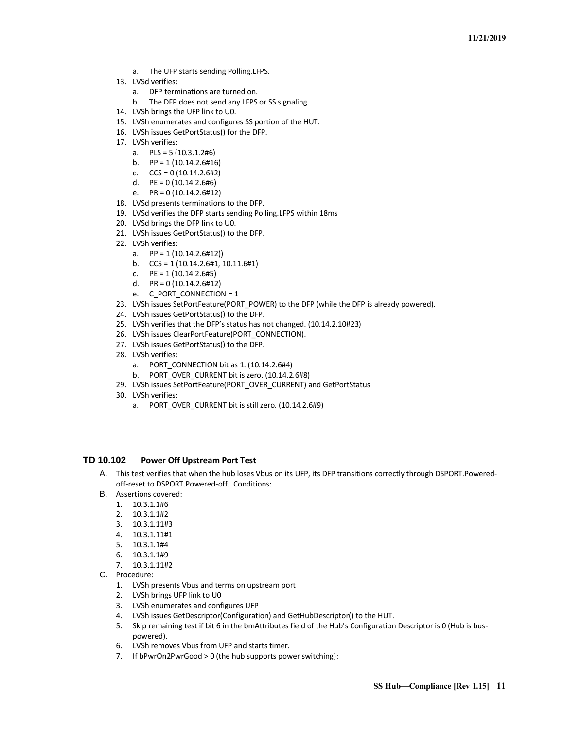a. The UFP starts sending Polling.LFPS.
13. LVSd verifies:
    a. DFP terminations are turned on.
    b. The DFP does not send any LFPS or SS signaling.
14. LVSh brings the UFP link to U0.
15. LVSh enumerates and configures SS portion of the HUT.
16. LVSh issues GetPortStatus() for the DFP.
17. LVSh verifies:
    a. PLS = 5 (10.3.1.2#6)
    b. PP = 1 (10.14.2.6#16)
    c. CCS = 0 (10.14.2.6#2)
    d. PE = 0 (10.14.2.6#6)
    e. PR = 0 (10.14.2.6#12)
18. LVSd presents terminations to the DFP.
19. LVSd verifies the DFP starts sending Polling.LFPS within 18ms
20. LVSd brings the DFP link to U0.
21. LVSh issues GetPortStatus() to the DFP.
22. LVSh verifies:
    a. PP = 1 (10.14.2.6#12))
    b. CCS = 1 (10.14.2.6#1, 10.11.6#1)
    c. PE = 1 (10.14.2.6#5)
    d. PR = 0 (10.14.2.6#12)
    e. C_PORT_CONNECTION = 1
23. LVSh issues SetPortFeature(PORT_POWER) to the DFP (while the DFP is already powered).
24. LVSh issues GetPortStatus() to the DFP.
25. LVSh verifies that the DFP's status has not changed. (10.14.2.10#23)
26. LVSh issues ClearPortFeature(PORT_CONNECTION).
27. LVSh issues GetPortStatus() to the DFP.
28. LVSh verifies:
    a. PORT_CONNECTION bit as 1. (10.14.2.6#4)
    b. PORT_OVER_CURRENT bit is zero. (10.14.2.6#8)
29. LVSh issues SetPortFeature(PORT_OVER_CURRENT) and GetPortStatus
30. LVSh verifies:
    a. PORT_OVER_CURRENT bit is still zero. (10.14.2.6#9)

## TD 10.102 Power Off Upstream Port Test

A. This test verifies that when the hub loses Vbus on its UFP, its DFP transitions correctly through DSPORT.Powered-off-reset to DSPORT.Powered-off. Conditions:

B. Assertions covered:
   1. 10.3.1.1#6
   2. 10.3.1.1#2
   3. 10.3.1.11#3
   4. 10.3.1.11#1
   5. 10.3.1.1#4
   6. 10.3.1.1#9
   7. 10.3.1.11#2

C. Procedure:
   1. LVSh presents Vbus and terms on upstream port
   2. LVSh brings UFP link to U0
   3. LVSh enumerates and configures UFP
   4. LVSh issues GetDescriptor(Configuration) and GetHubDescriptor() to the HUT.
   5. Skip remaining test if bit 6 in the bmAttributes field of the Hub's Configuration Descriptor is 0 (Hub is bus-powered).
   6. LVSh removes Vbus from UFP and starts timer.
   7. If bPwrOn2PwrGood > 0 (the hub supports power switching):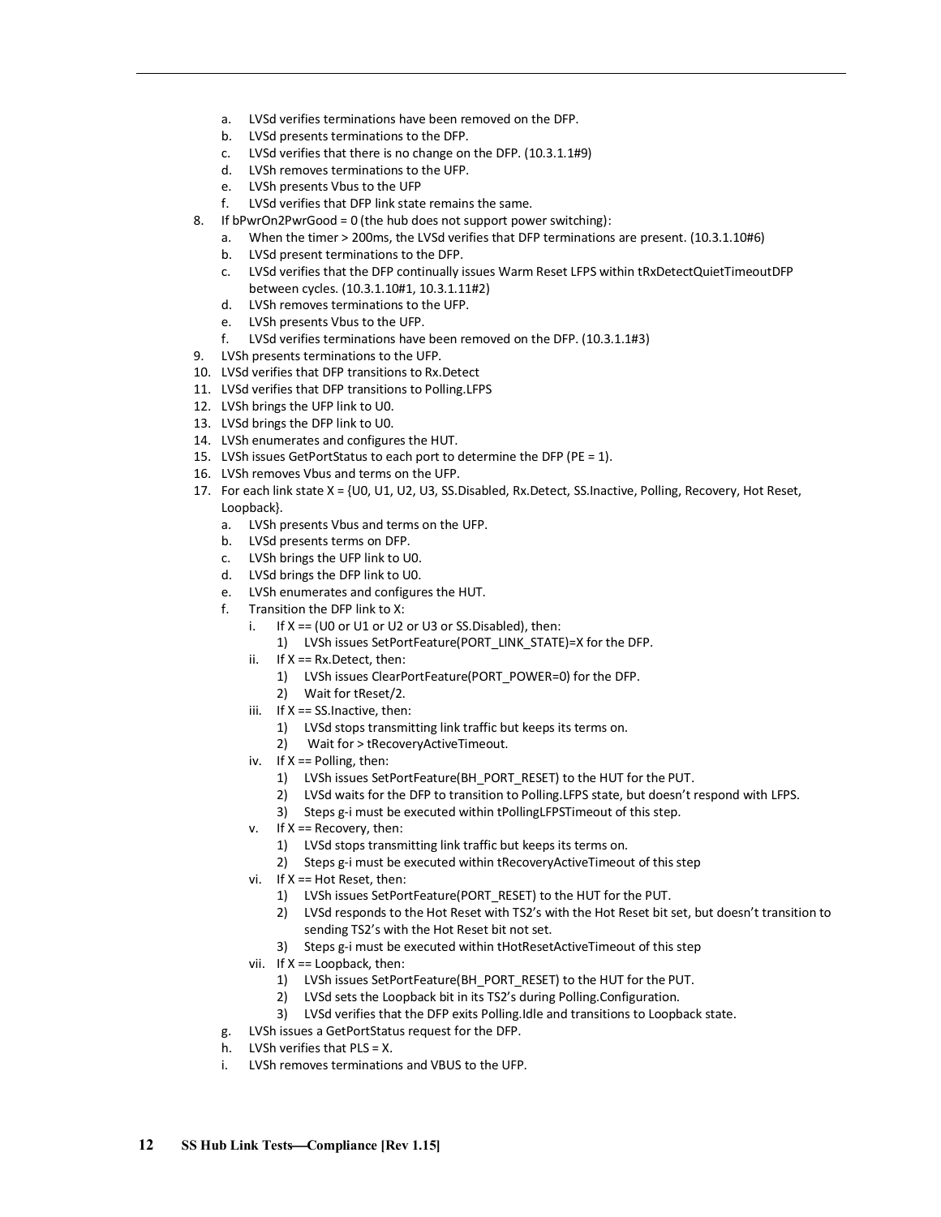a. LVSd verifies terminations have been removed on the DFP.
   b. LVSd presents terminations to the DFP.
   c. LVSd verifies that there is no change on the DFP. (10.3.1.1#9)
   d. LVSh removes terminations to the UFP.
   e. LVSh presents Vbus to the UFP
   f. LVSd verifies that DFP link state remains the same.

8. If bPwrOn2PwrGood = 0 (the hub does not support power switching):
   a. When the timer > 200ms, the LVSd verifies that DFP terminations are present. (10.3.1.10#6)
   b. LVSd present terminations to the DFP.
   c. LVSd verifies that the DFP continually issues Warm Reset LFPS within tRxDetectQuietTimeoutDFP between cycles. (10.3.1.10#1, 10.3.1.11#2)
   d. LVSh removes terminations to the UFP.
   e. LVSh presents Vbus to the UFP.
   f. LVSd verifies terminations have been removed on the DFP. (10.3.1.1#3)
9. LVSh presents terminations to the UFP.
10. LVSd verifies that DFP transitions to Rx.Detect
11. LVSd verifies that DFP transitions to Polling.LFPS
12. LVSh brings the UFP link to U0.
13. LVSd brings the DFP link to U0.
14. LVSh enumerates and configures the HUT.
15. LVSh issues GetPortStatus to each port to determine the DFP (PE = 1).
16. LVSh removes Vbus and terms on the UFP.
17. For each link state X = {U0, U1, U2, U3, SS.Disabled, Rx.Detect, SS.Inactive, Polling, Recovery, Hot Reset, Loopback}.
    a. LVSh presents Vbus and terms on the UFP.
    b. LVSd presents terms on DFP.
    c. LVSh brings the UFP link to U0.
    d. LVSd brings the DFP link to U0.
    e. LVSh enumerates and configures the HUT.
    f. Transition the DFP link to X:
       i. If X == (U0 or U1 or U2 or U3 or SS.Disabled), then:
          1) LVSh issues SetPortFeature(PORT_LINK_STATE)=X for the DFP.
       ii. If X == Rx.Detect, then:
          1) LVSh issues ClearPortFeature(PORT_POWER=0) for the DFP.
          2) Wait for tReset/2.
       iii. If X == SS.Inactive, then:
          1) LVSd stops transmitting link traffic but keeps its terms on.
          2) Wait for > tRecoveryActiveTimeout.
       iv. If X == Polling, then:
          1) LVSh issues SetPortFeature(BH_PORT_RESET) to the HUT for the PUT.
          2) LVSd waits for the DFP to transition to Polling.LFPS state, but doesn't respond with LFPS.
          3) Steps g-i must be executed within tPollingLFPSTimeout of this step.
       v. If X == Recovery, then:
          1) LVSd stops transmitting link traffic but keeps its terms on.
          2) Steps g-i must be executed within tRecoveryActiveTimeout of this step
       vi. If X == Hot Reset, then:
          1) LVSh issues SetPortFeature(PORT_RESET) to the HUT for the PUT.
          2) LVSd responds to the Hot Reset with TS2's with the Hot Reset bit set, but doesn't transition to sending TS2's with the Hot Reset bit not set.
          3) Steps g-i must be executed within tHotResetActiveTimeout of this step
       vii. If X == Loopback, then:
          1) LVSh issues SetPortFeature(BH_PORT_RESET) to the HUT for the PUT.
          2) LVSd sets the Loopback bit in its TS2's during Polling.Configuration.
          3) LVSd verifies that the DFP exits Polling.Idle and transitions to Loopback state.
    g. LVSh issues a GetPortStatus request for the DFP.
    h. LVSh verifies that PLS = X.
    i. LVSh removes terminations and VBUS to the UFP.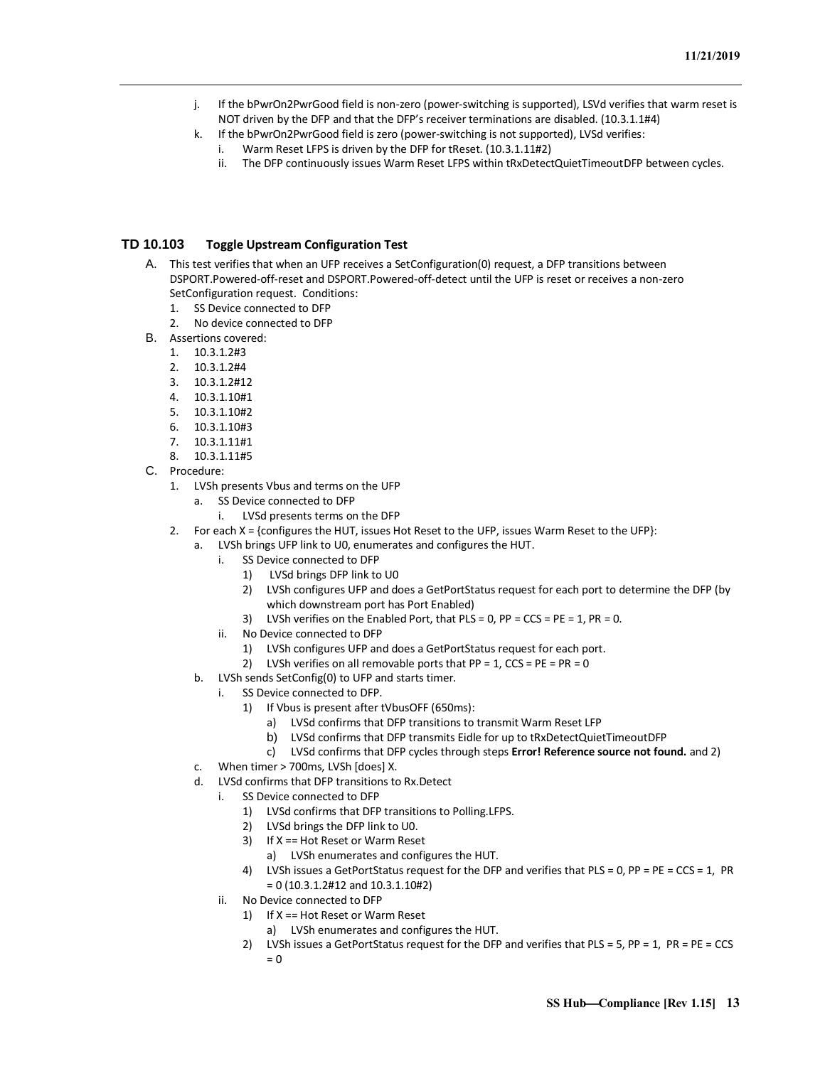j. If the bPwrOn2PwrGood field is non-zero (power-switching is supported), LSVd verifies that warm reset is NOT driven by the DFP and that the DFP's receiver terminations are disabled. (10.3.1.1#4)

k. If the bPwrOn2PwrGood field is zero (power-switching is not supported), LVSd verifies:

   i. Warm Reset LFPS is driven by the DFP for tReset. (10.3.1.11#2)

   ii. The DFP continuously issues Warm Reset LFPS within tRxDetectQuietTimeoutDFP between cycles.

## TD 10.103 Toggle Upstream Configuration Test

A. This test verifies that when an UFP receives a SetConfiguration(0) request, a DFP transitions between DSPORT.Powered-off-reset and DSPORT.Powered-off-detect until the UFP is reset or receives a non-zero SetConfiguration request. Conditions:
   1. SS Device connected to DFP
   2. No device connected to DFP

B. Assertions covered:
   1. 10.3.1.2#3
   2. 10.3.1.2#4
   3. 10.3.1.2#12
   4. 10.3.1.10#1
   5. 10.3.1.10#2
   6. 10.3.1.10#3
   7. 10.3.1.11#1
   8. 10.3.1.11#5

C. Procedure:
   1. LVSh presents Vbus and terms on the UFP
      a. SS Device connected to DFP
         i. LVSd presents terms on the DFP
   2. For each X = {configures the HUT, issues Hot Reset to the UFP, issues Warm Reset to the UFP}:
      a. LVSh brings UFP link to U0, enumerates and configures the HUT.
         i. SS Device connected to DFP
            1) LVSd brings DFP link to U0
            2) LVSh configures UFP and does a GetPortStatus request for each port to determine the DFP (by which downstream port has Port Enabled)
            3) LVSh verifies on the Enabled Port, that PLS = 0, PP = CCS = PE = 1, PR = 0.
         ii. No Device connected to DFP
            1) LVSh configures UFP and does a GetPortStatus request for each port.
            2) LVSh verifies on all removable ports that PP = 1, CCS = PE = PR = 0
      b. LVSh sends SetConfig(0) to UFP and starts timer.
         i. SS Device connected to DFP.
            1) If Vbus is present after tVbusOFF (650ms):
               a) LVSd confirms that DFP transitions to transmit Warm Reset LFP
               b) LVSd confirms that DFP transmits Eidle for up to tRxDetectQuietTimeoutDFP
               c) LVSd confirms that DFP cycles through steps **Error! Reference source not found.** and 2)
      c. When timer > 700ms, LVSh [does] X.
      d. LVSd confirms that DFP transitions to Rx.Detect
         i. SS Device connected to DFP
            1) LVSd confirms that DFP transitions to Polling.LFPS.
            2) LVSd brings the DFP link to U0.
            3) If X == Hot Reset or Warm Reset
               a) LVSh enumerates and configures the HUT.
            4) LVSh issues a GetPortStatus request for the DFP and verifies that PLS = 0, PP = PE = CCS = 1, PR = 0 (10.3.1.2#12 and 10.3.1.10#2)
         ii. No Device connected to DFP
            1) If X == Hot Reset or Warm Reset
               a) LVSh enumerates and configures the HUT.
            2) LVSh issues a GetPortStatus request for the DFP and verifies that PLS = 5, PP = 1, PR = PE = CCS = 0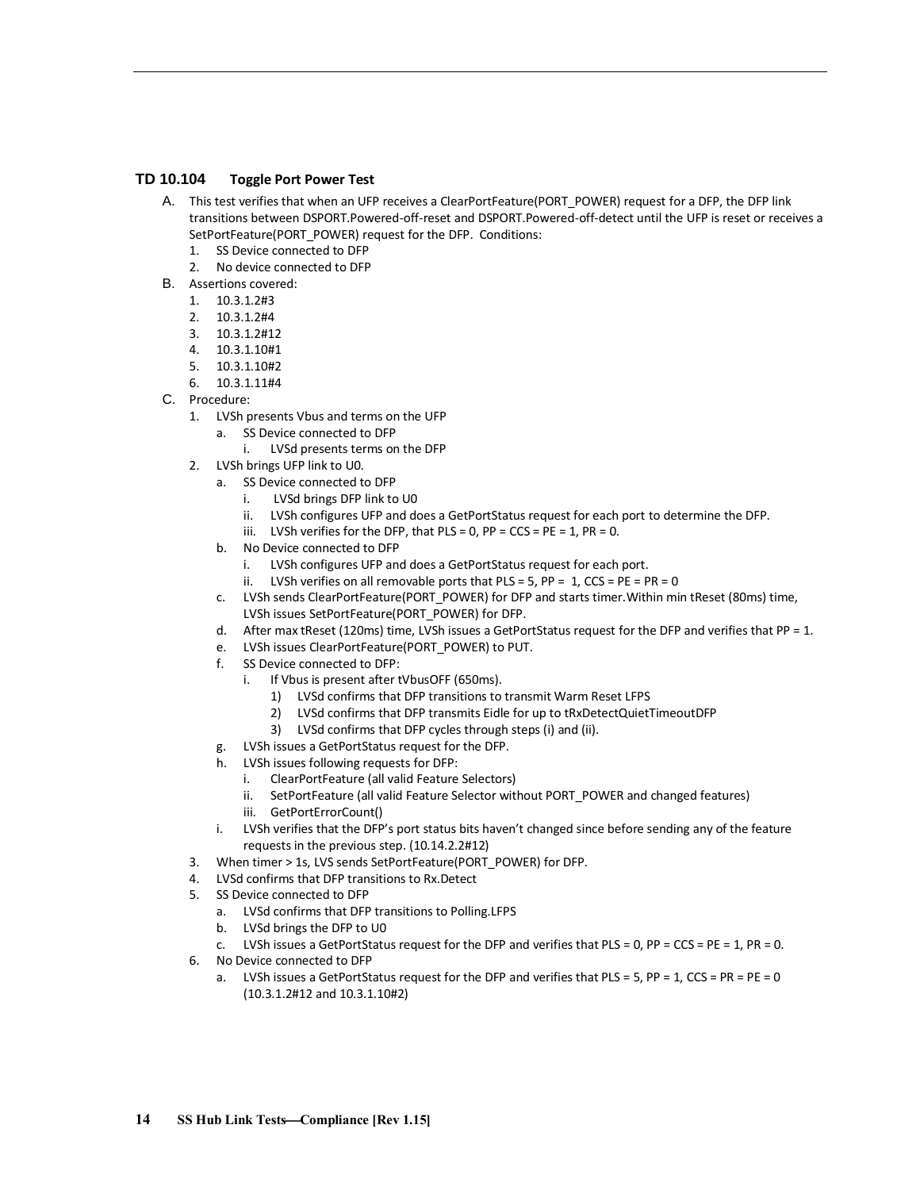### TD 10.104 Toggle Port Power Test

A. This test verifies that when an UFP receives a ClearPortFeature(PORT_POWER) request for a DFP, the DFP link transitions between DSPORT.Powered-off-reset and DSPORT.Powered-off-detect until the UFP is reset or receives a SetPortFeature(PORT_POWER) request for the DFP. Conditions:
   1. SS Device connected to DFP
   2. No device connected to DFP

B. Assertions covered:
   1. 10.3.1.2#3
   2. 10.3.1.2#4
   3. 10.3.1.2#12
   4. 10.3.1.10#1
   5. 10.3.1.10#2
   6. 10.3.1.11#4

C. Procedure:
   1. LVSh presents Vbus and terms on the UFP
      a. SS Device connected to DFP
         i. LVSd presents terms on the DFP
   2. LVSh brings UFP link to U0.
      a. SS Device connected to DFP
         i. LVSd brings DFP link to U0
         ii. LVSh configures UFP and does a GetPortStatus request for each port to determine the DFP.
         iii. LVSh verifies for the DFP, that PLS = 0, PP = CCS = PE = 1, PR = 0.
      b. No Device connected to DFP
         i. LVSh configures UFP and does a GetPortStatus request for each port.
         ii. LVSh verifies on all removable ports that PLS = 5, PP = 1, CCS = PE = PR = 0
      c. LVSh sends ClearPortFeature(PORT_POWER) for DFP and starts timer.Within min tReset (80ms) time, LVSh issues SetPortFeature(PORT_POWER) for DFP.
      d. After max tReset (120ms) time, LVSh issues a GetPortStatus request for the DFP and verifies that PP = 1.
      e. LVSh issues ClearPortFeature(PORT_POWER) to PUT.
      f. SS Device connected to DFP:
         i. If Vbus is present after tVbusOFF (650ms).
            1) LVSd confirms that DFP transitions to transmit Warm Reset LFPS
            2) LVSd confirms that DFP transmits Eidle for up to tRxDetectQuietTimeoutDFP
            3) LVSd confirms that DFP cycles through steps (i) and (ii).
      g. LVSh issues a GetPortStatus request for the DFP.
      h. LVSh issues following requests for DFP:
         i. ClearPortFeature (all valid Feature Selectors)
         ii. SetPortFeature (all valid Feature Selector without PORT_POWER and changed features)
         iii. GetPortErrorCount()
      i. LVSh verifies that the DFP's port status bits haven't changed since before sending any of the feature requests in the previous step. (10.14.2.2#12)
   3. When timer > 1s, LVS sends SetPortFeature(PORT_POWER) for DFP.
   4. LVSd confirms that DFP transitions to Rx.Detect
   5. SS Device connected to DFP
      a. LVSd confirms that DFP transitions to Polling.LFPS
      b. LVSd brings the DFP to U0
      c. LVSh issues a GetPortStatus request for the DFP and verifies that PLS = 0, PP = CCS = PE = 1, PR = 0.
   6. No Device connected to DFP
      a. LVSh issues a GetPortStatus request for the DFP and verifies that PLS = 5, PP = 1, CCS = PR = PE = 0 (10.3.1.2#12 and 10.3.1.10#2)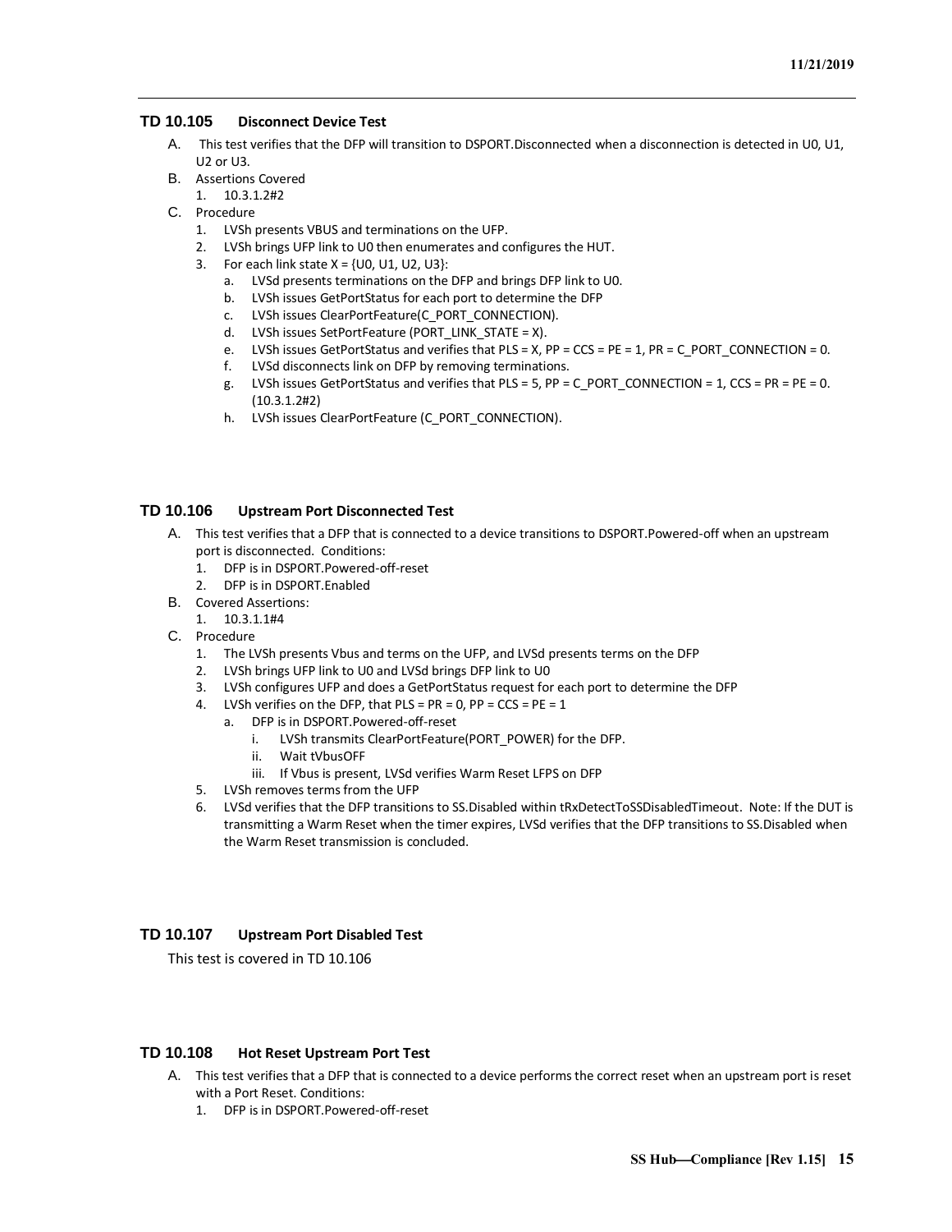### TD 10.105 Disconnect Device Test

A. This test verifies that the DFP will transition to DSPORT.Disconnected when a disconnection is detected in U0, U1, U2 or U3.

B. Assertions Covered

1. 10.3.1.2#2

C. Procedure

1. LVSh presents VBUS and terminations on the UFP.
2. LVSh brings UFP link to U0 then enumerates and configures the HUT.
3. For each link state X = {U0, U1, U2, U3}:
   a. LVSd presents terminations on the DFP and brings DFP link to U0.
   b. LVSh issues GetPortStatus for each port to determine the DFP
   c. LVSh issues ClearPortFeature(C_PORT_CONNECTION).
   d. LVSh issues SetPortFeature (PORT_LINK_STATE = X).
   e. LVSh issues GetPortStatus and verifies that PLS = X, PP = CCS = PE = 1, PR = C_PORT_CONNECTION = 0.
   f. LVSd disconnects link on DFP by removing terminations.
   g. LVSh issues GetPortStatus and verifies that PLS = 5, PP = C_PORT_CONNECTION = 1, CCS = PR = PE = 0. (10.3.1.2#2)
   h. LVSh issues ClearPortFeature (C_PORT_CONNECTION).

### TD 10.106 Upstream Port Disconnected Test

A. This test verifies that a DFP that is connected to a device transitions to DSPORT.Powered-off when an upstream port is disconnected. Conditions:

1. DFP is in DSPORT.Powered-off-reset
2. DFP is in DSPORT.Enabled

B. Covered Assertions:

1. 10.3.1.1#4

C. Procedure

1. The LVSh presents Vbus and terms on the UFP, and LVSd presents terms on the DFP
2. LVSh brings UFP link to U0 and LVSd brings DFP link to U0
3. LVSh configures UFP and does a GetPortStatus request for each port to determine the DFP
4. LVSh verifies on the DFP, that PLS = PR = 0, PP = CCS = PE = 1
   a. DFP is in DSPORT.Powered-off-reset
      i. LVSh transmits ClearPortFeature(PORT_POWER) for the DFP.
      ii. Wait tVbusOFF
      iii. If Vbus is present, LVSd verifies Warm Reset LFPS on DFP
5. LVSh removes terms from the UFP
6. LVSd verifies that the DFP transitions to SS.Disabled within tRxDetectToSSDisabledTimeout. Note: If the DUT is transmitting a Warm Reset when the timer expires, LVSd verifies that the DFP transitions to SS.Disabled when the Warm Reset transmission is concluded.

### TD 10.107 Upstream Port Disabled Test

This test is covered in TD 10.106

### TD 10.108 Hot Reset Upstream Port Test

A. This test verifies that a DFP that is connected to a device performs the correct reset when an upstream port is reset with a Port Reset. Conditions:

1. DFP is in DSPORT.Powered-off-reset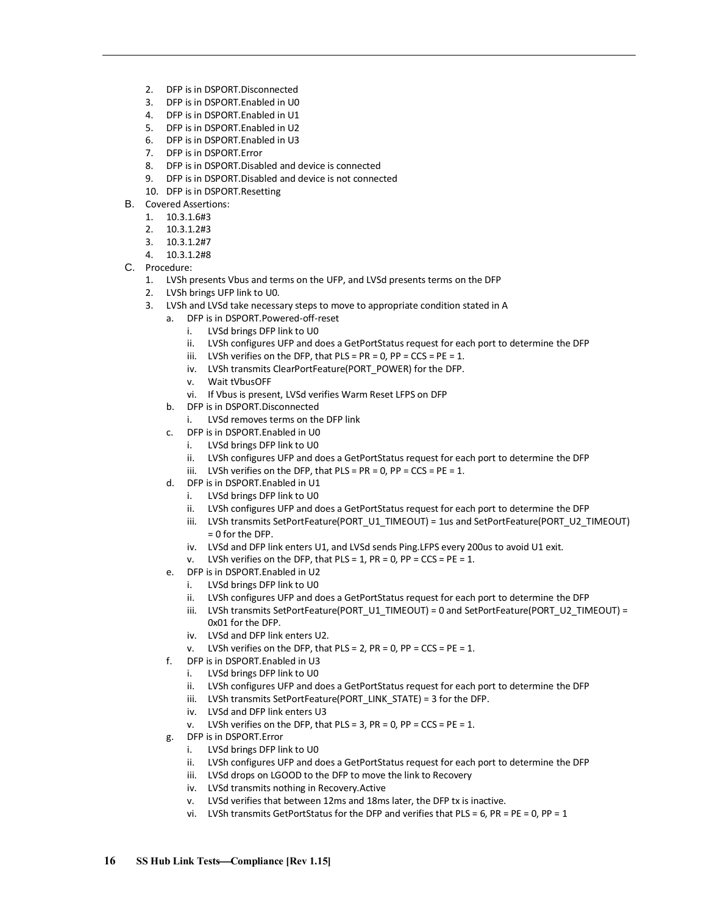2. DFP is in DSPORT.Disconnected
3. DFP is in DSPORT.Enabled in U0
4. DFP is in DSPORT.Enabled in U1
5. DFP is in DSPORT.Enabled in U2
6. DFP is in DSPORT.Enabled in U3
7. DFP is in DSPORT.Error
8. DFP is in DSPORT.Disabled and device is connected
9. DFP is in DSPORT.Disabled and device is not connected
10. DFP is in DSPORT.Resetting

B. Covered Assertions:
   1. 10.3.1.6#3
   2. 10.3.1.2#3
   3. 10.3.1.2#7
   4. 10.3.1.2#8

C. Procedure:
   1. LVSh presents Vbus and terms on the UFP, and LVSd presents terms on the DFP
   2. LVSh brings UFP link to U0.
   3. LVSh and LVSd take necessary steps to move to appropriate condition stated in A
      a. DFP is in DSPORT.Powered-off-reset
         i. LVSd brings DFP link to U0
         ii. LVSh configures UFP and does a GetPortStatus request for each port to determine the DFP
         iii. LVSh verifies on the DFP, that PLS = PR = 0, PP = CCS = PE = 1.
         iv. LVSh transmits ClearPortFeature(PORT_POWER) for the DFP.
         v. Wait tVbusOFF
         vi. If Vbus is present, LVSd verifies Warm Reset LFPS on DFP
      b. DFP is in DSPORT.Disconnected
         i. LVSd removes terms on the DFP link
      c. DFP is in DSPORT.Enabled in U0
         i. LVSd brings DFP link to U0
         ii. LVSh configures UFP and does a GetPortStatus request for each port to determine the DFP
         iii. LVSh verifies on the DFP, that PLS = PR = 0, PP = CCS = PE = 1.
      d. DFP is in DSPORT.Enabled in U1
         i. LVSd brings DFP link to U0
         ii. LVSh configures UFP and does a GetPortStatus request for each port to determine the DFP
         iii. LVSh transmits SetPortFeature(PORT_U1_TIMEOUT) = 1us and SetPortFeature(PORT_U2_TIMEOUT) = 0 for the DFP.
         iv. LVSd and DFP link enters U1, and LVSd sends Ping.LFPS every 200us to avoid U1 exit.
         v. LVSh verifies on the DFP, that PLS = 1, PR = 0, PP = CCS = PE = 1.
      e. DFP is in DSPORT.Enabled in U2
         i. LVSd brings DFP link to U0
         ii. LVSh configures UFP and does a GetPortStatus request for each port to determine the DFP
         iii. LVSh transmits SetPortFeature(PORT_U1_TIMEOUT) = 0 and SetPortFeature(PORT_U2_TIMEOUT) = 0x01 for the DFP.
         iv. LVSd and DFP link enters U2.
         v. LVSh verifies on the DFP, that PLS = 2, PR = 0, PP = CCS = PE = 1.
      f. DFP is in DSPORT.Enabled in U3
         i. LVSd brings DFP link to U0
         ii. LVSh configures UFP and does a GetPortStatus request for each port to determine the DFP
         iii. LVSh transmits SetPortFeature(PORT_LINK_STATE) = 3 for the DFP.
         iv. LVSd and DFP link enters U3
         v. LVSh verifies on the DFP, that PLS = 3, PR = 0, PP = CCS = PE = 1.
      g. DFP is in DSPORT.Error
         i. LVSd brings DFP link to U0
         ii. LVSh configures UFP and does a GetPortStatus request for each port to determine the DFP
         iii. LVSd drops on LGOOD to the DFP to move the link to Recovery
         iv. LVSd transmits nothing in Recovery.Active
         v. LVSd verifies that between 12ms and 18ms later, the DFP tx is inactive.
         vi. LVSh transmits GetPortStatus for the DFP and verifies that PLS = 6, PR = PE = 0, PP = 1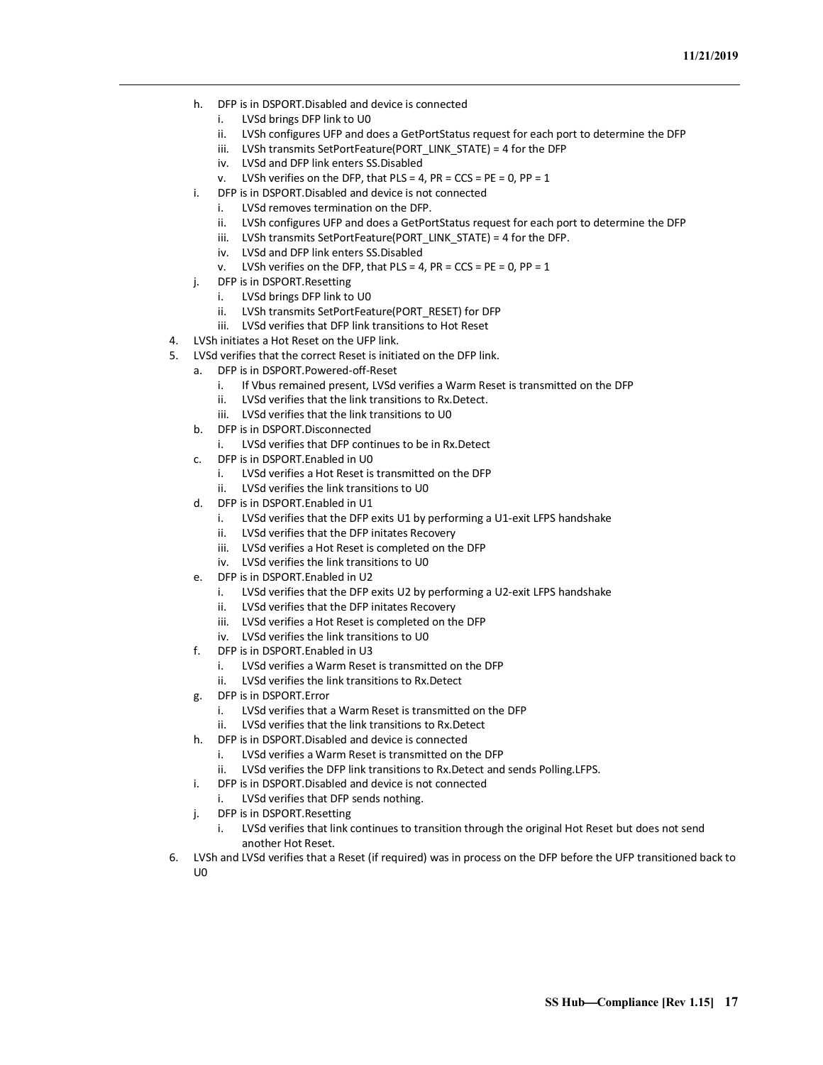h. DFP is in DSPORT.Disabled and device is connected
      i. LVSd brings DFP link to U0
      ii. LVSh configures UFP and does a GetPortStatus request for each port to determine the DFP
      iii. LVSh transmits SetPortFeature(PORT_LINK_STATE) = 4 for the DFP
      iv. LVSd and DFP link enters SS.Disabled
      v. LVSh verifies on the DFP, that PLS = 4, PR = CCS = PE = 0, PP = 1
   i. DFP is in DSPORT.Disabled and device is not connected
      i. LVSd removes termination on the DFP.
      ii. LVSh configures UFP and does a GetPortStatus request for each port to determine the DFP
      iii. LVSh transmits SetPortFeature(PORT_LINK_STATE) = 4 for the DFP.
      iv. LVSd and DFP link enters SS.Disabled
      v. LVSh verifies on the DFP, that PLS = 4, PR = CCS = PE = 0, PP = 1
   j. DFP is in DSPORT.Resetting
      i. LVSd brings DFP link to U0
      ii. LVSh transmits SetPortFeature(PORT_RESET) for DFP
      iii. LVSd verifies that DFP link transitions to Hot Reset
4. LVSh initiates a Hot Reset on the UFP link.
5. LVSd verifies that the correct Reset is initiated on the DFP link.
   a. DFP is in DSPORT.Powered-off-Reset
      i. If Vbus remained present, LVSd verifies a Warm Reset is transmitted on the DFP
      ii. LVSd verifies that the link transitions to Rx.Detect.
      iii. LVSd verifies that the link transitions to U0
   b. DFP is in DSPORT.Disconnected
      i. LVSd verifies that DFP continues to be in Rx.Detect
   c. DFP is in DSPORT.Enabled in U0
      i. LVSd verifies a Hot Reset is transmitted on the DFP
      ii. LVSd verifies the link transitions to U0
   d. DFP is in DSPORT.Enabled in U1
      i. LVSd verifies that the DFP exits U1 by performing a U1-exit LFPS handshake
      ii. LVSd verifies that the DFP initates Recovery
      iii. LVSd verifies a Hot Reset is completed on the DFP
      iv. LVSd verifies the link transitions to U0
   e. DFP is in DSPORT.Enabled in U2
      i. LVSd verifies that the DFP exits U2 by performing a U2-exit LFPS handshake
      ii. LVSd verifies that the DFP initates Recovery
      iii. LVSd verifies a Hot Reset is completed on the DFP
      iv. LVSd verifies the link transitions to U0
   f. DFP is in DSPORT.Enabled in U3
      i. LVSd verifies a Warm Reset is transmitted on the DFP
      ii. LVSd verifies the link transitions to Rx.Detect
   g. DFP is in DSPORT.Error
      i. LVSd verifies that a Warm Reset is transmitted on the DFP
      ii. LVSd verifies that the link transitions to Rx.Detect
   h. DFP is in DSPORT.Disabled and device is connected
      i. LVSd verifies a Warm Reset is transmitted on the DFP
      ii. LVSd verifies the DFP link transitions to Rx.Detect and sends Polling.LFPS.
   i. DFP is in DSPORT.Disabled and device is not connected
      i. LVSd verifies that DFP sends nothing.
   j. DFP is in DSPORT.Resetting
      i. LVSd verifies that link continues to transition through the original Hot Reset but does not send another Hot Reset.
6. LVSh and LVSd verifies that a Reset (if required) was in process on the DFP before the UFP transitioned back to U0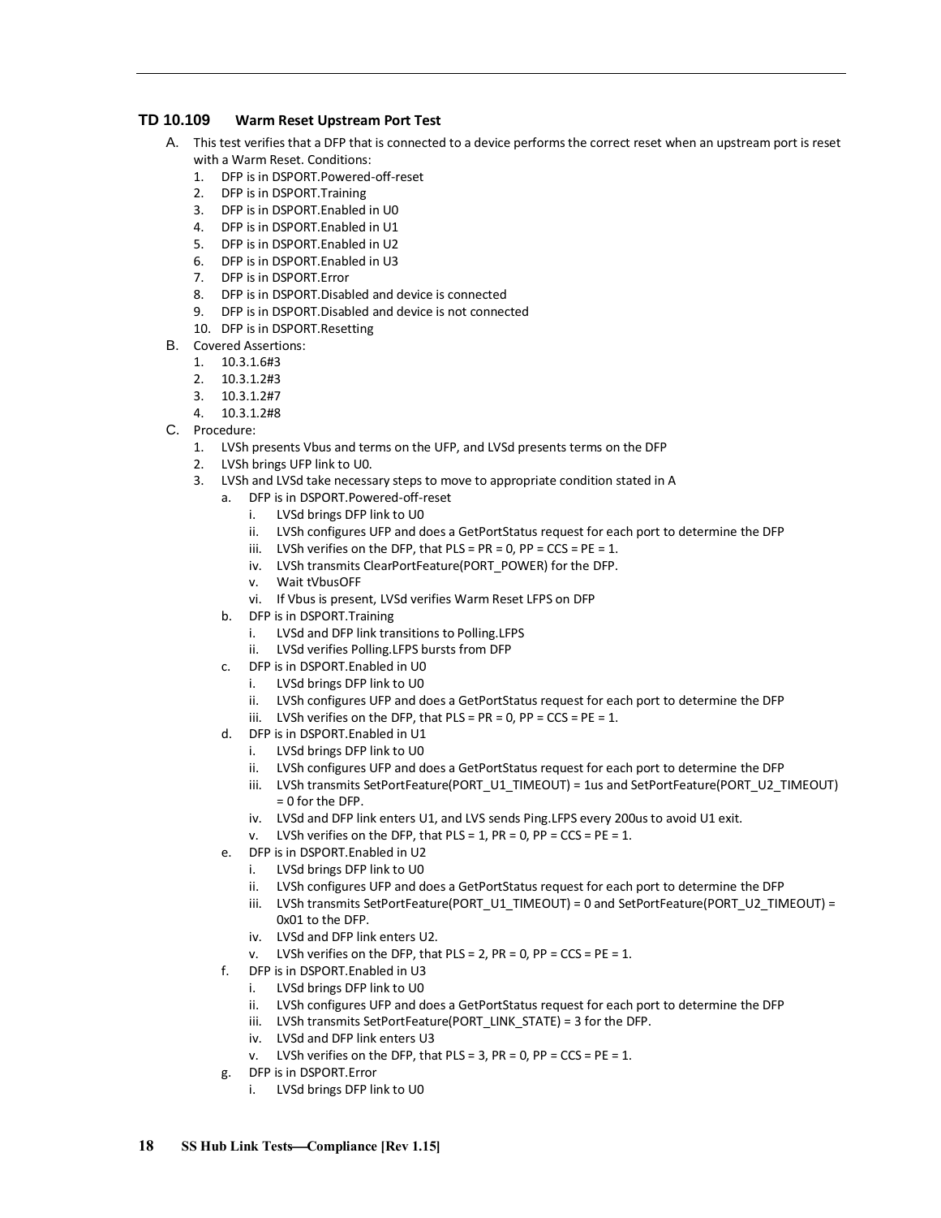### TD 10.109 Warm Reset Upstream Port Test

A. This test verifies that a DFP that is connected to a device performs the correct reset when an upstream port is reset with a Warm Reset. Conditions:
   1. DFP is in DSPORT.Powered-off-reset
   2. DFP is in DSPORT.Training
   3. DFP is in DSPORT.Enabled in U0
   4. DFP is in DSPORT.Enabled in U1
   5. DFP is in DSPORT.Enabled in U2
   6. DFP is in DSPORT.Enabled in U3
   7. DFP is in DSPORT.Error
   8. DFP is in DSPORT.Disabled and device is connected
   9. DFP is in DSPORT.Disabled and device is not connected
   10. DFP is in DSPORT.Resetting

B. Covered Assertions:
   1. 10.3.1.6#3
   2. 10.3.1.2#3
   3. 10.3.1.2#7
   4. 10.3.1.2#8

C. Procedure:
   1. LVSh presents Vbus and terms on the UFP, and LVSd presents terms on the DFP
   2. LVSh brings UFP link to U0.
   3. LVSh and LVSd take necessary steps to move to appropriate condition stated in A
      a. DFP is in DSPORT.Powered-off-reset
         i. LVSd brings DFP link to U0
         ii. LVSh configures UFP and does a GetPortStatus request for each port to determine the DFP
         iii. LVSh verifies on the DFP, that PLS = PR = 0, PP = CCS = PE = 1.
         iv. LVSh transmits ClearPortFeature(PORT_POWER) for the DFP.
         v. Wait tVbusOFF
         vi. If Vbus is present, LVSd verifies Warm Reset LFPS on DFP
      b. DFP is in DSPORT.Training
         i. LVSd and DFP link transitions to Polling.LFPS
         ii. LVSd verifies Polling.LFPS bursts from DFP
      c. DFP is in DSPORT.Enabled in U0
         i. LVSd brings DFP link to U0
         ii. LVSh configures UFP and does a GetPortStatus request for each port to determine the DFP
         iii. LVSh verifies on the DFP, that PLS = PR = 0, PP = CCS = PE = 1.
      d. DFP is in DSPORT.Enabled in U1
         i. LVSd brings DFP link to U0
         ii. LVSh configures UFP and does a GetPortStatus request for each port to determine the DFP
         iii. LVSh transmits SetPortFeature(PORT_U1_TIMEOUT) = 1us and SetPortFeature(PORT_U2_TIMEOUT) = 0 for the DFP.
         iv. LVSd and DFP link enters U1, and LVS sends Ping.LFPS every 200us to avoid U1 exit.
         v. LVSh verifies on the DFP, that PLS = 1, PR = 0, PP = CCS = PE = 1.
      e. DFP is in DSPORT.Enabled in U2
         i. LVSd brings DFP link to U0
         ii. LVSh configures UFP and does a GetPortStatus request for each port to determine the DFP
         iii. LVSh transmits SetPortFeature(PORT_U1_TIMEOUT) = 0 and SetPortFeature(PORT_U2_TIMEOUT) = 0x01 to the DFP.
         iv. LVSd and DFP link enters U2.
         v. LVSh verifies on the DFP, that PLS = 2, PR = 0, PP = CCS = PE = 1.
      f. DFP is in DSPORT.Enabled in U3
         i. LVSd brings DFP link to U0
         ii. LVSh configures UFP and does a GetPortStatus request for each port to determine the DFP
         iii. LVSh transmits SetPortFeature(PORT_LINK_STATE) = 3 for the DFP.
         iv. LVSd and DFP link enters U3
         v. LVSh verifies on the DFP, that PLS = 3, PR = 0, PP = CCS = PE = 1.
      g. DFP is in DSPORT.Error
         i. LVSd brings DFP link to U0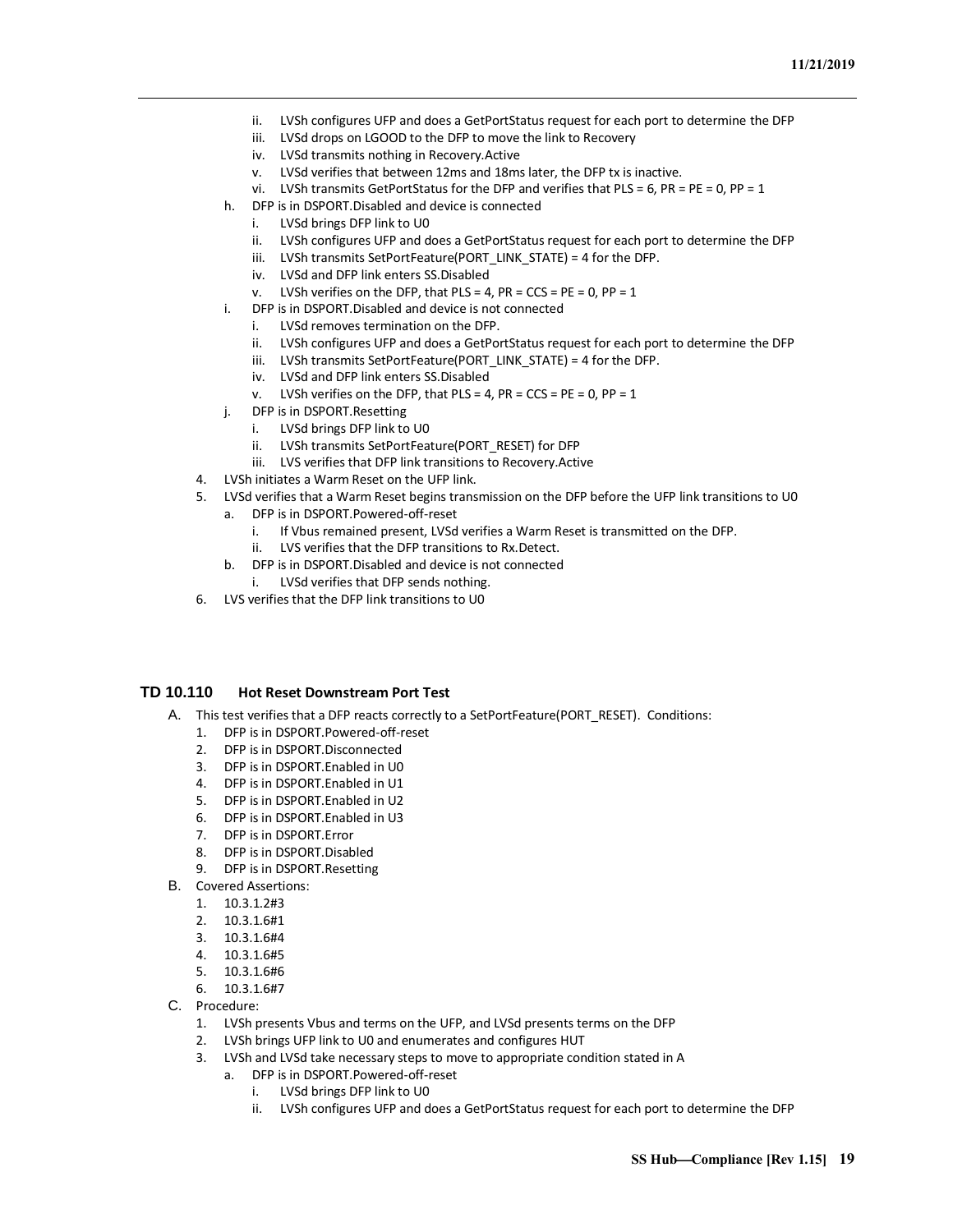ii. LVSh configures UFP and does a GetPortStatus request for each port to determine the DFP
   iii. LVSd drops on LGOOD to the DFP to move the link to Recovery
   iv. LVSd transmits nothing in Recovery.Active
   v. LVSd verifies that between 12ms and 18ms later, the DFP tx is inactive.
   vi. LVSh transmits GetPortStatus for the DFP and verifies that PLS = 6, PR = PE = 0, PP = 1

h. DFP is in DSPORT.Disabled and device is connected
   i. LVSd brings DFP link to U0
   ii. LVSh configures UFP and does a GetPortStatus request for each port to determine the DFP
   iii. LVSh transmits SetPortFeature(PORT_LINK_STATE) = 4 for the DFP.
   iv. LVSd and DFP link enters SS.Disabled
   v. LVSh verifies on the DFP, that PLS = 4, PR = CCS = PE = 0, PP = 1

i. DFP is in DSPORT.Disabled and device is not connected
   i. LVSd removes termination on the DFP.
   ii. LVSh configures UFP and does a GetPortStatus request for each port to determine the DFP
   iii. LVSh transmits SetPortFeature(PORT_LINK_STATE) = 4 for the DFP.
   iv. LVSd and DFP link enters SS.Disabled
   v. LVSh verifies on the DFP, that PLS = 4, PR = CCS = PE = 0, PP = 1

j. DFP is in DSPORT.Resetting
   i. LVSd brings DFP link to U0
   ii. LVSh transmits SetPortFeature(PORT_RESET) for DFP
   iii. LVS verifies that DFP link transitions to Recovery.Active

4. LVSh initiates a Warm Reset on the UFP link.
5. LVSd verifies that a Warm Reset begins transmission on the DFP before the UFP link transitions to U0
   a. DFP is in DSPORT.Powered-off-reset
      i. If Vbus remained present, LVSd verifies a Warm Reset is transmitted on the DFP.
      ii. LVS verifies that the DFP transitions to Rx.Detect.
   b. DFP is in DSPORT.Disabled and device is not connected
      i. LVSd verifies that DFP sends nothing.
6. LVS verifies that the DFP link transitions to U0

### TD 10.110 Hot Reset Downstream Port Test

A. This test verifies that a DFP reacts correctly to a SetPortFeature(PORT_RESET). Conditions:
   1. DFP is in DSPORT.Powered-off-reset
   2. DFP is in DSPORT.Disconnected
   3. DFP is in DSPORT.Enabled in U0
   4. DFP is in DSPORT.Enabled in U1
   5. DFP is in DSPORT.Enabled in U2
   6. DFP is in DSPORT.Enabled in U3
   7. DFP is in DSPORT.Error
   8. DFP is in DSPORT.Disabled
   9. DFP is in DSPORT.Resetting

B. Covered Assertions:
   1. 10.3.1.2#3
   2. 10.3.1.6#1
   3. 10.3.1.6#4
   4. 10.3.1.6#5
   5. 10.3.1.6#6
   6. 10.3.1.6#7

C. Procedure:
   1. LVSh presents Vbus and terms on the UFP, and LVSd presents terms on the DFP
   2. LVSh brings UFP link to U0 and enumerates and configures HUT
   3. LVSh and LVSd take necessary steps to move to appropriate condition stated in A
      a. DFP is in DSPORT.Powered-off-reset
         i. LVSd brings DFP link to U0
         ii. LVSh configures UFP and does a GetPortStatus request for each port to determine the DFP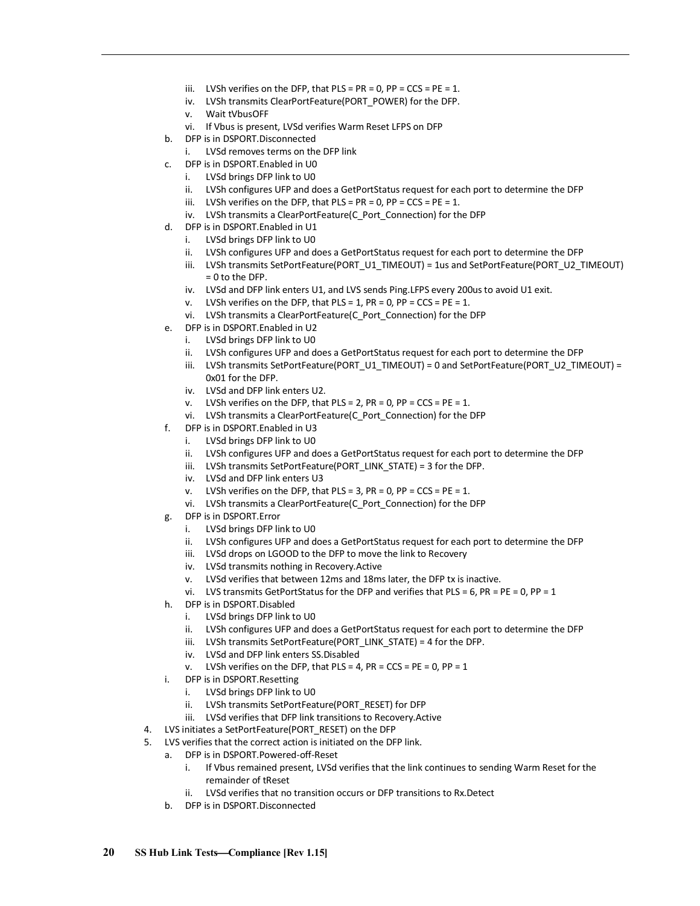iii. LVSh verifies on the DFP, that PLS = PR = 0, PP = CCS = PE = 1.
   iv. LVSh transmits ClearPortFeature(PORT_POWER) for the DFP.
   v. Wait tVbusOFF
   vi. If Vbus is present, LVSd verifies Warm Reset LFPS on DFP

b. DFP is in DSPORT.Disconnected
   i. LVSd removes terms on the DFP link

c. DFP is in DSPORT.Enabled in U0
   i. LVSd brings DFP link to U0
   ii. LVSh configures UFP and does a GetPortStatus request for each port to determine the DFP
   iii. LVSh verifies on the DFP, that PLS = PR = 0, PP = CCS = PE = 1.
   iv. LVSh transmits a ClearPortFeature(C_Port_Connection) for the DFP

d. DFP is in DSPORT.Enabled in U1
   i. LVSd brings DFP link to U0
   ii. LVSh configures UFP and does a GetPortStatus request for each port to determine the DFP
   iii. LVSh transmits SetPortFeature(PORT_U1_TIMEOUT) = 1us and SetPortFeature(PORT_U2_TIMEOUT) = 0 to the DFP.
   iv. LVSd and DFP link enters U1, and LVS sends Ping.LFPS every 200us to avoid U1 exit.
   v. LVSh verifies on the DFP, that PLS = 1, PR = 0, PP = CCS = PE = 1.
   vi. LVSh transmits a ClearPortFeature(C_Port_Connection) for the DFP

e. DFP is in DSPORT.Enabled in U2
   i. LVSd brings DFP link to U0
   ii. LVSh configures UFP and does a GetPortStatus request for each port to determine the DFP
   iii. LVSh transmits SetPortFeature(PORT_U1_TIMEOUT) = 0 and SetPortFeature(PORT_U2_TIMEOUT) = 0x01 for the DFP.
   iv. LVSd and DFP link enters U2.
   v. LVSh verifies on the DFP, that PLS = 2, PR = 0, PP = CCS = PE = 1.
   vi. LVSh transmits a ClearPortFeature(C_Port_Connection) for the DFP

f. DFP is in DSPORT.Enabled in U3
   i. LVSd brings DFP link to U0
   ii. LVSh configures UFP and does a GetPortStatus request for each port to determine the DFP
   iii. LVSh transmits SetPortFeature(PORT_LINK_STATE) = 3 for the DFP.
   iv. LVSd and DFP link enters U3
   v. LVSh verifies on the DFP, that PLS = 3, PR = 0, PP = CCS = PE = 1.
   vi. LVSh transmits a ClearPortFeature(C_Port_Connection) for the DFP

g. DFP is in DSPORT.Error
   i. LVSd brings DFP link to U0
   ii. LVSh configures UFP and does a GetPortStatus request for each port to determine the DFP
   iii. LVSd drops on LGOOD to the DFP to move the link to Recovery
   iv. LVSd transmits nothing in Recovery.Active
   v. LVSd verifies that between 12ms and 18ms later, the DFP tx is inactive.
   vi. LVS transmits GetPortStatus for the DFP and verifies that PLS = 6, PR = PE = 0, PP = 1

h. DFP is in DSPORT.Disabled
   i. LVSd brings DFP link to U0
   ii. LVSh configures UFP and does a GetPortStatus request for each port to determine the DFP
   iii. LVSh transmits SetPortFeature(PORT_LINK_STATE) = 4 for the DFP.
   iv. LVSd and DFP link enters SS.Disabled
   v. LVSh verifies on the DFP, that PLS = 4, PR = CCS = PE = 0, PP = 1

i. DFP is in DSPORT.Resetting
   i. LVSd brings DFP link to U0
   ii. LVSh transmits SetPortFeature(PORT_RESET) for DFP
   iii. LVSd verifies that DFP link transitions to Recovery.Active

4. LVS initiates a SetPortFeature(PORT_RESET) on the DFP
5. LVS verifies that the correct action is initiated on the DFP link.
   a. DFP is in DSPORT.Powered-off-Reset
      i. If Vbus remained present, LVSd verifies that the link continues to sending Warm Reset for the remainder of tReset
      ii. LVSd verifies that no transition occurs or DFP transitions to Rx.Detect
   b. DFP is in DSPORT.Disconnected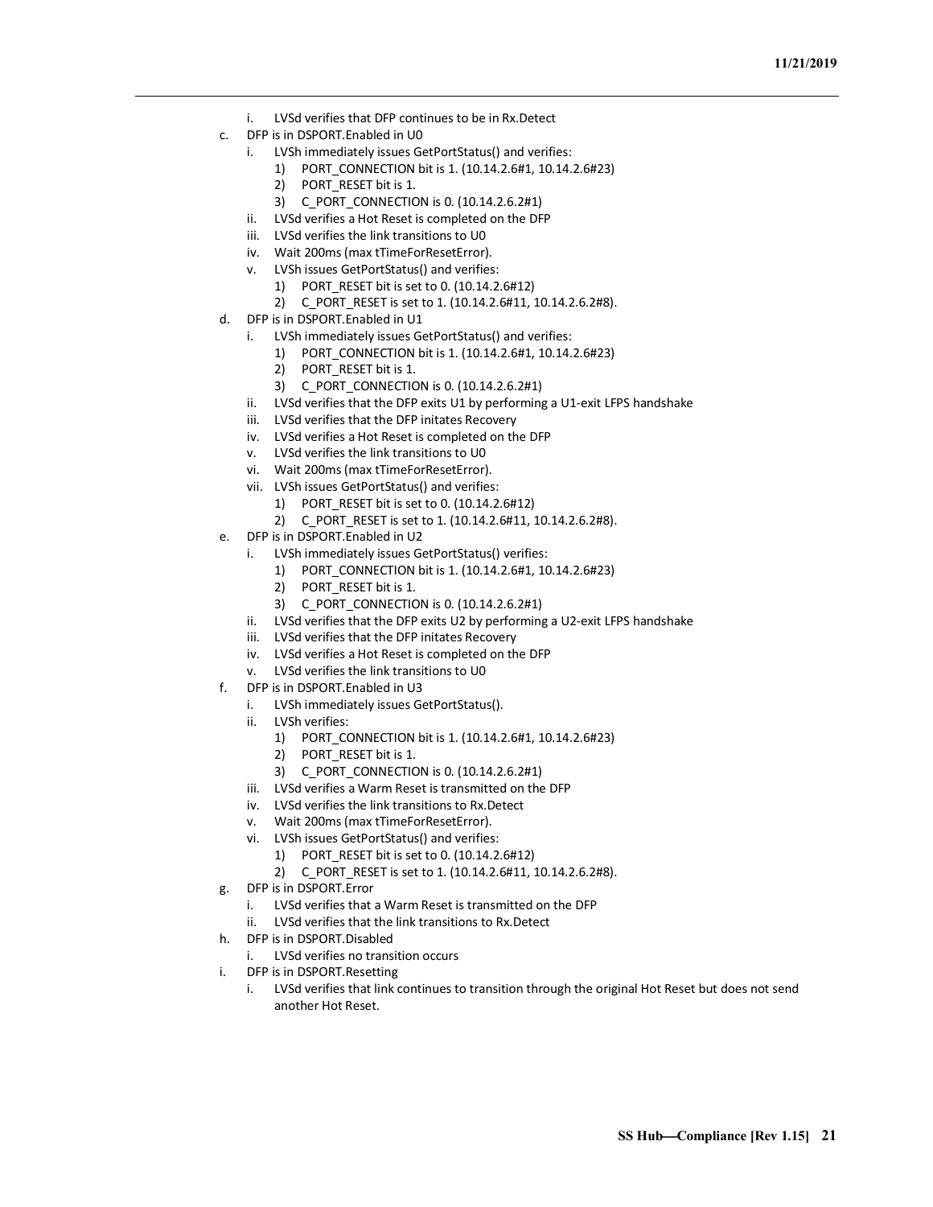i. LVSd verifies that DFP continues to be in Rx.Detect

c. DFP is in DSPORT.Enabled in U0
    i. LVSh immediately issues GetPortStatus() and verifies:
        1) PORT_CONNECTION bit is 1. (10.14.2.6#1, 10.14.2.6#23)
        2) PORT_RESET bit is 1.
        3) C_PORT_CONNECTION is 0. (10.14.2.6.2#1)
    ii. LVSd verifies a Hot Reset is completed on the DFP
    iii. LVSd verifies the link transitions to U0
    iv. Wait 200ms (max tTimeForResetError).
    v. LVSh issues GetPortStatus() and verifies:
        1) PORT_RESET bit is set to 0. (10.14.2.6#12)
        2) C_PORT_RESET is set to 1. (10.14.2.6#11, 10.14.2.6.2#8).
d. DFP is in DSPORT.Enabled in U1
    i. LVSh immediately issues GetPortStatus() and verifies:
        1) PORT_CONNECTION bit is 1. (10.14.2.6#1, 10.14.2.6#23)
        2) PORT_RESET bit is 1.
        3) C_PORT_CONNECTION is 0. (10.14.2.6.2#1)
    ii. LVSd verifies that the DFP exits U1 by performing a U1-exit LFPS handshake
    iii. LVSd verifies that the DFP initates Recovery
    iv. LVSd verifies a Hot Reset is completed on the DFP
    v. LVSd verifies the link transitions to U0
    vi. Wait 200ms (max tTimeForResetError).
    vii. LVSh issues GetPortStatus() and verifies:
        1) PORT_RESET bit is set to 0. (10.14.2.6#12)
        2) C_PORT_RESET is set to 1. (10.14.2.6#11, 10.14.2.6.2#8).
e. DFP is in DSPORT.Enabled in U2
    i. LVSh immediately issues GetPortStatus() verifies:
        1) PORT_CONNECTION bit is 1. (10.14.2.6#1, 10.14.2.6#23)
        2) PORT_RESET bit is 1.
        3) C_PORT_CONNECTION is 0. (10.14.2.6.2#1)
    ii. LVSd verifies that the DFP exits U2 by performing a U2-exit LFPS handshake
    iii. LVSd verifies that the DFP initates Recovery
    iv. LVSd verifies a Hot Reset is completed on the DFP
    v. LVSd verifies the link transitions to U0
f. DFP is in DSPORT.Enabled in U3
    i. LVSh immediately issues GetPortStatus().
    ii. LVSh verifies:
        1) PORT_CONNECTION bit is 1. (10.14.2.6#1, 10.14.2.6#23)
        2) PORT_RESET bit is 1.
        3) C_PORT_CONNECTION is 0. (10.14.2.6.2#1)
    iii. LVSd verifies a Warm Reset is transmitted on the DFP
    iv. LVSd verifies the link transitions to Rx.Detect
    v. Wait 200ms (max tTimeForResetError).
    vi. LVSh issues GetPortStatus() and verifies:
        1) PORT_RESET bit is set to 0. (10.14.2.6#12)
        2) C_PORT_RESET is set to 1. (10.14.2.6#11, 10.14.2.6.2#8).
g. DFP is in DSPORT.Error
    i. LVSd verifies that a Warm Reset is transmitted on the DFP
    ii. LVSd verifies that the link transitions to Rx.Detect
h. DFP is in DSPORT.Disabled
    i. LVSd verifies no transition occurs
i. DFP is in DSPORT.Resetting
    i. LVSd verifies that link continues to transition through the original Hot Reset but does not send another Hot Reset.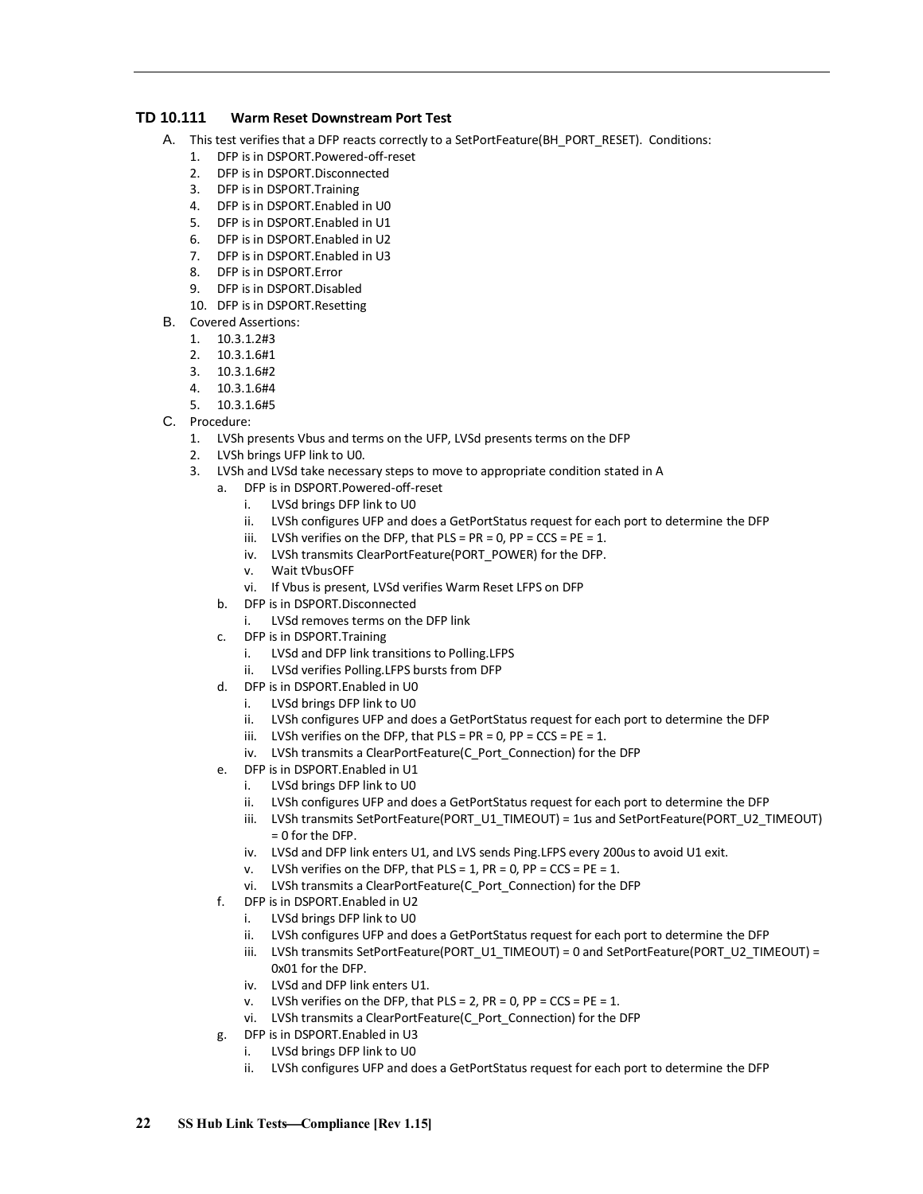### TD 10.111 Warm Reset Downstream Port Test

A. This test verifies that a DFP reacts correctly to a SetPortFeature(BH_PORT_RESET). Conditions:
   1. DFP is in DSPORT.Powered-off-reset
   2. DFP is in DSPORT.Disconnected
   3. DFP is in DSPORT.Training
   4. DFP is in DSPORT.Enabled in U0
   5. DFP is in DSPORT.Enabled in U1
   6. DFP is in DSPORT.Enabled in U2
   7. DFP is in DSPORT.Enabled in U3
   8. DFP is in DSPORT.Error
   9. DFP is in DSPORT.Disabled
   10. DFP is in DSPORT.Resetting

B. Covered Assertions:
   1. 10.3.1.2#3
   2. 10.3.1.6#1
   3. 10.3.1.6#2
   4. 10.3.1.6#4
   5. 10.3.1.6#5

C. Procedure:
   1. LVSh presents Vbus and terms on the UFP, LVSd presents terms on the DFP
   2. LVSh brings UFP link to U0.
   3. LVSh and LVSd take necessary steps to move to appropriate condition stated in A
      a. DFP is in DSPORT.Powered-off-reset
         i. LVSd brings DFP link to U0
         ii. LVSh configures UFP and does a GetPortStatus request for each port to determine the DFP
         iii. LVSh verifies on the DFP, that PLS = PR = 0, PP = CCS = PE = 1.
         iv. LVSh transmits ClearPortFeature(PORT_POWER) for the DFP.
         v. Wait tVbusOFF
         vi. If Vbus is present, LVSd verifies Warm Reset LFPS on DFP
      b. DFP is in DSPORT.Disconnected
         i. LVSd removes terms on the DFP link
      c. DFP is in DSPORT.Training
         i. LVSd and DFP link transitions to Polling.LFPS
         ii. LVSd verifies Polling.LFPS bursts from DFP
      d. DFP is in DSPORT.Enabled in U0
         i. LVSd brings DFP link to U0
         ii. LVSh configures UFP and does a GetPortStatus request for each port to determine the DFP
         iii. LVSh verifies on the DFP, that PLS = PR = 0, PP = CCS = PE = 1.
         iv. LVSh transmits a ClearPortFeature(C_Port_Connection) for the DFP
      e. DFP is in DSPORT.Enabled in U1
         i. LVSd brings DFP link to U0
         ii. LVSh configures UFP and does a GetPortStatus request for each port to determine the DFP
         iii. LVSh transmits SetPortFeature(PORT_U1_TIMEOUT) = 1us and SetPortFeature(PORT_U2_TIMEOUT) = 0 for the DFP.
         iv. LVSd and DFP link enters U1, and LVS sends Ping.LFPS every 200us to avoid U1 exit.
         v. LVSh verifies on the DFP, that PLS = 1, PR = 0, PP = CCS = PE = 1.
         vi. LVSh transmits a ClearPortFeature(C_Port_Connection) for the DFP
      f. DFP is in DSPORT.Enabled in U2
         i. LVSd brings DFP link to U0
         ii. LVSh configures UFP and does a GetPortStatus request for each port to determine the DFP
         iii. LVSh transmits SetPortFeature(PORT_U1_TIMEOUT) = 0 and SetPortFeature(PORT_U2_TIMEOUT) = 0x01 for the DFP.
         iv. LVSd and DFP link enters U1.
         v. LVSh verifies on the DFP, that PLS = 2, PR = 0, PP = CCS = PE = 1.
         vi. LVSh transmits a ClearPortFeature(C_Port_Connection) for the DFP
      g. DFP is in DSPORT.Enabled in U3
         i. LVSd brings DFP link to U0
         ii. LVSh configures UFP and does a GetPortStatus request for each port to determine the DFP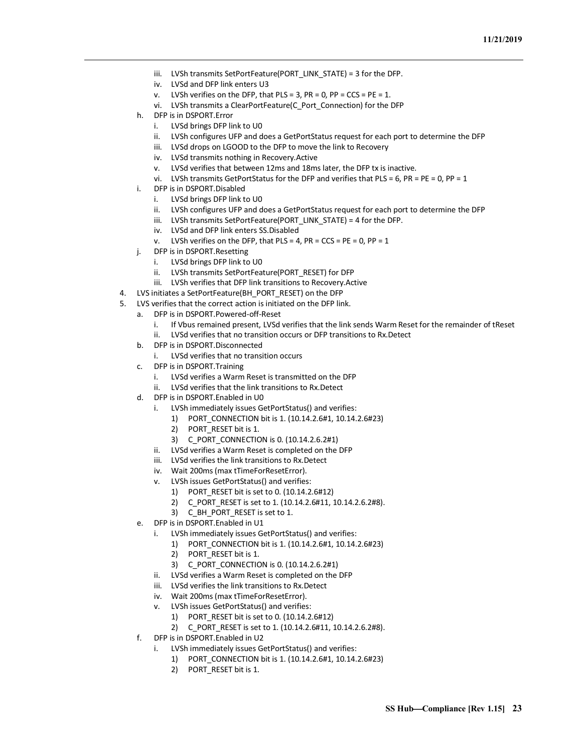iii. LVSh transmits SetPortFeature(PORT_LINK_STATE) = 3 for the DFP.
   iv. LVSd and DFP link enters U3
   v. LVSh verifies on the DFP, that PLS = 3, PR = 0, PP = CCS = PE = 1.
   vi. LVSh transmits a ClearPortFeature(C_Port_Connection) for the DFP

h. DFP is in DSPORT.Error
   i. LVSd brings DFP link to U0
   ii. LVSh configures UFP and does a GetPortStatus request for each port to determine the DFP
   iii. LVSd drops on LGOOD to the DFP to move the link to Recovery
   iv. LVSd transmits nothing in Recovery.Active
   v. LVSd verifies that between 12ms and 18ms later, the DFP tx is inactive.
   vi. LVSh transmits GetPortStatus for the DFP and verifies that PLS = 6, PR = PE = 0, PP = 1

i. DFP is in DSPORT.Disabled
   i. LVSd brings DFP link to U0
   ii. LVSh configures UFP and does a GetPortStatus request for each port to determine the DFP
   iii. LVSh transmits SetPortFeature(PORT_LINK_STATE) = 4 for the DFP.
   iv. LVSd and DFP link enters SS.Disabled
   v. LVSh verifies on the DFP, that PLS = 4, PR = CCS = PE = 0, PP = 1

j. DFP is in DSPORT.Resetting
   i. LVSd brings DFP link to U0
   ii. LVSh transmits SetPortFeature(PORT_RESET) for DFP
   iii. LVSh verifies that DFP link transitions to Recovery.Active

4. LVS initiates a SetPortFeature(BH_PORT_RESET) on the DFP
5. LVS verifies that the correct action is initiated on the DFP link.
   a. DFP is in DSPORT.Powered-off-Reset
      i. If Vbus remained present, LVSd verifies that the link sends Warm Reset for the remainder of tReset
      ii. LVSd verifies that no transition occurs or DFP transitions to Rx.Detect
   b. DFP is in DSPORT.Disconnected
      i. LVSd verifies that no transition occurs
   c. DFP is in DSPORT.Training
      i. LVSd verifies a Warm Reset is transmitted on the DFP
      ii. LVSd verifies that the link transitions to Rx.Detect
   d. DFP is in DSPORT.Enabled in U0
      i. LVSh immediately issues GetPortStatus() and verifies:
         1) PORT_CONNECTION bit is 1. (10.14.2.6#1, 10.14.2.6#23)
         2) PORT_RESET bit is 1.
         3) C_PORT_CONNECTION is 0. (10.14.2.6.2#1)
      ii. LVSd verifies a Warm Reset is completed on the DFP
      iii. LVSd verifies the link transitions to Rx.Detect
      iv. Wait 200ms (max tTimeForResetError).
      v. LVSh issues GetPortStatus() and verifies:
         1) PORT_RESET bit is set to 0. (10.14.2.6#12)
         2) C_PORT_RESET is set to 1. (10.14.2.6#11, 10.14.2.6.2#8).
         3) C_BH_PORT_RESET is set to 1.
   e. DFP is in DSPORT.Enabled in U1
      i. LVSh immediately issues GetPortStatus() and verifies:
         1) PORT_CONNECTION bit is 1. (10.14.2.6#1, 10.14.2.6#23)
         2) PORT_RESET bit is 1.
         3) C_PORT_CONNECTION is 0. (10.14.2.6.2#1)
      ii. LVSd verifies a Warm Reset is completed on the DFP
      iii. LVSd verifies the link transitions to Rx.Detect
      iv. Wait 200ms (max tTimeForResetError).
      v. LVSh issues GetPortStatus() and verifies:
         1) PORT_RESET bit is set to 0. (10.14.2.6#12)
         2) C_PORT_RESET is set to 1. (10.14.2.6#11, 10.14.2.6.2#8).
   f. DFP is in DSPORT.Enabled in U2
      i. LVSh immediately issues GetPortStatus() and verifies:
         1) PORT_CONNECTION bit is 1. (10.14.2.6#1, 10.14.2.6#23)
         2) PORT_RESET bit is 1.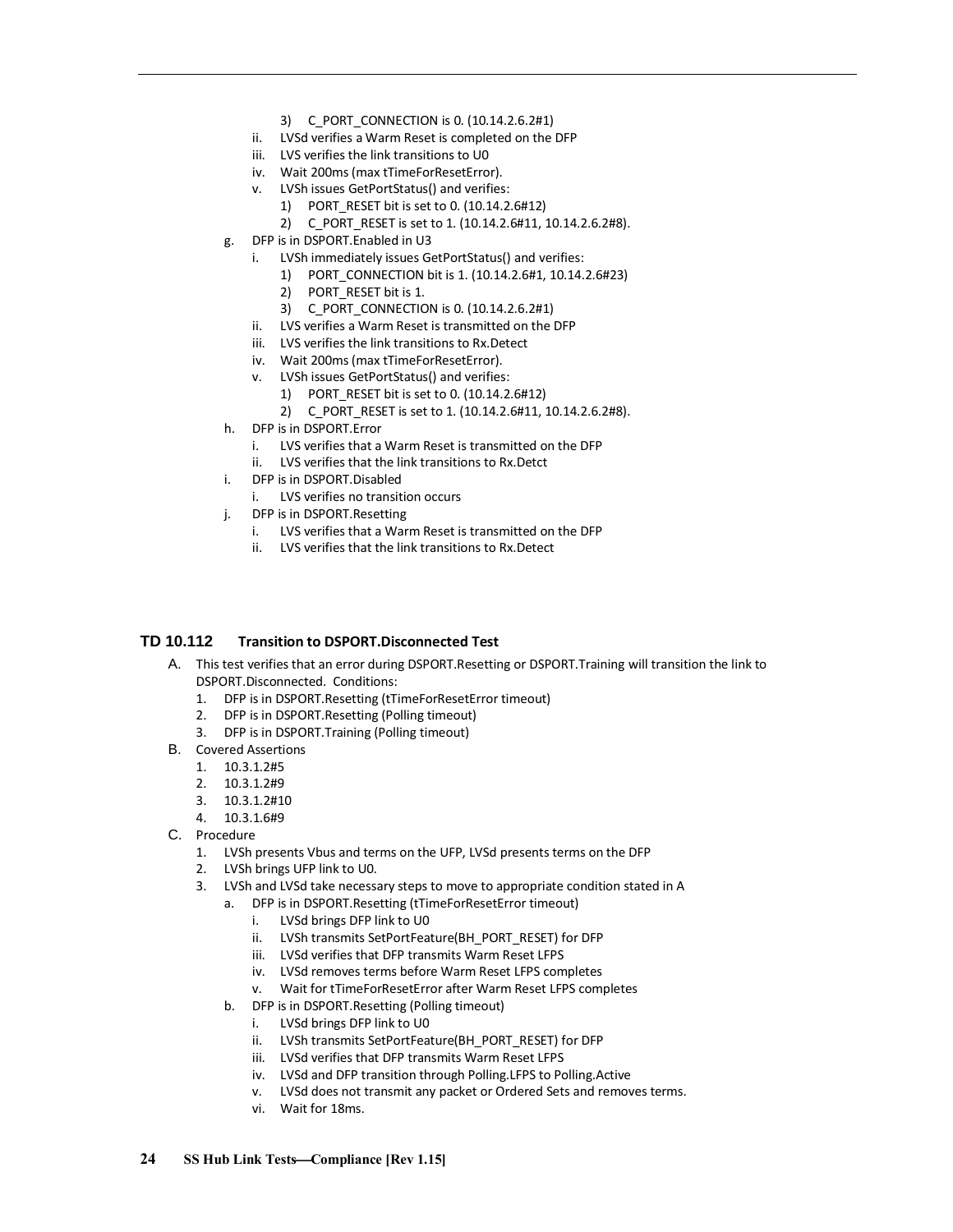3) C_PORT_CONNECTION is 0. (10.14.2.6.2#1)
        ii. LVSd verifies a Warm Reset is completed on the DFP
        iii. LVS verifies the link transitions to U0
        iv. Wait 200ms (max tTimeForResetError).
        v. LVSh issues GetPortStatus() and verifies:
            1) PORT_RESET bit is set to 0. (10.14.2.6#12)
            2) C_PORT_RESET is set to 1. (10.14.2.6#11, 10.14.2.6.2#8).
    g. DFP is in DSPORT.Enabled in U3
        i. LVSh immediately issues GetPortStatus() and verifies:
            1) PORT_CONNECTION bit is 1. (10.14.2.6#1, 10.14.2.6#23)
            2) PORT_RESET bit is 1.
            3) C_PORT_CONNECTION is 0. (10.14.2.6.2#1)
        ii. LVS verifies a Warm Reset is transmitted on the DFP
        iii. LVS verifies the link transitions to Rx.Detect
        iv. Wait 200ms (max tTimeForResetError).
        v. LVSh issues GetPortStatus() and verifies:
            1) PORT_RESET bit is set to 0. (10.14.2.6#12)
            2) C_PORT_RESET is set to 1. (10.14.2.6#11, 10.14.2.6.2#8).
    h. DFP is in DSPORT.Error
        i. LVS verifies that a Warm Reset is transmitted on the DFP
        ii. LVS verifies that the link transitions to Rx.Detct
    i. DFP is in DSPORT.Disabled
        i. LVS verifies no transition occurs
    j. DFP is in DSPORT.Resetting
        i. LVS verifies that a Warm Reset is transmitted on the DFP
        ii. LVS verifies that the link transitions to Rx.Detect

### TD 10.112 Transition to DSPORT.Disconnected Test

A. This test verifies that an error during DSPORT.Resetting or DSPORT.Training will transition the link to DSPORT.Disconnected. Conditions:
    1. DFP is in DSPORT.Resetting (tTimeForResetError timeout)
    2. DFP is in DSPORT.Resetting (Polling timeout)
    3. DFP is in DSPORT.Training (Polling timeout)

B. Covered Assertions
    1. 10.3.1.2#5
    2. 10.3.1.2#9
    3. 10.3.1.2#10
    4. 10.3.1.6#9

C. Procedure
    1. LVSh presents Vbus and terms on the UFP, LVSd presents terms on the DFP
    2. LVSh brings UFP link to U0.
    3. LVSh and LVSd take necessary steps to move to appropriate condition stated in A
        a. DFP is in DSPORT.Resetting (tTimeForResetError timeout)
            i. LVSd brings DFP link to U0
            ii. LVSh transmits SetPortFeature(BH_PORT_RESET) for DFP
            iii. LVSd verifies that DFP transmits Warm Reset LFPS
            iv. LVSd removes terms before Warm Reset LFPS completes
            v. Wait for tTimeForResetError after Warm Reset LFPS completes
        b. DFP is in DSPORT.Resetting (Polling timeout)
            i. LVSd brings DFP link to U0
            ii. LVSh transmits SetPortFeature(BH_PORT_RESET) for DFP
            iii. LVSd verifies that DFP transmits Warm Reset LFPS
            iv. LVSd and DFP transition through Polling.LFPS to Polling.Active
            v. LVSd does not transmit any packet or Ordered Sets and removes terms.
            vi. Wait for 18ms.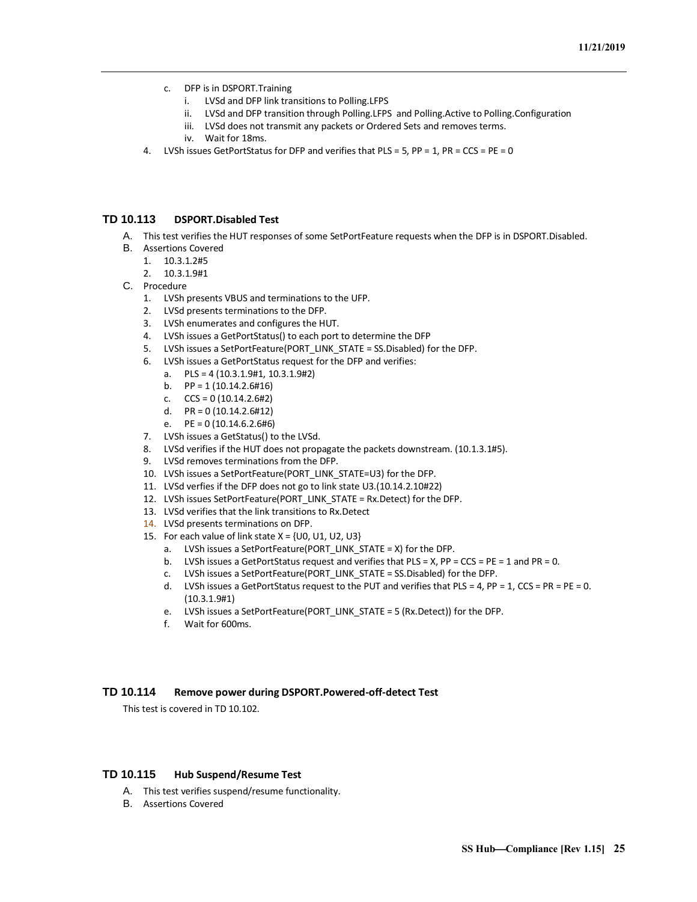c. DFP is in DSPORT.Training
   i. LVSd and DFP link transitions to Polling.LFPS
   ii. LVSd and DFP transition through Polling.LFPS and Polling.Active to Polling.Configuration
   iii. LVSd does not transmit any packets or Ordered Sets and removes terms.
   iv. Wait for 18ms.

4. LVSh issues GetPortStatus for DFP and verifies that PLS = 5, PP = 1, PR = CCS = PE = 0

### TD 10.113 DSPORT.Disabled Test

A. This test verifies the HUT responses of some SetPortFeature requests when the DFP is in DSPORT.Disabled.

B. Assertions Covered
   1. 10.3.1.2#5
   2. 10.3.1.9#1

C. Procedure
   1. LVSh presents VBUS and terminations to the UFP.
   2. LVSd presents terminations to the DFP.
   3. LVSh enumerates and configures the HUT.
   4. LVSh issues a GetPortStatus() to each port to determine the DFP
   5. LVSh issues a SetPortFeature(PORT_LINK_STATE = SS.Disabled) for the DFP.
   6. LVSh issues a GetPortStatus request for the DFP and verifies:
      a. PLS = 4 (10.3.1.9#1, 10.3.1.9#2)
      b. PP = 1 (10.14.2.6#16)
      c. CCS = 0 (10.14.2.6#2)
      d. PR = 0 (10.14.2.6#12)
      e. PE = 0 (10.14.6.2.6#6)
   7. LVSh issues a GetStatus() to the LVSd.
   8. LVSd verifies if the HUT does not propagate the packets downstream. (10.1.3.1#5).
   9. LVSd removes terminations from the DFP.
   10. LVSh issues a SetPortFeature(PORT_LINK_STATE=U3) for the DFP.
   11. LVSd verfies if the DFP does not go to link state U3.(10.14.2.10#22)
   12. LVSh issues SetPortFeature(PORT_LINK_STATE = Rx.Detect) for the DFP.
   13. LVSd verifies that the link transitions to Rx.Detect
   14. LVSd presents terminations on DFP.
   15. For each value of link state X = {U0, U1, U2, U3}
      a. LVSh issues a SetPortFeature(PORT_LINK_STATE = X) for the DFP.
      b. LVSh issues a GetPortStatus request and verifies that PLS = X, PP = CCS = PE = 1 and PR = 0.
      c. LVSh issues a SetPortFeature(PORT_LINK_STATE = SS.Disabled) for the DFP.
      d. LVSh issues a GetPortStatus request to the PUT and verifies that PLS = 4, PP = 1, CCS = PR = PE = 0. (10.3.1.9#1)
      e. LVSh issues a SetPortFeature(PORT_LINK_STATE = 5 (Rx.Detect)) for the DFP.
      f. Wait for 600ms.

### TD 10.114 Remove power during DSPORT.Powered-off-detect Test

This test is covered in TD 10.102.

### TD 10.115 Hub Suspend/Resume Test

A. This test verifies suspend/resume functionality.

B. Assertions Covered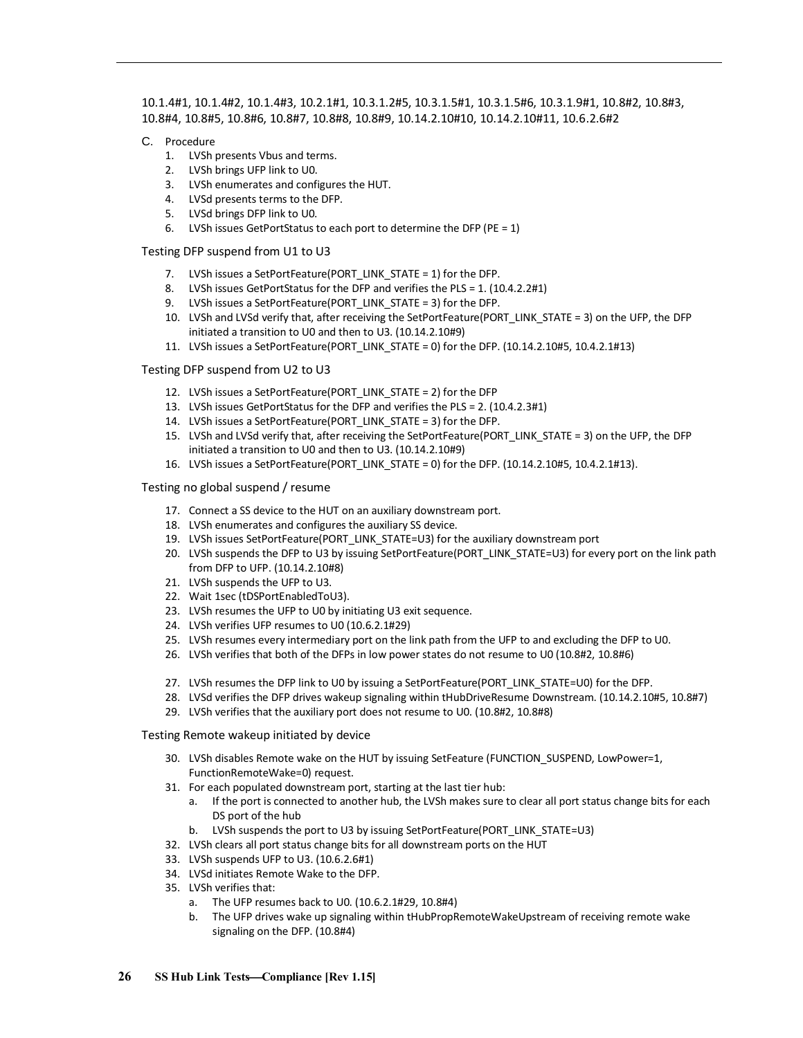10.1.4#1, 10.1.4#2, 10.1.4#3, 10.2.1#1, 10.3.1.2#5, 10.3.1.5#1, 10.3.1.5#6, 10.3.1.9#1, 10.8#2, 10.8#3, 10.8#4, 10.8#5, 10.8#6, 10.8#7, 10.8#8, 10.8#9, 10.14.2.10#10, 10.14.2.10#11, 10.6.2.6#2

C. Procedure

1. LVSh presents Vbus and terms.
2. LVSh brings UFP link to U0.
3. LVSh enumerates and configures the HUT.
4. LVSd presents terms to the DFP.
5. LVSd brings DFP link to U0.
6. LVSh issues GetPortStatus to each port to determine the DFP (PE = 1)

Testing DFP suspend from U1 to U3

7. LVSh issues a SetPortFeature(PORT_LINK_STATE = 1) for the DFP.
8. LVSh issues GetPortStatus for the DFP and verifies the PLS = 1. (10.4.2.2#1)
9. LVSh issues a SetPortFeature(PORT_LINK_STATE = 3) for the DFP.
10. LVSh and LVSd verify that, after receiving the SetPortFeature(PORT_LINK_STATE = 3) on the UFP, the DFP initiated a transition to U0 and then to U3. (10.14.2.10#9)
11. LVSh issues a SetPortFeature(PORT_LINK_STATE = 0) for the DFP. (10.14.2.10#5, 10.4.2.1#13)

Testing DFP suspend from U2 to U3

12. LVSh issues a SetPortFeature(PORT_LINK_STATE = 2) for the DFP
13. LVSh issues GetPortStatus for the DFP and verifies the PLS = 2. (10.4.2.3#1)
14. LVSh issues a SetPortFeature(PORT_LINK_STATE = 3) for the DFP.
15. LVSh and LVSd verify that, after receiving the SetPortFeature(PORT_LINK_STATE = 3) on the UFP, the DFP initiated a transition to U0 and then to U3. (10.14.2.10#9)
16. LVSh issues a SetPortFeature(PORT_LINK_STATE = 0) for the DFP. (10.14.2.10#5, 10.4.2.1#13).

Testing no global suspend / resume

17. Connect a SS device to the HUT on an auxiliary downstream port.
18. LVSh enumerates and configures the auxiliary SS device.
19. LVSh issues SetPortFeature(PORT_LINK_STATE=U3) for the auxiliary downstream port
20. LVSh suspends the DFP to U3 by issuing SetPortFeature(PORT_LINK_STATE=U3) for every port on the link path from DFP to UFP. (10.14.2.10#8)
21. LVSh suspends the UFP to U3.
22. Wait 1sec (tDSPortEnabledToU3).
23. LVSh resumes the UFP to U0 by initiating U3 exit sequence.
24. LVSh verifies UFP resumes to U0 (10.6.2.1#29)
25. LVSh resumes every intermediary port on the link path from the UFP to and excluding the DFP to U0.
26. LVSh verifies that both of the DFPs in low power states do not resume to U0 (10.8#2, 10.8#6)
27. LVSh resumes the DFP link to U0 by issuing a SetPortFeature(PORT_LINK_STATE=U0) for the DFP.
28. LVSd verifies the DFP drives wakeup signaling within tHubDriveResume Downstream. (10.14.2.10#5, 10.8#7)
29. LVSh verifies that the auxiliary port does not resume to U0. (10.8#2, 10.8#8)

Testing Remote wakeup initiated by device

30. LVSh disables Remote wake on the HUT by issuing SetFeature (FUNCTION_SUSPEND, LowPower=1, FunctionRemoteWake=0) request.
31. For each populated downstream port, starting at the last tier hub:
    a. If the port is connected to another hub, the LVSh makes sure to clear all port status change bits for each DS port of the hub
    b. LVSh suspends the port to U3 by issuing SetPortFeature(PORT_LINK_STATE=U3)
32. LVSh clears all port status change bits for all downstream ports on the HUT
33. LVSh suspends UFP to U3. (10.6.2.6#1)
34. LVSd initiates Remote Wake to the DFP.
35. LVSh verifies that:
    a. The UFP resumes back to U0. (10.6.2.1#29, 10.8#4)
    b. The UFP drives wake up signaling within tHubPropRemoteWakeUpstream of receiving remote wake signaling on the DFP. (10.8#4)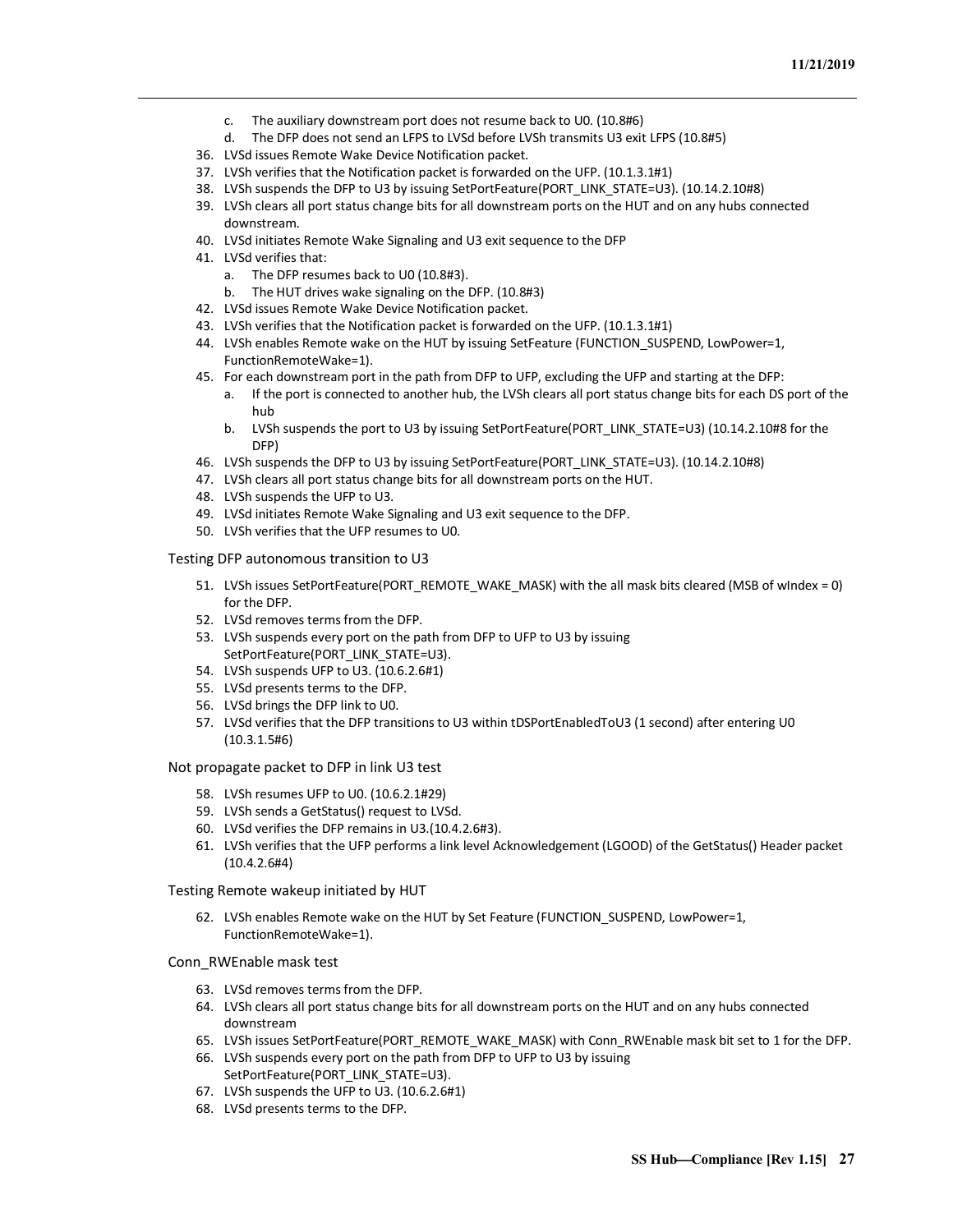c. The auxiliary downstream port does not resume back to U0. (10.8#6)
d. The DFP does not send an LFPS to LVSd before LVSh transmits U3 exit LFPS (10.8#5)

36. LVSd issues Remote Wake Device Notification packet.
37. LVSh verifies that the Notification packet is forwarded on the UFP. (10.1.3.1#1)
38. LVSh suspends the DFP to U3 by issuing SetPortFeature(PORT_LINK_STATE=U3). (10.14.2.10#8)
39. LVSh clears all port status change bits for all downstream ports on the HUT and on any hubs connected downstream.
40. LVSd initiates Remote Wake Signaling and U3 exit sequence to the DFP
41. LVSd verifies that:
    a. The DFP resumes back to U0 (10.8#3).
    b. The HUT drives wake signaling on the DFP. (10.8#3)
42. LVSd issues Remote Wake Device Notification packet.
43. LVSh verifies that the Notification packet is forwarded on the UFP. (10.1.3.1#1)
44. LVSh enables Remote wake on the HUT by issuing SetFeature (FUNCTION_SUSPEND, LowPower=1, FunctionRemoteWake=1).
45. For each downstream port in the path from DFP to UFP, excluding the UFP and starting at the DFP:
    a. If the port is connected to another hub, the LVSh clears all port status change bits for each DS port of the hub
    b. LVSh suspends the port to U3 by issuing SetPortFeature(PORT_LINK_STATE=U3) (10.14.2.10#8 for the DFP)
46. LVSh suspends the DFP to U3 by issuing SetPortFeature(PORT_LINK_STATE=U3). (10.14.2.10#8)
47. LVSh clears all port status change bits for all downstream ports on the HUT.
48. LVSh suspends the UFP to U3.
49. LVSd initiates Remote Wake Signaling and U3 exit sequence to the DFP.
50. LVSh verifies that the UFP resumes to U0.

Testing DFP autonomous transition to U3

51. LVSh issues SetPortFeature(PORT_REMOTE_WAKE_MASK) with the all mask bits cleared (MSB of wIndex = 0) for the DFP.
52. LVSd removes terms from the DFP.
53. LVSh suspends every port on the path from DFP to UFP to U3 by issuing SetPortFeature(PORT_LINK_STATE=U3).
54. LVSh suspends UFP to U3. (10.6.2.6#1)
55. LVSd presents terms to the DFP.
56. LVSd brings the DFP link to U0.
57. LVSd verifies that the DFP transitions to U3 within tDSPortEnabledToU3 (1 second) after entering U0 (10.3.1.5#6)

Not propagate packet to DFP in link U3 test

58. LVSh resumes UFP to U0. (10.6.2.1#29)
59. LVSh sends a GetStatus() request to LVSd.
60. LVSd verifies the DFP remains in U3.(10.4.2.6#3).
61. LVSh verifies that the UFP performs a link level Acknowledgement (LGOOD) of the GetStatus() Header packet (10.4.2.6#4)

Testing Remote wakeup initiated by HUT

62. LVSh enables Remote wake on the HUT by Set Feature (FUNCTION_SUSPEND, LowPower=1, FunctionRemoteWake=1).

Conn_RWEnable mask test

63. LVSd removes terms from the DFP.
64. LVSh clears all port status change bits for all downstream ports on the HUT and on any hubs connected downstream
65. LVSh issues SetPortFeature(PORT_REMOTE_WAKE_MASK) with Conn_RWEnable mask bit set to 1 for the DFP.
66. LVSh suspends every port on the path from DFP to UFP to U3 by issuing SetPortFeature(PORT_LINK_STATE=U3).
67. LVSh suspends the UFP to U3. (10.6.2.6#1)
68. LVSd presents terms to the DFP.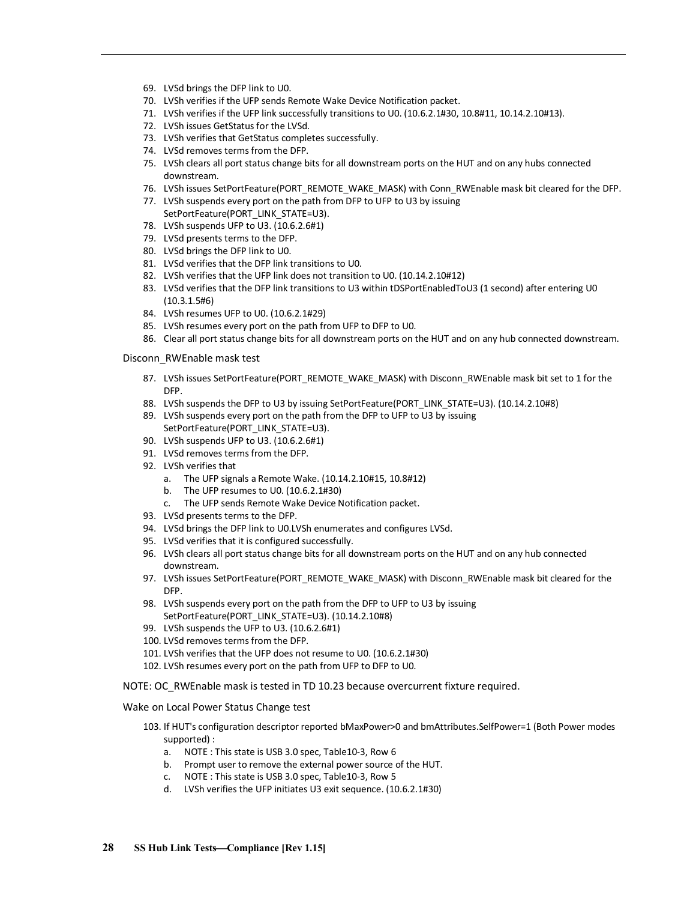69. LVSd brings the DFP link to U0.
70. LVSh verifies if the UFP sends Remote Wake Device Notification packet.
71. LVSh verifies if the UFP link successfully transitions to U0. (10.6.2.1#30, 10.8#11, 10.14.2.10#13).
72. LVSh issues GetStatus for the LVSd.
73. LVSh verifies that GetStatus completes successfully.
74. LVSd removes terms from the DFP.
75. LVSh clears all port status change bits for all downstream ports on the HUT and on any hubs connected downstream.
76. LVSh issues SetPortFeature(PORT_REMOTE_WAKE_MASK) with Conn_RWEnable mask bit cleared for the DFP.
77. LVSh suspends every port on the path from DFP to UFP to U3 by issuing SetPortFeature(PORT_LINK_STATE=U3).
78. LVSh suspends UFP to U3. (10.6.2.6#1)
79. LVSd presents terms to the DFP.
80. LVSd brings the DFP link to U0.
81. LVSd verifies that the DFP link transitions to U0.
82. LVSh verifies that the UFP link does not transition to U0. (10.14.2.10#12)
83. LVSd verifies that the DFP link transitions to U3 within tDSPortEnabledToU3 (1 second) after entering U0 (10.3.1.5#6)
84. LVSh resumes UFP to U0. (10.6.2.1#29)
85. LVSh resumes every port on the path from UFP to DFP to U0.
86. Clear all port status change bits for all downstream ports on the HUT and on any hub connected downstream.

Disconn_RWEnable mask test

87. LVSh issues SetPortFeature(PORT_REMOTE_WAKE_MASK) with Disconn_RWEnable mask bit set to 1 for the DFP.
88. LVSh suspends the DFP to U3 by issuing SetPortFeature(PORT_LINK_STATE=U3). (10.14.2.10#8)
89. LVSh suspends every port on the path from the DFP to UFP to U3 by issuing SetPortFeature(PORT_LINK_STATE=U3).
90. LVSh suspends UFP to U3. (10.6.2.6#1)
91. LVSd removes terms from the DFP.
92. LVSh verifies that
    a. The UFP signals a Remote Wake. (10.14.2.10#15, 10.8#12)
    b. The UFP resumes to U0. (10.6.2.1#30)
    c. The UFP sends Remote Wake Device Notification packet.
93. LVSd presents terms to the DFP.
94. LVSd brings the DFP link to U0.LVSh enumerates and configures LVSd.
95. LVSd verifies that it is configured successfully.
96. LVSh clears all port status change bits for all downstream ports on the HUT and on any hub connected downstream.
97. LVSh issues SetPortFeature(PORT_REMOTE_WAKE_MASK) with Disconn_RWEnable mask bit cleared for the DFP.
98. LVSh suspends every port on the path from the DFP to UFP to U3 by issuing SetPortFeature(PORT_LINK_STATE=U3). (10.14.2.10#8)
99. LVSh suspends the UFP to U3. (10.6.2.6#1)
100. LVSd removes terms from the DFP.
101. LVSh verifies that the UFP does not resume to U0. (10.6.2.1#30)
102. LVSh resumes every port on the path from UFP to DFP to U0.

NOTE: OC_RWEnable mask is tested in TD 10.23 because overcurrent fixture required.

Wake on Local Power Status Change test

103. If HUT's configuration descriptor reported bMaxPower>0 and bmAttributes.SelfPower=1 (Both Power modes supported) :
    a. NOTE : This state is USB 3.0 spec, Table10-3, Row 6
    b. Prompt user to remove the external power source of the HUT.
    c. NOTE : This state is USB 3.0 spec, Table10-3, Row 5
    d. LVSh verifies the UFP initiates U3 exit sequence. (10.6.2.1#30)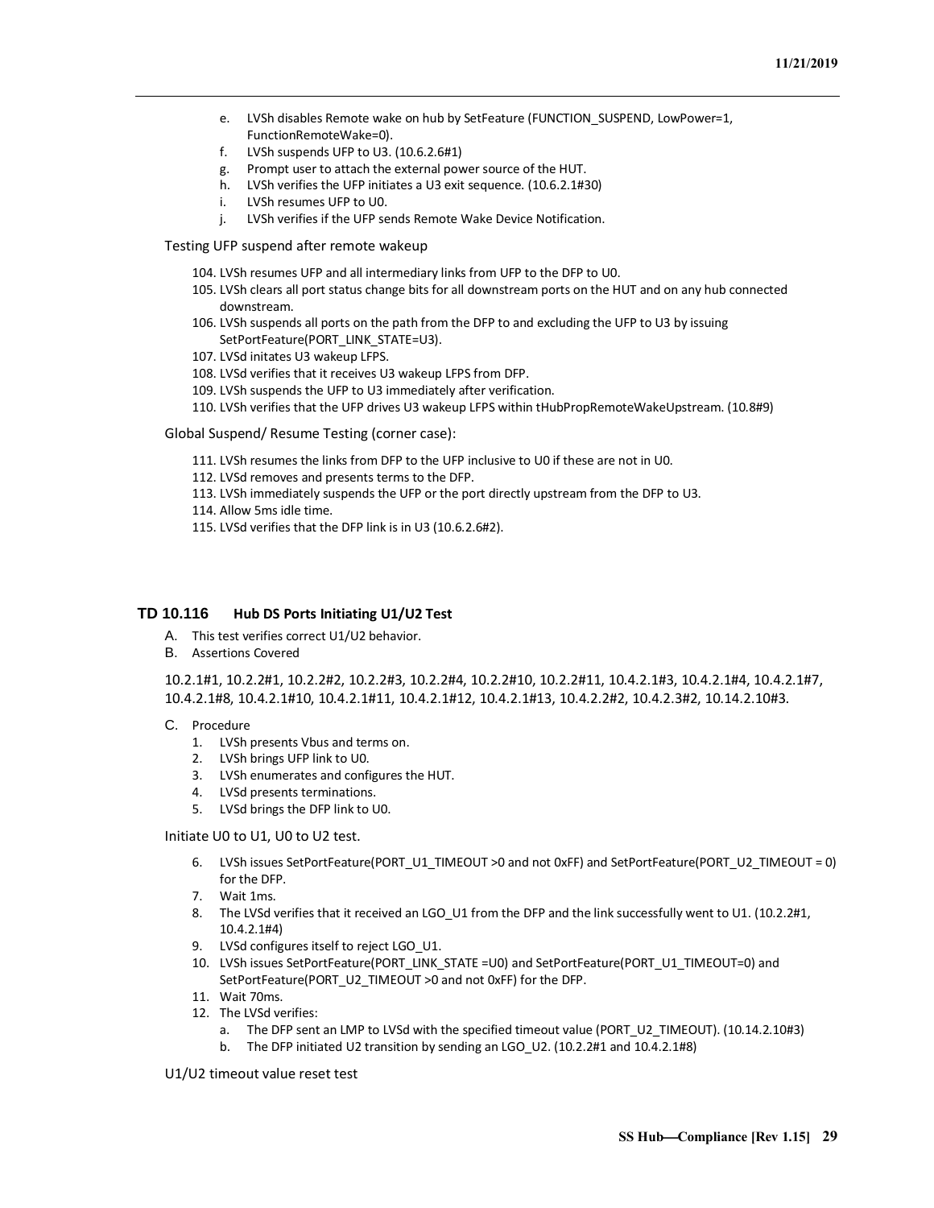e. LVSh disables Remote wake on hub by SetFeature (FUNCTION_SUSPEND, LowPower=1, FunctionRemoteWake=0).
f. LVSh suspends UFP to U3. (10.6.2.6#1)
g. Prompt user to attach the external power source of the HUT.
h. LVSh verifies the UFP initiates a U3 exit sequence. (10.6.2.1#30)
i. LVSh resumes UFP to U0.
j. LVSh verifies if the UFP sends Remote Wake Device Notification.

Testing UFP suspend after remote wakeup

104. LVSh resumes UFP and all intermediary links from UFP to the DFP to U0.
105. LVSh clears all port status change bits for all downstream ports on the HUT and on any hub connected downstream.
106. LVSh suspends all ports on the path from the DFP to and excluding the UFP to U3 by issuing SetPortFeature(PORT_LINK_STATE=U3).
107. LVSd initates U3 wakeup LFPS.
108. LVSd verifies that it receives U3 wakeup LFPS from DFP.
109. LVSh suspends the UFP to U3 immediately after verification.
110. LVSh verifies that the UFP drives U3 wakeup LFPS within tHubPropRemoteWakeUpstream. (10.8#9)

Global Suspend/ Resume Testing (corner case):

111. LVSh resumes the links from DFP to the UFP inclusive to U0 if these are not in U0.
112. LVSd removes and presents terms to the DFP.
113. LVSh immediately suspends the UFP or the port directly upstream from the DFP to U3.
114. Allow 5ms idle time.
115. LVSd verifies that the DFP link is in U3 (10.6.2.6#2).

## TD 10.116 Hub DS Ports Initiating U1/U2 Test

A. This test verifies correct U1/U2 behavior.
B. Assertions Covered

10.2.1#1, 10.2.2#1, 10.2.2#2, 10.2.2#3, 10.2.2#4, 10.2.2#10, 10.2.2#11, 10.4.2.1#3, 10.4.2.1#4, 10.4.2.1#7, 10.4.2.1#8, 10.4.2.1#10, 10.4.2.1#11, 10.4.2.1#12, 10.4.2.1#13, 10.4.2.2#2, 10.4.2.3#2, 10.14.2.10#3.

C. Procedure
1. LVSh presents Vbus and terms on.
2. LVSh brings UFP link to U0.
3. LVSh enumerates and configures the HUT.
4. LVSd presents terminations.
5. LVSd brings the DFP link to U0.

Initiate U0 to U1, U0 to U2 test.

6. LVSh issues SetPortFeature(PORT_U1_TIMEOUT >0 and not 0xFF) and SetPortFeature(PORT_U2_TIMEOUT = 0) for the DFP.
7. Wait 1ms.
8. The LVSd verifies that it received an LGO_U1 from the DFP and the link successfully went to U1. (10.2.2#1, 10.4.2.1#4)
9. LVSd configures itself to reject LGO_U1.
10. LVSh issues SetPortFeature(PORT_LINK_STATE =U0) and SetPortFeature(PORT_U1_TIMEOUT=0) and SetPortFeature(PORT_U2_TIMEOUT >0 and not 0xFF) for the DFP.
11. Wait 70ms.
12. The LVSd verifies:
    a. The DFP sent an LMP to LVSd with the specified timeout value (PORT_U2_TIMEOUT). (10.14.2.10#3)
    b. The DFP initiated U2 transition by sending an LGO_U2. (10.2.2#1 and 10.4.2.1#8)

U1/U2 timeout value reset test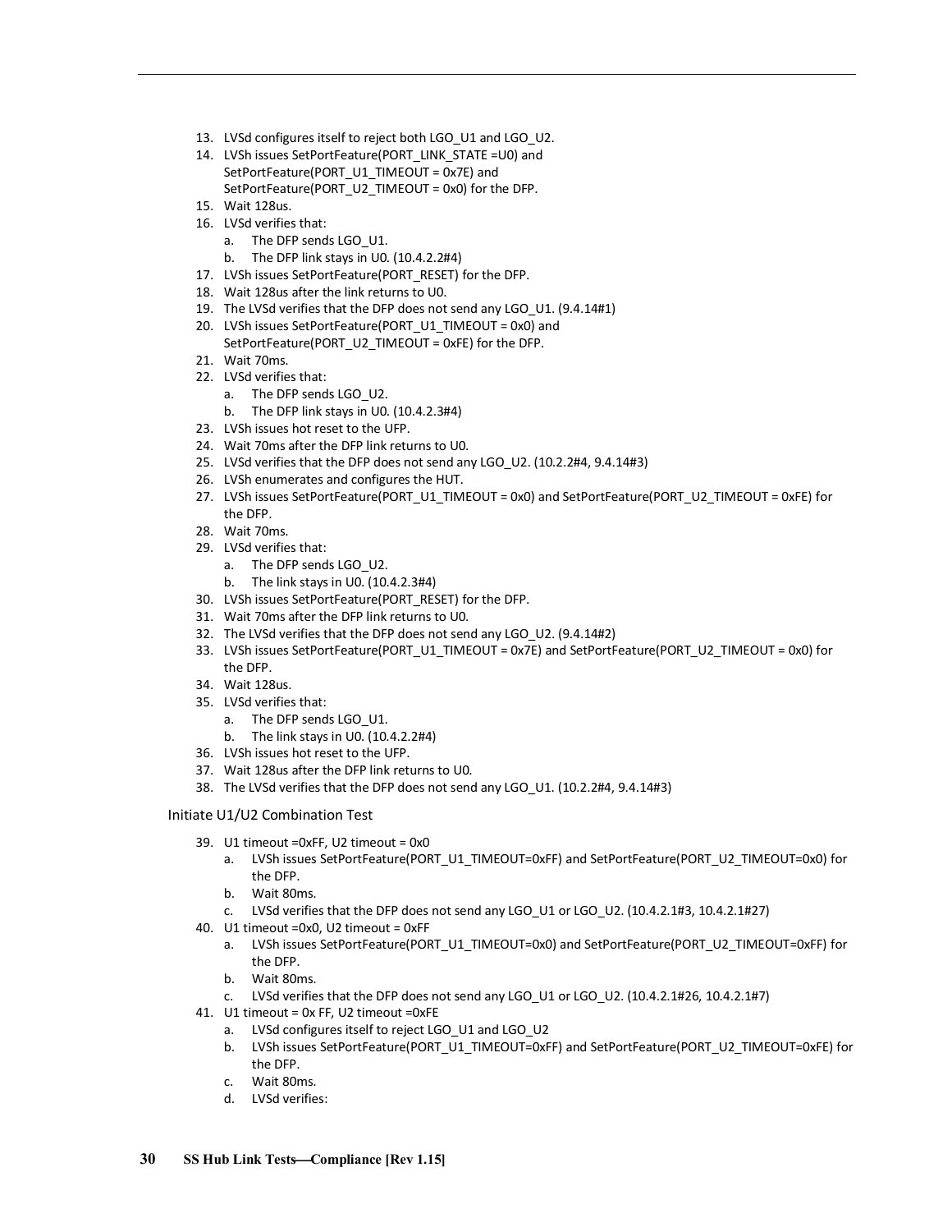13. LVSd configures itself to reject both LGO_U1 and LGO_U2.
14. LVSh issues SetPortFeature(PORT_LINK_STATE =U0) and SetPortFeature(PORT_U1_TIMEOUT = 0x7E) and SetPortFeature(PORT_U2_TIMEOUT = 0x0) for the DFP.
15. Wait 128us.
16. LVSd verifies that:
    a. The DFP sends LGO_U1.
    b. The DFP link stays in U0. (10.4.2.2#4)
17. LVSh issues SetPortFeature(PORT_RESET) for the DFP.
18. Wait 128us after the link returns to U0.
19. The LVSd verifies that the DFP does not send any LGO_U1. (9.4.14#1)
20. LVSh issues SetPortFeature(PORT_U1_TIMEOUT = 0x0) and SetPortFeature(PORT_U2_TIMEOUT = 0xFE) for the DFP.
21. Wait 70ms.
22. LVSd verifies that:
    a. The DFP sends LGO_U2.
    b. The DFP link stays in U0. (10.4.2.3#4)
23. LVSh issues hot reset to the UFP.
24. Wait 70ms after the DFP link returns to U0.
25. LVSd verifies that the DFP does not send any LGO_U2. (10.2.2#4, 9.4.14#3)
26. LVSh enumerates and configures the HUT.
27. LVSh issues SetPortFeature(PORT_U1_TIMEOUT = 0x0) and SetPortFeature(PORT_U2_TIMEOUT = 0xFE) for the DFP.
28. Wait 70ms.
29. LVSd verifies that:
    a. The DFP sends LGO_U2.
    b. The link stays in U0. (10.4.2.3#4)
30. LVSh issues SetPortFeature(PORT_RESET) for the DFP.
31. Wait 70ms after the DFP link returns to U0.
32. The LVSd verifies that the DFP does not send any LGO_U2. (9.4.14#2)
33. LVSh issues SetPortFeature(PORT_U1_TIMEOUT = 0x7E) and SetPortFeature(PORT_U2_TIMEOUT = 0x0) for the DFP.
34. Wait 128us.
35. LVSd verifies that:
    a. The DFP sends LGO_U1.
    b. The link stays in U0. (10.4.2.2#4)
36. LVSh issues hot reset to the UFP.
37. Wait 128us after the DFP link returns to U0.
38. The LVSd verifies that the DFP does not send any LGO_U1. (10.2.2#4, 9.4.14#3)

Initiate U1/U2 Combination Test

39. U1 timeout =0xFF, U2 timeout = 0x0
    a. LVSh issues SetPortFeature(PORT_U1_TIMEOUT=0xFF) and SetPortFeature(PORT_U2_TIMEOUT=0x0) for the DFP.
    b. Wait 80ms.
    c. LVSd verifies that the DFP does not send any LGO_U1 or LGO_U2. (10.4.2.1#3, 10.4.2.1#27)
40. U1 timeout =0x0, U2 timeout = 0xFF
    a. LVSh issues SetPortFeature(PORT_U1_TIMEOUT=0x0) and SetPortFeature(PORT_U2_TIMEOUT=0xFF) for the DFP.
    b. Wait 80ms.
    c. LVSd verifies that the DFP does not send any LGO_U1 or LGO_U2. (10.4.2.1#26, 10.4.2.1#7)
41. U1 timeout = 0x FF, U2 timeout =0xFE
    a. LVSd configures itself to reject LGO_U1 and LGO_U2
    b. LVSh issues SetPortFeature(PORT_U1_TIMEOUT=0xFF) and SetPortFeature(PORT_U2_TIMEOUT=0xFE) for the DFP.
    c. Wait 80ms.
    d. LVSd verifies: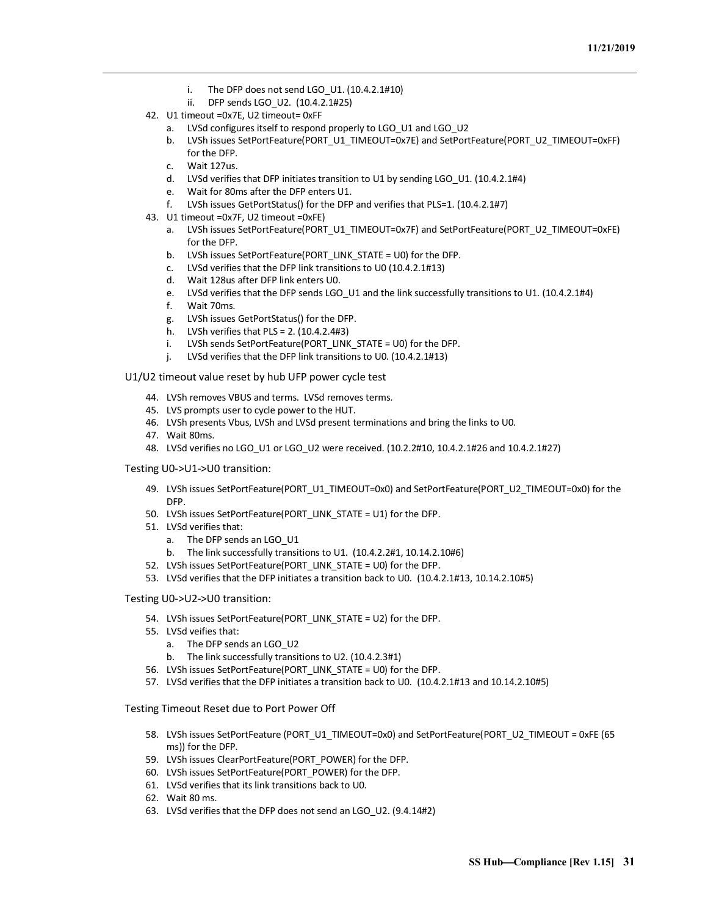i. The DFP does not send LGO_U1. (10.4.2.1#10)
    ii. DFP sends LGO_U2. (10.4.2.1#25)

42. U1 timeout =0x7E, U2 timeout= 0xFF
    a. LVSd configures itself to respond properly to LGO_U1 and LGO_U2
    b. LVSh issues SetPortFeature(PORT_U1_TIMEOUT=0x7E) and SetPortFeature(PORT_U2_TIMEOUT=0xFF) for the DFP.
    c. Wait 127us.
    d. LVSd verifies that DFP initiates transition to U1 by sending LGO_U1. (10.4.2.1#4)
    e. Wait for 80ms after the DFP enters U1.
    f. LVSh issues GetPortStatus() for the DFP and verifies that PLS=1. (10.4.2.1#7)
43. U1 timeout =0x7F, U2 timeout =0xFE)
    a. LVSh issues SetPortFeature(PORT_U1_TIMEOUT=0x7F) and SetPortFeature(PORT_U2_TIMEOUT=0xFE) for the DFP.
    b. LVSh issues SetPortFeature(PORT_LINK_STATE = U0) for the DFP.
    c. LVSd verifies that the DFP link transitions to U0 (10.4.2.1#13)
    d. Wait 128us after DFP link enters U0.
    e. LVSd verifies that the DFP sends LGO_U1 and the link successfully transitions to U1. (10.4.2.1#4)
    f. Wait 70ms.
    g. LVSh issues GetPortStatus() for the DFP.
    h. LVSh verifies that PLS = 2. (10.4.2.4#3)
    i. LVSh sends SetPortFeature(PORT_LINK_STATE = U0) for the DFP.
    j. LVSd verifies that the DFP link transitions to U0. (10.4.2.1#13)

U1/U2 timeout value reset by hub UFP power cycle test

44. LVSh removes VBUS and terms. LVSd removes terms.
45. LVS prompts user to cycle power to the HUT.
46. LVSh presents Vbus, LVSh and LVSd present terminations and bring the links to U0.
47. Wait 80ms.
48. LVSd verifies no LGO_U1 or LGO_U2 were received. (10.2.2#10, 10.4.2.1#26 and 10.4.2.1#27)

Testing U0->U1->U0 transition:

49. LVSh issues SetPortFeature(PORT_U1_TIMEOUT=0x0) and SetPortFeature(PORT_U2_TIMEOUT=0x0) for the DFP.
50. LVSh issues SetPortFeature(PORT_LINK_STATE = U1) for the DFP.
51. LVSd verifies that:
    a. The DFP sends an LGO_U1
    b. The link successfully transitions to U1. (10.4.2.2#1, 10.14.2.10#6)
52. LVSh issues SetPortFeature(PORT_LINK_STATE = U0) for the DFP.
53. LVSd verifies that the DFP initiates a transition back to U0. (10.4.2.1#13, 10.14.2.10#5)

Testing U0->U2->U0 transition:

54. LVSh issues SetPortFeature(PORT_LINK_STATE = U2) for the DFP.
55. LVSd veifies that:
    a. The DFP sends an LGO_U2
    b. The link successfully transitions to U2. (10.4.2.3#1)
56. LVSh issues SetPortFeature(PORT_LINK_STATE = U0) for the DFP.
57. LVSd verifies that the DFP initiates a transition back to U0. (10.4.2.1#13 and 10.14.2.10#5)

Testing Timeout Reset due to Port Power Off

58. LVSh issues SetPortFeature (PORT_U1_TIMEOUT=0x0) and SetPortFeature(PORT_U2_TIMEOUT = 0xFE (65 ms)) for the DFP.
59. LVSh issues ClearPortFeature(PORT_POWER) for the DFP.
60. LVSh issues SetPortFeature(PORT_POWER) for the DFP.
61. LVSd verifies that its link transitions back to U0.
62. Wait 80 ms.
63. LVSd verifies that the DFP does not send an LGO_U2. (9.4.14#2)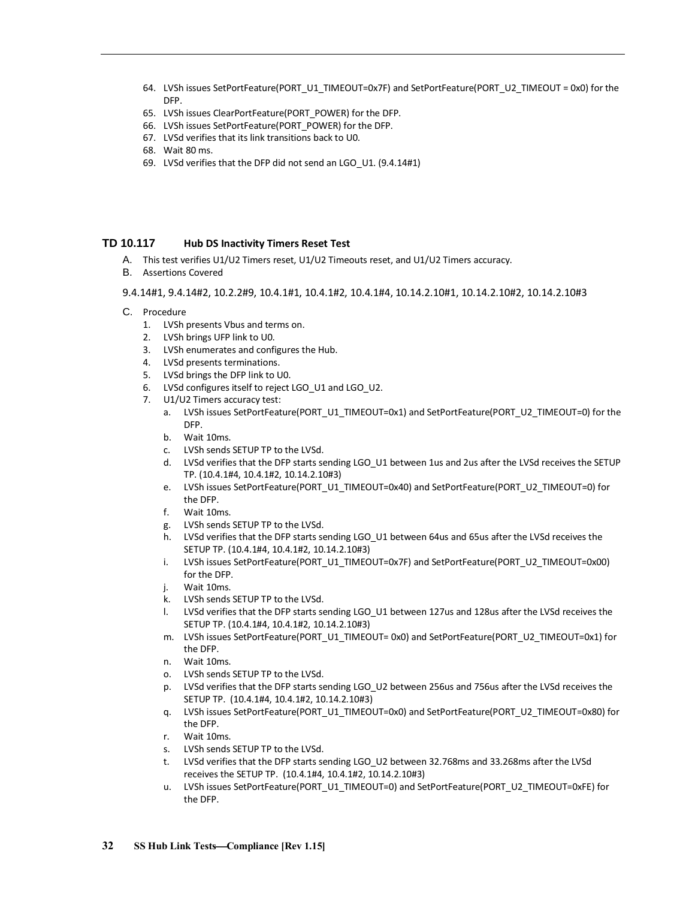64. LVSh issues SetPortFeature(PORT_U1_TIMEOUT=0x7F) and SetPortFeature(PORT_U2_TIMEOUT = 0x0) for the DFP.
65. LVSh issues ClearPortFeature(PORT_POWER) for the DFP.
66. LVSh issues SetPortFeature(PORT_POWER) for the DFP.
67. LVSd verifies that its link transitions back to U0.
68. Wait 80 ms.
69. LVSd verifies that the DFP did not send an LGO_U1. (9.4.14#1)

## TD 10.117 Hub DS Inactivity Timers Reset Test

A. This test verifies U1/U2 Timers reset, U1/U2 Timeouts reset, and U1/U2 Timers accuracy.

B. Assertions Covered

9.4.14#1, 9.4.14#2, 10.2.2#9, 10.4.1#1, 10.4.1#2, 10.4.1#4, 10.14.2.10#1, 10.14.2.10#2, 10.14.2.10#3

C. Procedure

1. LVSh presents Vbus and terms on.
2. LVSh brings UFP link to U0.
3. LVSh enumerates and configures the Hub.
4. LVSd presents terminations.
5. LVSd brings the DFP link to U0.
6. LVSd configures itself to reject LGO_U1 and LGO_U2.
7. U1/U2 Timers accuracy test:
   a. LVSh issues SetPortFeature(PORT_U1_TIMEOUT=0x1) and SetPortFeature(PORT_U2_TIMEOUT=0) for the DFP.
   b. Wait 10ms.
   c. LVSh sends SETUP TP to the LVSd.
   d. LVSd verifies that the DFP starts sending LGO_U1 between 1us and 2us after the LVSd receives the SETUP TP. (10.4.1#4, 10.4.1#2, 10.14.2.10#3)
   e. LVSh issues SetPortFeature(PORT_U1_TIMEOUT=0x40) and SetPortFeature(PORT_U2_TIMEOUT=0) for the DFP.
   f. Wait 10ms.
   g. LVSh sends SETUP TP to the LVSd.
   h. LVSd verifies that the DFP starts sending LGO_U1 between 64us and 65us after the LVSd receives the SETUP TP. (10.4.1#4, 10.4.1#2, 10.14.2.10#3)
   i. LVSh issues SetPortFeature(PORT_U1_TIMEOUT=0x7F) and SetPortFeature(PORT_U2_TIMEOUT=0x00) for the DFP.
   j. Wait 10ms.
   k. LVSh sends SETUP TP to the LVSd.
   l. LVSd verifies that the DFP starts sending LGO_U1 between 127us and 128us after the LVSd receives the SETUP TP. (10.4.1#4, 10.4.1#2, 10.14.2.10#3)
   m. LVSh issues SetPortFeature(PORT_U1_TIMEOUT= 0x0) and SetPortFeature(PORT_U2_TIMEOUT=0x1) for the DFP.
   n. Wait 10ms.
   o. LVSh sends SETUP TP to the LVSd.
   p. LVSd verifies that the DFP starts sending LGO_U2 between 256us and 756us after the LVSd receives the SETUP TP. (10.4.1#4, 10.4.1#2, 10.14.2.10#3)
   q. LVSh issues SetPortFeature(PORT_U1_TIMEOUT=0x0) and SetPortFeature(PORT_U2_TIMEOUT=0x80) for the DFP.
   r. Wait 10ms.
   s. LVSh sends SETUP TP to the LVSd.
   t. LVSd verifies that the DFP starts sending LGO_U2 between 32.768ms and 33.268ms after the LVSd receives the SETUP TP. (10.4.1#4, 10.4.1#2, 10.14.2.10#3)
   u. LVSh issues SetPortFeature(PORT_U1_TIMEOUT=0) and SetPortFeature(PORT_U2_TIMEOUT=0xFE) for the DFP.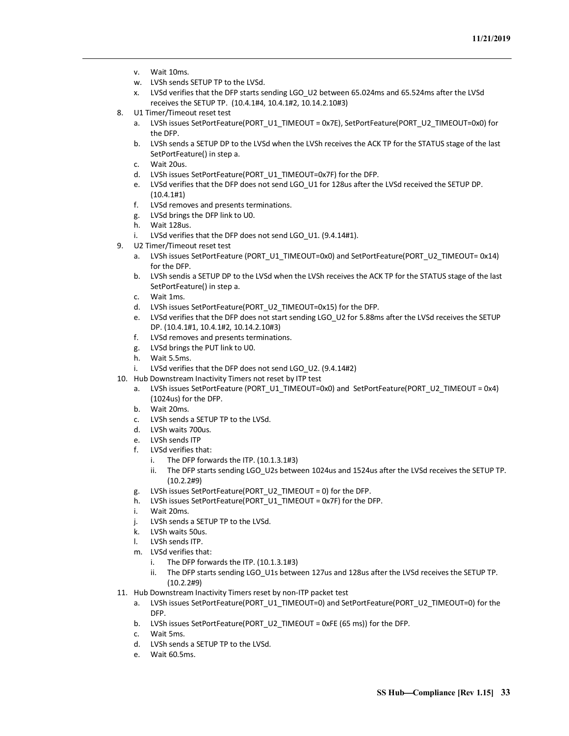v. Wait 10ms.
   w. LVSh sends SETUP TP to the LVSd.
   x. LVSd verifies that the DFP starts sending LGO_U2 between 65.024ms and 65.524ms after the LVSd receives the SETUP TP. (10.4.1#4, 10.4.1#2, 10.14.2.10#3)

8. U1 Timer/Timeout reset test
   a. LVSh issues SetPortFeature(PORT_U1_TIMEOUT = 0x7E), SetPortFeature(PORT_U2_TIMEOUT=0x0) for the DFP.
   b. LVSh sends a SETUP DP to the LVSd when the LVSh receives the ACK TP for the STATUS stage of the last SetPortFeature() in step a.
   c. Wait 20us.
   d. LVSh issues SetPortFeature(PORT_U1_TIMEOUT=0x7F) for the DFP.
   e. LVSd verifies that the DFP does not send LGO_U1 for 128us after the LVSd received the SETUP DP. (10.4.1#1)
   f. LVSd removes and presents terminations.
   g. LVSd brings the DFP link to U0.
   h. Wait 128us.
   i. LVSd verifies that the DFP does not send LGO_U1. (9.4.14#1).

9. U2 Timer/Timeout reset test
   a. LVSh issues SetPortFeature (PORT_U1_TIMEOUT=0x0) and SetPortFeature(PORT_U2_TIMEOUT= 0x14) for the DFP.
   b. LVSh sendis a SETUP DP to the LVSd when the LVSh receives the ACK TP for the STATUS stage of the last SetPortFeature() in step a.
   c. Wait 1ms.
   d. LVSh issues SetPortFeature(PORT_U2_TIMEOUT=0x15) for the DFP.
   e. LVSd verifies that the DFP does not start sending LGO_U2 for 5.88ms after the LVSd receives the SETUP DP. (10.4.1#1, 10.4.1#2, 10.14.2.10#3)
   f. LVSd removes and presents terminations.
   g. LVSd brings the PUT link to U0.
   h. Wait 5.5ms.
   i. LVSd verifies that the DFP does not send LGO_U2. (9.4.14#2)

10. Hub Downstream Inactivity Timers not reset by ITP test
    a. LVSh issues SetPortFeature (PORT_U1_TIMEOUT=0x0) and SetPortFeature(PORT_U2_TIMEOUT = 0x4) (1024us) for the DFP.
    b. Wait 20ms.
    c. LVSh sends a SETUP TP to the LVSd.
    d. LVSh waits 700us.
    e. LVSh sends ITP
    f. LVSd verifies that:
       i. The DFP forwards the ITP. (10.1.3.1#3)
       ii. The DFP starts sending LGO_U2s between 1024us and 1524us after the LVSd receives the SETUP TP. (10.2.2#9)
    g. LVSh issues SetPortFeature(PORT_U2_TIMEOUT = 0) for the DFP.
    h. LVSh issues SetPortFeature(PORT_U1_TIMEOUT = 0x7F) for the DFP.
    i. Wait 20ms.
    j. LVSh sends a SETUP TP to the LVSd.
    k. LVSh waits 50us.
    l. LVSh sends ITP.
    m. LVSd verifies that:
       i. The DFP forwards the ITP. (10.1.3.1#3)
       ii. The DFP starts sending LGO_U1s between 127us and 128us after the LVSd receives the SETUP TP. (10.2.2#9)

11. Hub Downstream Inactivity Timers reset by non-ITP packet test
    a. LVSh issues SetPortFeature(PORT_U1_TIMEOUT=0) and SetPortFeature(PORT_U2_TIMEOUT=0) for the DFP.
    b. LVSh issues SetPortFeature(PORT_U2_TIMEOUT = 0xFE (65 ms)) for the DFP.
    c. Wait 5ms.
    d. LVSh sends a SETUP TP to the LVSd.
    e. Wait 60.5ms.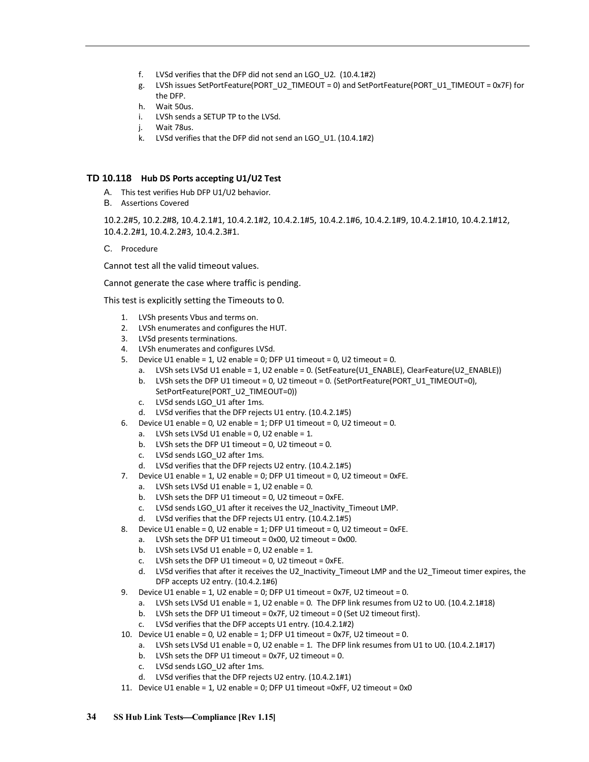f. LVSd verifies that the DFP did not send an LGO_U2. (10.4.1#2)
g. LVSh issues SetPortFeature(PORT_U2_TIMEOUT = 0) and SetPortFeature(PORT_U1_TIMEOUT = 0x7F) for the DFP.
h. Wait 50us.
i. LVSh sends a SETUP TP to the LVSd.
j. Wait 78us.
k. LVSd verifies that the DFP did not send an LGO_U1. (10.4.1#2)

## TD 10.118 Hub DS Ports accepting U1/U2 Test

A. This test verifies Hub DFP U1/U2 behavior.
B. Assertions Covered

10.2.2#5, 10.2.2#8, 10.4.2.1#1, 10.4.2.1#2, 10.4.2.1#5, 10.4.2.1#6, 10.4.2.1#9, 10.4.2.1#10, 10.4.2.1#12, 10.4.2.2#1, 10.4.2.2#3, 10.4.2.3#1.

C. Procedure

Cannot test all the valid timeout values.

Cannot generate the case where traffic is pending.

This test is explicitly setting the Timeouts to 0.

1. LVSh presents Vbus and terms on.
2. LVSh enumerates and configures the HUT.
3. LVSd presents terminations.
4. LVSh enumerates and configures LVSd.
5. Device U1 enable = 1, U2 enable = 0; DFP U1 timeout = 0, U2 timeout = 0.
   a. LVSh sets LVSd U1 enable = 1, U2 enable = 0. (SetFeature(U1_ENABLE), ClearFeature(U2_ENABLE))
   b. LVSh sets the DFP U1 timeout = 0, U2 timeout = 0. (SetPortFeature(PORT_U1_TIMEOUT=0), SetPortFeature(PORT_U2_TIMEOUT=0))
   c. LVSd sends LGO_U1 after 1ms.
   d. LVSd verifies that the DFP rejects U1 entry. (10.4.2.1#5)
6. Device U1 enable = 0, U2 enable = 1; DFP U1 timeout = 0, U2 timeout = 0.
   a. LVSh sets LVSd U1 enable = 0, U2 enable = 1.
   b. LVSh sets the DFP U1 timeout = 0, U2 timeout = 0.
   c. LVSd sends LGO_U2 after 1ms.
   d. LVSd verifies that the DFP rejects U2 entry. (10.4.2.1#5)
7. Device U1 enable = 1, U2 enable = 0; DFP U1 timeout = 0, U2 timeout = 0xFE.
   a. LVSh sets LVSd U1 enable = 1, U2 enable = 0.
   b. LVSh sets the DFP U1 timeout = 0, U2 timeout = 0xFE.
   c. LVSd sends LGO_U1 after it receives the U2_Inactivity_Timeout LMP.
   d. LVSd verifies that the DFP rejects U1 entry. (10.4.2.1#5)
8. Device U1 enable = 0, U2 enable = 1; DFP U1 timeout = 0, U2 timeout = 0xFE.
   a. LVSh sets the DFP U1 timeout = 0x00, U2 timeout = 0x00.
   b. LVSh sets LVSd U1 enable = 0, U2 enable = 1.
   c. LVSh sets the DFP U1 timeout = 0, U2 timeout = 0xFE.
   d. LVSd verifies that after it receives the U2_Inactivity_Timeout LMP and the U2_Timeout timer expires, the DFP accepts U2 entry. (10.4.2.1#6)
9. Device U1 enable = 1, U2 enable = 0; DFP U1 timeout = 0x7F, U2 timeout = 0.
   a. LVSh sets LVSd U1 enable = 1, U2 enable = 0. The DFP link resumes from U2 to U0. (10.4.2.1#18)
   b. LVSh sets the DFP U1 timeout = 0x7F, U2 timeout = 0 (Set U2 timeout first).
   c. LVSd verifies that the DFP accepts U1 entry. (10.4.2.1#2)
10. Device U1 enable = 0, U2 enable = 1; DFP U1 timeout = 0x7F, U2 timeout = 0.
    a. LVSh sets LVSd U1 enable = 0, U2 enable = 1. The DFP link resumes from U1 to U0. (10.4.2.1#17)
    b. LVSh sets the DFP U1 timeout = 0x7F, U2 timeout = 0.
    c. LVSd sends LGO_U2 after 1ms.
    d. LVSd verifies that the DFP rejects U2 entry. (10.4.2.1#1)
11. Device U1 enable = 1, U2 enable = 0; DFP U1 timeout =0xFF, U2 timeout = 0x0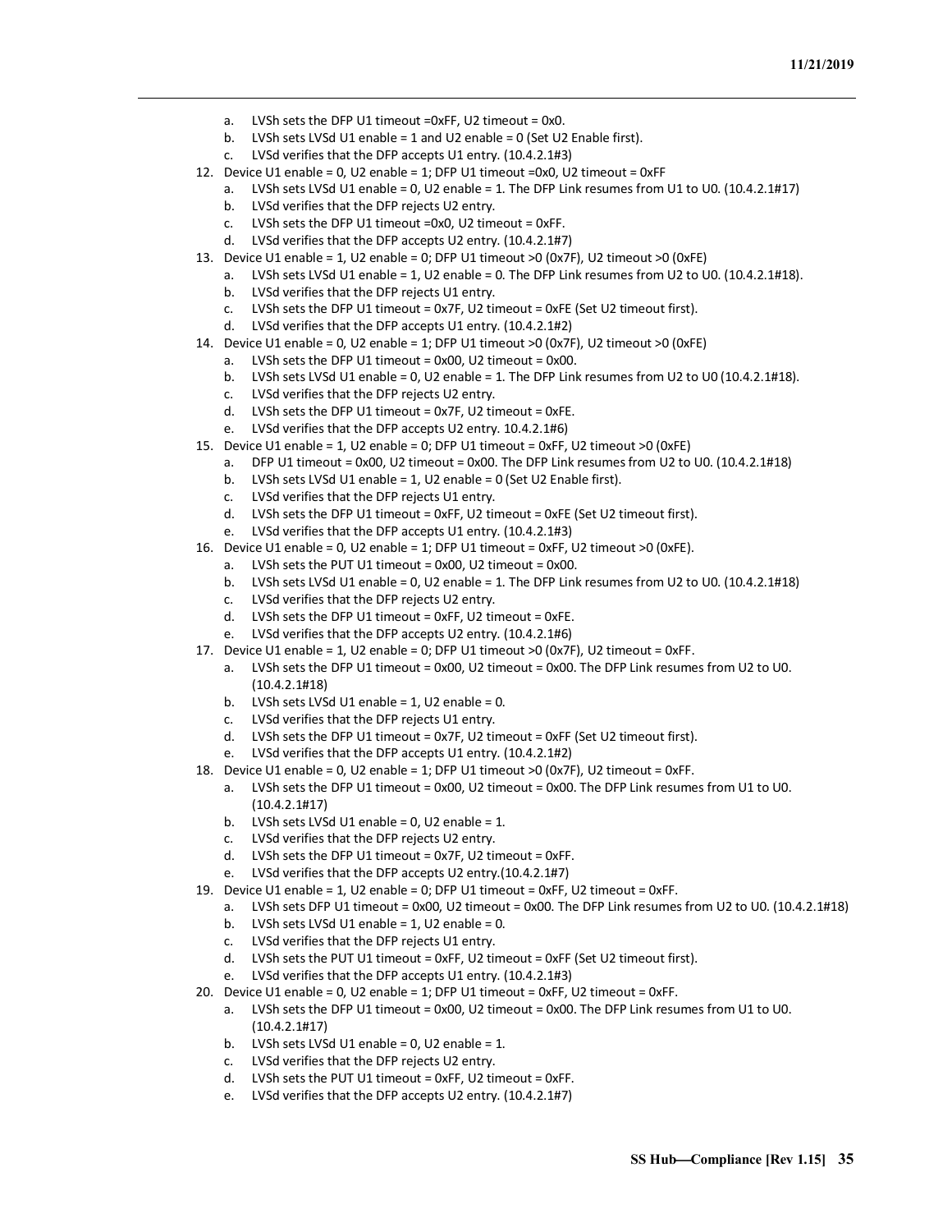a. LVSh sets the DFP U1 timeout =0xFF, U2 timeout = 0x0.
b. LVSh sets LVSd U1 enable = 1 and U2 enable = 0 (Set U2 Enable first).
c. LVSd verifies that the DFP accepts U1 entry. (10.4.2.1#3)

12. Device U1 enable = 0, U2 enable = 1; DFP U1 timeout =0x0, U2 timeout = 0xFF
    a. LVSh sets LVSd U1 enable = 0, U2 enable = 1. The DFP Link resumes from U1 to U0. (10.4.2.1#17)
    b. LVSd verifies that the DFP rejects U2 entry.
    c. LVSh sets the DFP U1 timeout =0x0, U2 timeout = 0xFF.
    d. LVSd verifies that the DFP accepts U2 entry. (10.4.2.1#7)
13. Device U1 enable = 1, U2 enable = 0; DFP U1 timeout >0 (0x7F), U2 timeout >0 (0xFE)
    a. LVSh sets LVSd U1 enable = 1, U2 enable = 0. The DFP Link resumes from U2 to U0. (10.4.2.1#18).
    b. LVSd verifies that the DFP rejects U1 entry.
    c. LVSh sets the DFP U1 timeout = 0x7F, U2 timeout = 0xFE (Set U2 timeout first).
    d. LVSd verifies that the DFP accepts U1 entry. (10.4.2.1#2)
14. Device U1 enable = 0, U2 enable = 1; DFP U1 timeout >0 (0x7F), U2 timeout >0 (0xFE)
    a. LVSh sets the DFP U1 timeout = 0x00, U2 timeout = 0x00.
    b. LVSh sets LVSd U1 enable = 0, U2 enable = 1. The DFP Link resumes from U2 to U0 (10.4.2.1#18).
    c. LVSd verifies that the DFP rejects U2 entry.
    d. LVSh sets the DFP U1 timeout = 0x7F, U2 timeout = 0xFE.
    e. LVSd verifies that the DFP accepts U2 entry. 10.4.2.1#6)
15. Device U1 enable = 1, U2 enable = 0; DFP U1 timeout = 0xFF, U2 timeout >0 (0xFE)
    a. DFP U1 timeout = 0x00, U2 timeout = 0x00. The DFP Link resumes from U2 to U0. (10.4.2.1#18)
    b. LVSh sets LVSd U1 enable = 1, U2 enable = 0 (Set U2 Enable first).
    c. LVSd verifies that the DFP rejects U1 entry.
    d. LVSh sets the DFP U1 timeout = 0xFF, U2 timeout = 0xFE (Set U2 timeout first).
    e. LVSd verifies that the DFP accepts U1 entry. (10.4.2.1#3)
16. Device U1 enable = 0, U2 enable = 1; DFP U1 timeout = 0xFF, U2 timeout >0 (0xFE).
    a. LVSh sets the PUT U1 timeout = 0x00, U2 timeout = 0x00.
    b. LVSh sets LVSd U1 enable = 0, U2 enable = 1. The DFP Link resumes from U2 to U0. (10.4.2.1#18)
    c. LVSd verifies that the DFP rejects U2 entry.
    d. LVSh sets the DFP U1 timeout = 0xFF, U2 timeout = 0xFE.
    e. LVSd verifies that the DFP accepts U2 entry. (10.4.2.1#6)
17. Device U1 enable = 1, U2 enable = 0; DFP U1 timeout >0 (0x7F), U2 timeout = 0xFF.
    a. LVSh sets the DFP U1 timeout = 0x00, U2 timeout = 0x00. The DFP Link resumes from U2 to U0. (10.4.2.1#18)
    b. LVSh sets LVSd U1 enable = 1, U2 enable = 0.
    c. LVSd verifies that the DFP rejects U1 entry.
    d. LVSh sets the DFP U1 timeout = 0x7F, U2 timeout = 0xFF (Set U2 timeout first).
    e. LVSd verifies that the DFP accepts U1 entry. (10.4.2.1#2)
18. Device U1 enable = 0, U2 enable = 1; DFP U1 timeout >0 (0x7F), U2 timeout = 0xFF.
    a. LVSh sets the DFP U1 timeout = 0x00, U2 timeout = 0x00. The DFP Link resumes from U1 to U0. (10.4.2.1#17)
    b. LVSh sets LVSd U1 enable = 0, U2 enable = 1.
    c. LVSd verifies that the DFP rejects U2 entry.
    d. LVSh sets the DFP U1 timeout = 0x7F, U2 timeout = 0xFF.
    e. LVSd verifies that the DFP accepts U2 entry.(10.4.2.1#7)
19. Device U1 enable = 1, U2 enable = 0; DFP U1 timeout = 0xFF, U2 timeout = 0xFF.
    a. LVSh sets DFP U1 timeout = 0x00, U2 timeout = 0x00. The DFP Link resumes from U2 to U0. (10.4.2.1#18)
    b. LVSh sets LVSd U1 enable = 1, U2 enable = 0.
    c. LVSd verifies that the DFP rejects U1 entry.
    d. LVSh sets the PUT U1 timeout = 0xFF, U2 timeout = 0xFF (Set U2 timeout first).
    e. LVSd verifies that the DFP accepts U1 entry. (10.4.2.1#3)
20. Device U1 enable = 0, U2 enable = 1; DFP U1 timeout = 0xFF, U2 timeout = 0xFF.
    a. LVSh sets the DFP U1 timeout = 0x00, U2 timeout = 0x00. The DFP Link resumes from U1 to U0. (10.4.2.1#17)
    b. LVSh sets LVSd U1 enable = 0, U2 enable = 1.
    c. LVSd verifies that the DFP rejects U2 entry.
    d. LVSh sets the PUT U1 timeout = 0xFF, U2 timeout = 0xFF.
    e. LVSd verifies that the DFP accepts U2 entry. (10.4.2.1#7)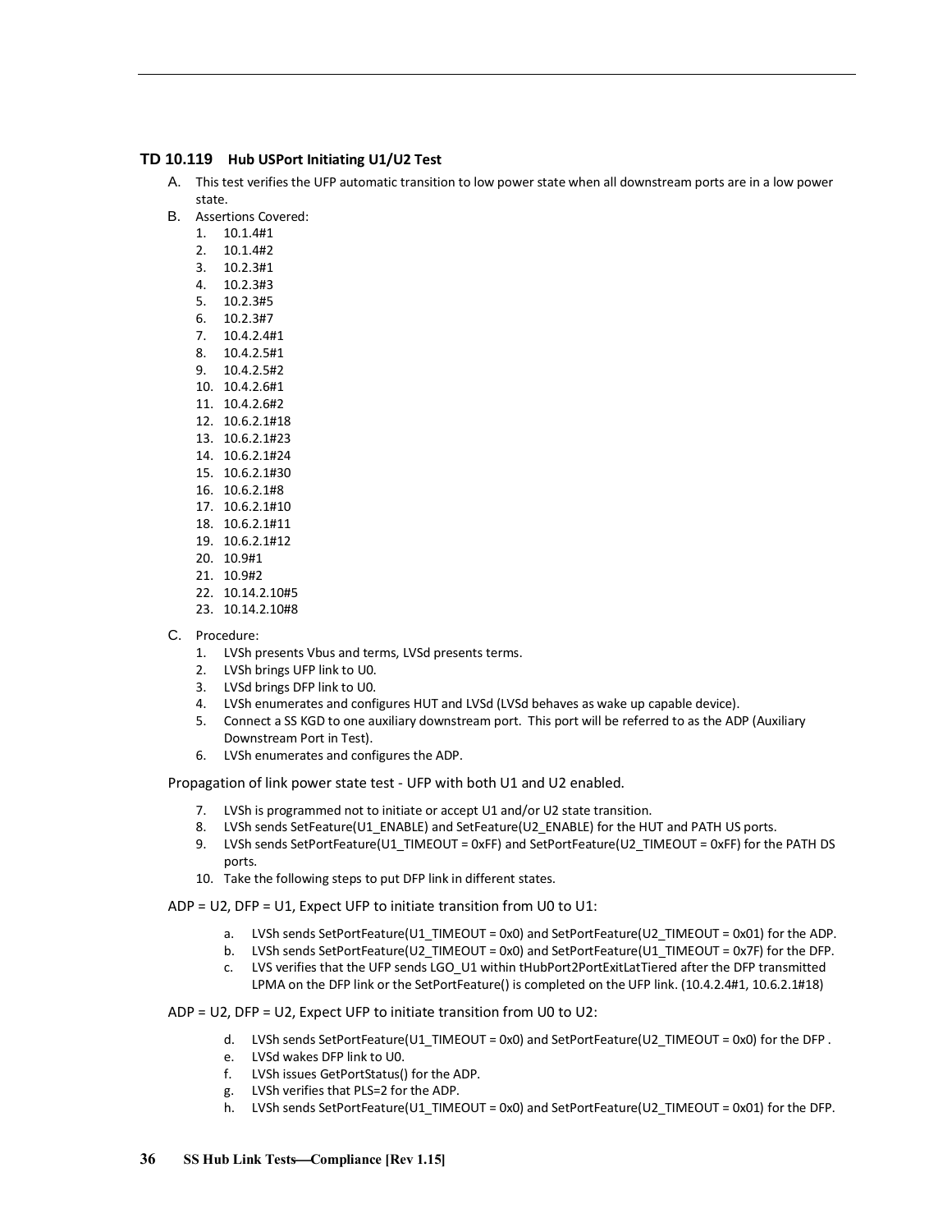### TD 10.119 Hub USPort Initiating U1/U2 Test

A. This test verifies the UFP automatic transition to low power state when all downstream ports are in a low power state.

B. Assertions Covered:
   1. 10.1.4#1
   2. 10.1.4#2
   3. 10.2.3#1
   4. 10.2.3#3
   5. 10.2.3#5
   6. 10.2.3#7
   7. 10.4.2.4#1
   8. 10.4.2.5#1
   9. 10.4.2.5#2
   10. 10.4.2.6#1
   11. 10.4.2.6#2
   12. 10.6.2.1#18
   13. 10.6.2.1#23
   14. 10.6.2.1#24
   15. 10.6.2.1#30
   16. 10.6.2.1#8
   17. 10.6.2.1#10
   18. 10.6.2.1#11
   19. 10.6.2.1#12
   20. 10.9#1
   21. 10.9#2
   22. 10.14.2.10#5
   23. 10.14.2.10#8

C. Procedure:
   1. LVSh presents Vbus and terms, LVSd presents terms.
   2. LVSh brings UFP link to U0.
   3. LVSd brings DFP link to U0.
   4. LVSh enumerates and configures HUT and LVSd (LVSd behaves as wake up capable device).
   5. Connect a SS KGD to one auxiliary downstream port. This port will be referred to as the ADP (Auxiliary Downstream Port in Test).
   6. LVSh enumerates and configures the ADP.

Propagation of link power state test - UFP with both U1 and U2 enabled.

   7. LVSh is programmed not to initiate or accept U1 and/or U2 state transition.
   8. LVSh sends SetFeature(U1_ENABLE) and SetFeature(U2_ENABLE) for the HUT and PATH US ports.
   9. LVSh sends SetPortFeature(U1_TIMEOUT = 0xFF) and SetPortFeature(U2_TIMEOUT = 0xFF) for the PATH DS ports.
   10. Take the following steps to put DFP link in different states.

ADP = U2, DFP = U1, Expect UFP to initiate transition from U0 to U1:

   a. LVSh sends SetPortFeature(U1_TIMEOUT = 0x0) and SetPortFeature(U2_TIMEOUT = 0x01) for the ADP.
   b. LVSh sends SetPortFeature(U2_TIMEOUT = 0x0) and SetPortFeature(U1_TIMEOUT = 0x7F) for the DFP.
   c. LVS verifies that the UFP sends LGO_U1 within tHubPort2PortExitLatTiered after the DFP transmitted LPMA on the DFP link or the SetPortFeature() is completed on the UFP link. (10.4.2.4#1, 10.6.2.1#18)

ADP = U2, DFP = U2, Expect UFP to initiate transition from U0 to U2:

   d. LVSh sends SetPortFeature(U1_TIMEOUT = 0x0) and SetPortFeature(U2_TIMEOUT = 0x0) for the DFP .
   e. LVSd wakes DFP link to U0.
   f. LVSh issues GetPortStatus() for the ADP.
   g. LVSh verifies that PLS=2 for the ADP.
   h. LVSh sends SetPortFeature(U1_TIMEOUT = 0x0) and SetPortFeature(U2_TIMEOUT = 0x01) for the DFP.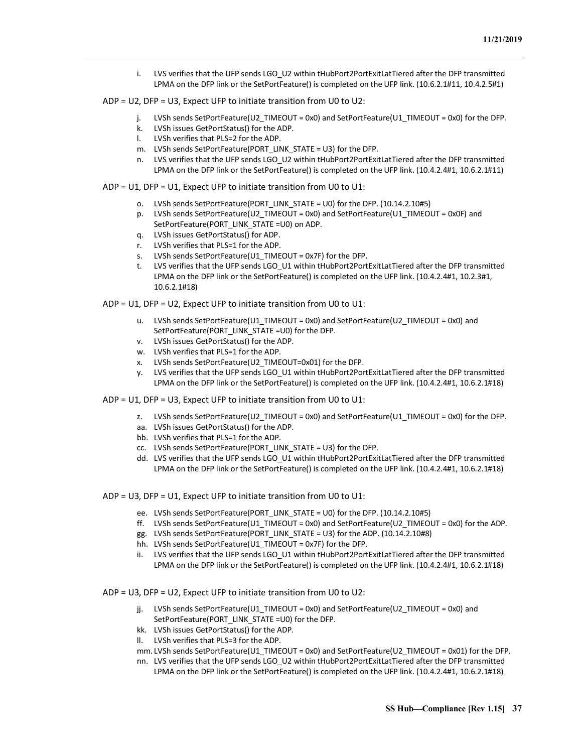i. LVS verifies that the UFP sends LGO_U2 within tHubPort2PortExitLatTiered after the DFP transmitted LPMA on the DFP link or the SetPortFeature() is completed on the UFP link. (10.6.2.1#11, 10.4.2.5#1)

ADP = U2, DFP = U3, Expect UFP to initiate transition from U0 to U2:

j. LVSh sends SetPortFeature(U2_TIMEOUT = 0x0) and SetPortFeature(U1_TIMEOUT = 0x0) for the DFP.
k. LVSh issues GetPortStatus() for the ADP.
l. LVSh verifies that PLS=2 for the ADP.
m. LVSh sends SetPortFeature(PORT_LINK_STATE = U3) for the DFP.
n. LVS verifies that the UFP sends LGO_U2 within tHubPort2PortExitLatTiered after the DFP transmitted LPMA on the DFP link or the SetPortFeature() is completed on the UFP link. (10.4.2.4#1, 10.6.2.1#11)

ADP = U1, DFP = U1, Expect UFP to initiate transition from U0 to U1:

o. LVSh sends SetPortFeature(PORT_LINK_STATE = U0) for the DFP. (10.14.2.10#5)
p. LVSh sends SetPortFeature(U2_TIMEOUT = 0x0) and SetPortFeature(U1_TIMEOUT = 0x0F) and SetPortFeature(PORT_LINK_STATE =U0) on ADP.
q. LVSh issues GetPortStatus() for ADP.
r. LVSh verifies that PLS=1 for the ADP.
s. LVSh sends SetPortFeature(U1_TIMEOUT = 0x7F) for the DFP.
t. LVS verifies that the UFP sends LGO_U1 within tHubPort2PortExitLatTiered after the DFP transmitted LPMA on the DFP link or the SetPortFeature() is completed on the UFP link. (10.4.2.4#1, 10.2.3#1, 10.6.2.1#18)

ADP = U1, DFP = U2, Expect UFP to initiate transition from U0 to U1:

u. LVSh sends SetPortFeature(U1_TIMEOUT = 0x0) and SetPortFeature(U2_TIMEOUT = 0x0) and SetPortFeature(PORT_LINK_STATE =U0) for the DFP.
v. LVSh issues GetPortStatus() for the ADP.
w. LVSh verifies that PLS=1 for the ADP.
x. LVSh sends SetPortFeature(U2_TIMEOUT=0x01) for the DFP.
y. LVS verifies that the UFP sends LGO_U1 within tHubPort2PortExitLatTiered after the DFP transmitted LPMA on the DFP link or the SetPortFeature() is completed on the UFP link. (10.4.2.4#1, 10.6.2.1#18)

ADP = U1, DFP = U3, Expect UFP to initiate transition from U0 to U1:

z. LVSh sends SetPortFeature(U2_TIMEOUT = 0x0) and SetPortFeature(U1_TIMEOUT = 0x0) for the DFP.
aa. LVSh issues GetPortStatus() for the ADP.
bb. LVSh verifies that PLS=1 for the ADP.
cc. LVSh sends SetPortFeature(PORT_LINK_STATE = U3) for the DFP.
dd. LVS verifies that the UFP sends LGO_U1 within tHubPort2PortExitLatTiered after the DFP transmitted LPMA on the DFP link or the SetPortFeature() is completed on the UFP link. (10.4.2.4#1, 10.6.2.1#18)

ADP = U3, DFP = U1, Expect UFP to initiate transition from U0 to U1:

ee. LVSh sends SetPortFeature(PORT_LINK_STATE = U0) for the DFP. (10.14.2.10#5)
ff. LVSh sends SetPortFeature(U1_TIMEOUT = 0x0) and SetPortFeature(U2_TIMEOUT = 0x0) for the ADP.
gg. LVSh sends SetPortFeature(PORT_LINK_STATE = U3) for the ADP. (10.14.2.10#8)
hh. LVSh sends SetPortFeature(U1_TIMEOUT = 0x7F) for the DFP.
ii. LVS verifies that the UFP sends LGO_U1 within tHubPort2PortExitLatTiered after the DFP transmitted LPMA on the DFP link or the SetPortFeature() is completed on the UFP link. (10.4.2.4#1, 10.6.2.1#18)

ADP = U3, DFP = U2, Expect UFP to initiate transition from U0 to U2:

jj. LVSh sends SetPortFeature(U1_TIMEOUT = 0x0) and SetPortFeature(U2_TIMEOUT = 0x0) and SetPortFeature(PORT_LINK_STATE =U0) for the DFP.
kk. LVSh issues GetPortStatus() for the ADP.
ll. LVSh verifies that PLS=3 for the ADP.
mm. LVSh sends SetPortFeature(U1_TIMEOUT = 0x0) and SetPortFeature(U2_TIMEOUT = 0x01) for the DFP.
nn. LVS verifies that the UFP sends LGO_U2 within tHubPort2PortExitLatTiered after the DFP transmitted LPMA on the DFP link or the SetPortFeature() is completed on the UFP link. (10.4.2.4#1, 10.6.2.1#18)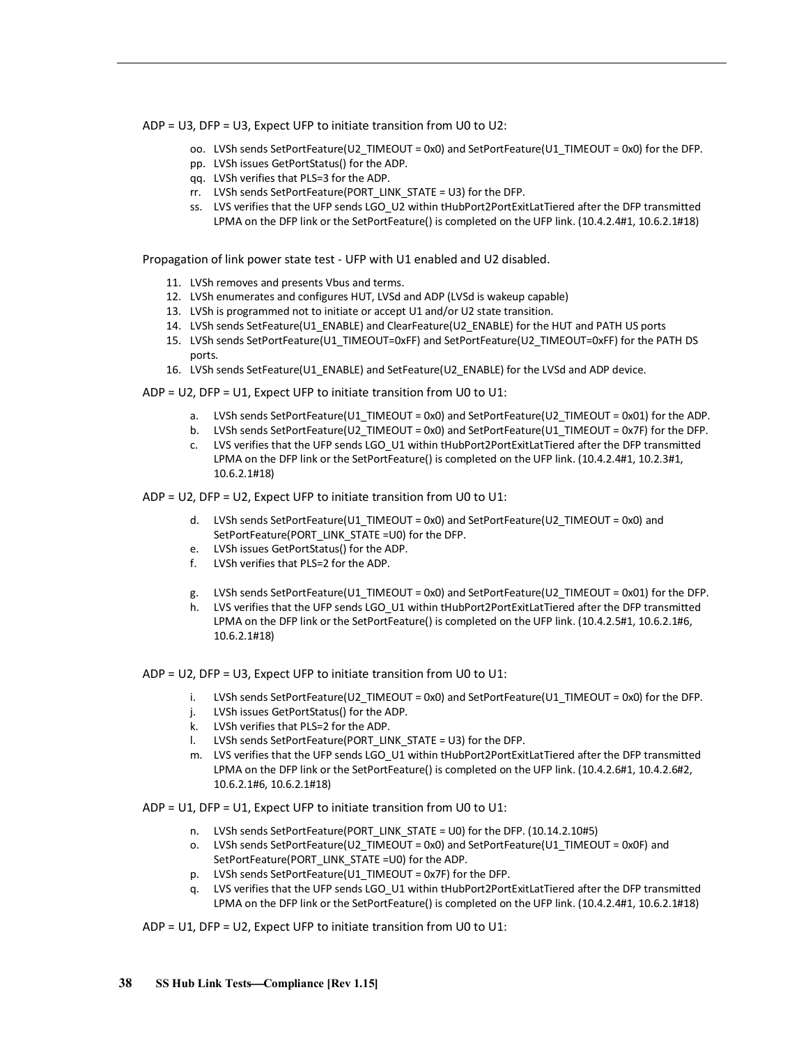ADP = U3, DFP = U3, Expect UFP to initiate transition from U0 to U2:

oo. LVSh sends SetPortFeature(U2_TIMEOUT = 0x0) and SetPortFeature(U1_TIMEOUT = 0x0) for the DFP.
pp. LVSh issues GetPortStatus() for the ADP.
qq. LVSh verifies that PLS=3 for the ADP.
rr. LVSh sends SetPortFeature(PORT_LINK_STATE = U3) for the DFP.
ss. LVS verifies that the UFP sends LGO_U2 within tHubPort2PortExitLatTiered after the DFP transmitted LPMA on the DFP link or the SetPortFeature() is completed on the UFP link. (10.4.2.4#1, 10.6.2.1#18)

Propagation of link power state test - UFP with U1 enabled and U2 disabled.

11. LVSh removes and presents Vbus and terms.
12. LVSh enumerates and configures HUT, LVSd and ADP (LVSd is wakeup capable)
13. LVSh is programmed not to initiate or accept U1 and/or U2 state transition.
14. LVSh sends SetFeature(U1_ENABLE) and ClearFeature(U2_ENABLE) for the HUT and PATH US ports
15. LVSh sends SetPortFeature(U1_TIMEOUT=0xFF) and SetPortFeature(U2_TIMEOUT=0xFF) for the PATH DS ports.
16. LVSh sends SetFeature(U1_ENABLE) and SetFeature(U2_ENABLE) for the LVSd and ADP device.

ADP = U2, DFP = U1, Expect UFP to initiate transition from U0 to U1:

a. LVSh sends SetPortFeature(U1_TIMEOUT = 0x0) and SetPortFeature(U2_TIMEOUT = 0x01) for the ADP.
b. LVSh sends SetPortFeature(U2_TIMEOUT = 0x0) and SetPortFeature(U1_TIMEOUT = 0x7F) for the DFP.
c. LVS verifies that the UFP sends LGO_U1 within tHubPort2PortExitLatTiered after the DFP transmitted LPMA on the DFP link or the SetPortFeature() is completed on the UFP link. (10.4.2.4#1, 10.2.3#1, 10.6.2.1#18)

ADP = U2, DFP = U2, Expect UFP to initiate transition from U0 to U1:

d. LVSh sends SetPortFeature(U1_TIMEOUT = 0x0) and SetPortFeature(U2_TIMEOUT = 0x0) and SetPortFeature(PORT_LINK_STATE =U0) for the DFP.
e. LVSh issues GetPortStatus() for the ADP.
f. LVSh verifies that PLS=2 for the ADP.
g. LVSh sends SetPortFeature(U1_TIMEOUT = 0x0) and SetPortFeature(U2_TIMEOUT = 0x01) for the DFP.
h. LVS verifies that the UFP sends LGO_U1 within tHubPort2PortExitLatTiered after the DFP transmitted LPMA on the DFP link or the SetPortFeature() is completed on the UFP link. (10.4.2.5#1, 10.6.2.1#6, 10.6.2.1#18)

ADP = U2, DFP = U3, Expect UFP to initiate transition from U0 to U1:

i. LVSh sends SetPortFeature(U2_TIMEOUT = 0x0) and SetPortFeature(U1_TIMEOUT = 0x0) for the DFP.
j. LVSh issues GetPortStatus() for the ADP.
k. LVSh verifies that PLS=2 for the ADP.
l. LVSh sends SetPortFeature(PORT_LINK_STATE = U3) for the DFP.
m. LVS verifies that the UFP sends LGO_U1 within tHubPort2PortExitLatTiered after the DFP transmitted LPMA on the DFP link or the SetPortFeature() is completed on the UFP link. (10.4.2.6#1, 10.4.2.6#2, 10.6.2.1#6, 10.6.2.1#18)

ADP = U1, DFP = U1, Expect UFP to initiate transition from U0 to U1:

n. LVSh sends SetPortFeature(PORT_LINK_STATE = U0) for the DFP. (10.14.2.10#5)
o. LVSh sends SetPortFeature(U2_TIMEOUT = 0x0) and SetPortFeature(U1_TIMEOUT = 0x0F) and SetPortFeature(PORT_LINK_STATE =U0) for the ADP.
p. LVSh sends SetPortFeature(U1_TIMEOUT = 0x7F) for the DFP.
q. LVS verifies that the UFP sends LGO_U1 within tHubPort2PortExitLatTiered after the DFP transmitted LPMA on the DFP link or the SetPortFeature() is completed on the UFP link. (10.4.2.4#1, 10.6.2.1#18)

ADP = U1, DFP = U2, Expect UFP to initiate transition from U0 to U1: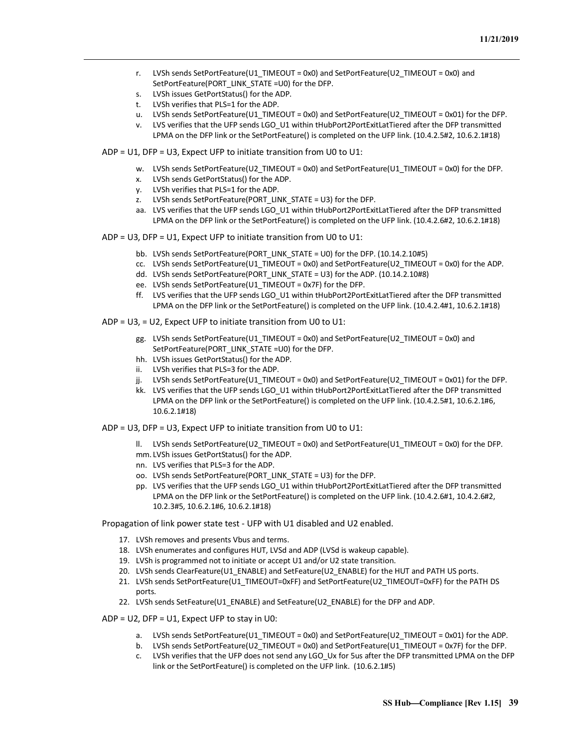r. LVSh sends SetPortFeature(U1_TIMEOUT = 0x0) and SetPortFeature(U2_TIMEOUT = 0x0) and SetPortFeature(PORT_LINK_STATE =U0) for the DFP.
s. LVSh issues GetPortStatus() for the ADP.
t. LVSh verifies that PLS=1 for the ADP.
u. LVSh sends SetPortFeature(U1_TIMEOUT = 0x0) and SetPortFeature(U2_TIMEOUT = 0x01) for the DFP.
v. LVS verifies that the UFP sends LGO_U1 within tHubPort2PortExitLatTiered after the DFP transmitted LPMA on the DFP link or the SetPortFeature() is completed on the UFP link. (10.4.2.5#2, 10.6.2.1#18)

ADP = U1, DFP = U3, Expect UFP to initiate transition from U0 to U1:

w. LVSh sends SetPortFeature(U2_TIMEOUT = 0x0) and SetPortFeature(U1_TIMEOUT = 0x0) for the DFP.
x. LVSh sends GetPortStatus() for the ADP.
y. LVSh verifies that PLS=1 for the ADP.
z. LVSh sends SetPortFeature(PORT_LINK_STATE = U3) for the DFP.
aa. LVS verifies that the UFP sends LGO_U1 within tHubPort2PortExitLatTiered after the DFP transmitted LPMA on the DFP link or the SetPortFeature() is completed on the UFP link. (10.4.2.6#2, 10.6.2.1#18)

ADP = U3, DFP = U1, Expect UFP to initiate transition from U0 to U1:

bb. LVSh sends SetPortFeature(PORT_LINK_STATE = U0) for the DFP. (10.14.2.10#5)
cc. LVSh sends SetPortFeature(U1_TIMEOUT = 0x0) and SetPortFeature(U2_TIMEOUT = 0x0) for the ADP.
dd. LVSh sends SetPortFeature(PORT_LINK_STATE = U3) for the ADP. (10.14.2.10#8)
ee. LVSh sends SetPortFeature(U1_TIMEOUT = 0x7F) for the DFP.
ff. LVS verifies that the UFP sends LGO_U1 within tHubPort2PortExitLatTiered after the DFP transmitted LPMA on the DFP link or the SetPortFeature() is completed on the UFP link. (10.4.2.4#1, 10.6.2.1#18)

ADP = U3, = U2, Expect UFP to initiate transition from U0 to U1:

gg. LVSh sends SetPortFeature(U1_TIMEOUT = 0x0) and SetPortFeature(U2_TIMEOUT = 0x0) and SetPortFeature(PORT_LINK_STATE =U0) for the DFP.
hh. LVSh issues GetPortStatus() for the ADP.
ii. LVSh verifies that PLS=3 for the ADP.
jj. LVSh sends SetPortFeature(U1_TIMEOUT = 0x0) and SetPortFeature(U2_TIMEOUT = 0x01) for the DFP.
kk. LVS verifies that the UFP sends LGO_U1 within tHubPort2PortExitLatTiered after the DFP transmitted LPMA on the DFP link or the SetPortFeature() is completed on the UFP link. (10.4.2.5#1, 10.6.2.1#6, 10.6.2.1#18)

ADP = U3, DFP = U3, Expect UFP to initiate transition from U0 to U1:

ll. LVSh sends SetPortFeature(U2_TIMEOUT = 0x0) and SetPortFeature(U1_TIMEOUT = 0x0) for the DFP.
mm. LVSh issues GetPortStatus() for the ADP.
nn. LVS verifies that PLS=3 for the ADP.
oo. LVSh sends SetPortFeature(PORT_LINK_STATE = U3) for the DFP.
pp. LVS verifies that the UFP sends LGO_U1 within tHubPort2PortExitLatTiered after the DFP transmitted LPMA on the DFP link or the SetPortFeature() is completed on the UFP link. (10.4.2.6#1, 10.4.2.6#2, 10.2.3#5, 10.6.2.1#6, 10.6.2.1#18)

Propagation of link power state test - UFP with U1 disabled and U2 enabled.

17. LVSh removes and presents Vbus and terms.
18. LVSh enumerates and configures HUT, LVSd and ADP (LVSd is wakeup capable).
19. LVSh is programmed not to initiate or accept U1 and/or U2 state transition.
20. LVSh sends ClearFeature(U1_ENABLE) and SetFeature(U2_ENABLE) for the HUT and PATH US ports.
21. LVSh sends SetPortFeature(U1_TIMEOUT=0xFF) and SetPortFeature(U2_TIMEOUT=0xFF) for the PATH DS ports.
22. LVSh sends SetFeature(U1_ENABLE) and SetFeature(U2_ENABLE) for the DFP and ADP.

ADP = U2, DFP = U1, Expect UFP to stay in U0:

a. LVSh sends SetPortFeature(U1_TIMEOUT = 0x0) and SetPortFeature(U2_TIMEOUT = 0x01) for the ADP.
b. LVSh sends SetPortFeature(U2_TIMEOUT = 0x0) and SetPortFeature(U1_TIMEOUT = 0x7F) for the DFP.
c. LVSh verifies that the UFP does not send any LGO_Ux for 5us after the DFP transmitted LPMA on the DFP link or the SetPortFeature() is completed on the UFP link. (10.6.2.1#5)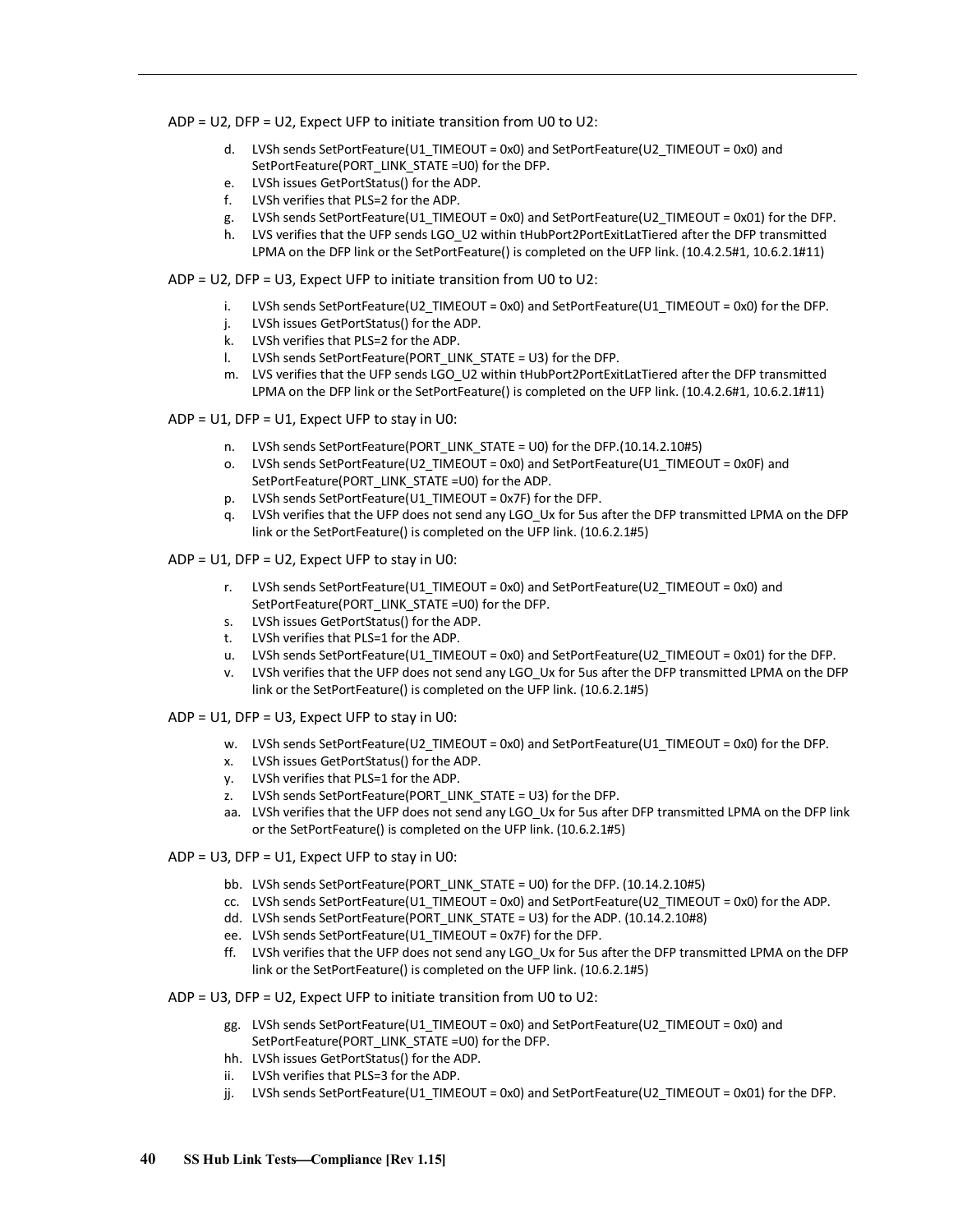ADP = U2, DFP = U2, Expect UFP to initiate transition from U0 to U2:

d. LVSh sends SetPortFeature(U1_TIMEOUT = 0x0) and SetPortFeature(U2_TIMEOUT = 0x0) and SetPortFeature(PORT_LINK_STATE =U0) for the DFP.
e. LVSh issues GetPortStatus() for the ADP.
f. LVSh verifies that PLS=2 for the ADP.
g. LVSh sends SetPortFeature(U1_TIMEOUT = 0x0) and SetPortFeature(U2_TIMEOUT = 0x01) for the DFP.
h. LVS verifies that the UFP sends LGO_U2 within tHubPort2PortExitLatTiered after the DFP transmitted LPMA on the DFP link or the SetPortFeature() is completed on the UFP link. (10.4.2.5#1, 10.6.2.1#11)

ADP = U2, DFP = U3, Expect UFP to initiate transition from U0 to U2:

i. LVSh sends SetPortFeature(U2_TIMEOUT = 0x0) and SetPortFeature(U1_TIMEOUT = 0x0) for the DFP.
j. LVSh issues GetPortStatus() for the ADP.
k. LVSh verifies that PLS=2 for the ADP.
l. LVSh sends SetPortFeature(PORT_LINK_STATE = U3) for the DFP.
m. LVS verifies that the UFP sends LGO_U2 within tHubPort2PortExitLatTiered after the DFP transmitted LPMA on the DFP link or the SetPortFeature() is completed on the UFP link. (10.4.2.6#1, 10.6.2.1#11)

ADP = U1, DFP = U1, Expect UFP to stay in U0:

n. LVSh sends SetPortFeature(PORT_LINK_STATE = U0) for the DFP.(10.14.2.10#5)
o. LVSh sends SetPortFeature(U2_TIMEOUT = 0x0) and SetPortFeature(U1_TIMEOUT = 0x0F) and SetPortFeature(PORT_LINK_STATE =U0) for the ADP.
p. LVSh sends SetPortFeature(U1_TIMEOUT = 0x7F) for the DFP.
q. LVSh verifies that the UFP does not send any LGO_Ux for 5us after the DFP transmitted LPMA on the DFP link or the SetPortFeature() is completed on the UFP link. (10.6.2.1#5)

ADP = U1, DFP = U2, Expect UFP to stay in U0:

r. LVSh sends SetPortFeature(U1_TIMEOUT = 0x0) and SetPortFeature(U2_TIMEOUT = 0x0) and SetPortFeature(PORT_LINK_STATE =U0) for the DFP.
s. LVSh issues GetPortStatus() for the ADP.
t. LVSh verifies that PLS=1 for the ADP.
u. LVSh sends SetPortFeature(U1_TIMEOUT = 0x0) and SetPortFeature(U2_TIMEOUT = 0x01) for the DFP.
v. LVSh verifies that the UFP does not send any LGO_Ux for 5us after the DFP transmitted LPMA on the DFP link or the SetPortFeature() is completed on the UFP link. (10.6.2.1#5)

ADP = U1, DFP = U3, Expect UFP to stay in U0:

w. LVSh sends SetPortFeature(U2_TIMEOUT = 0x0) and SetPortFeature(U1_TIMEOUT = 0x0) for the DFP.
x. LVSh issues GetPortStatus() for the ADP.
y. LVSh verifies that PLS=1 for the ADP.
z. LVSh sends SetPortFeature(PORT_LINK_STATE = U3) for the DFP.
aa. LVSh verifies that the UFP does not send any LGO_Ux for 5us after DFP transmitted LPMA on the DFP link or the SetPortFeature() is completed on the UFP link. (10.6.2.1#5)

ADP = U3, DFP = U1, Expect UFP to stay in U0:

bb. LVSh sends SetPortFeature(PORT_LINK_STATE = U0) for the DFP. (10.14.2.10#5)
cc. LVSh sends SetPortFeature(U1_TIMEOUT = 0x0) and SetPortFeature(U2_TIMEOUT = 0x0) for the ADP.
dd. LVSh sends SetPortFeature(PORT_LINK_STATE = U3) for the ADP. (10.14.2.10#8)
ee. LVSh sends SetPortFeature(U1_TIMEOUT = 0x7F) for the DFP.
ff. LVSh verifies that the UFP does not send any LGO_Ux for 5us after the DFP transmitted LPMA on the DFP link or the SetPortFeature() is completed on the UFP link. (10.6.2.1#5)

ADP = U3, DFP = U2, Expect UFP to initiate transition from U0 to U2:

gg. LVSh sends SetPortFeature(U1_TIMEOUT = 0x0) and SetPortFeature(U2_TIMEOUT = 0x0) and SetPortFeature(PORT_LINK_STATE =U0) for the DFP.
hh. LVSh issues GetPortStatus() for the ADP.
ii. LVSh verifies that PLS=3 for the ADP.
jj. LVSh sends SetPortFeature(U1_TIMEOUT = 0x0) and SetPortFeature(U2_TIMEOUT = 0x01) for the DFP.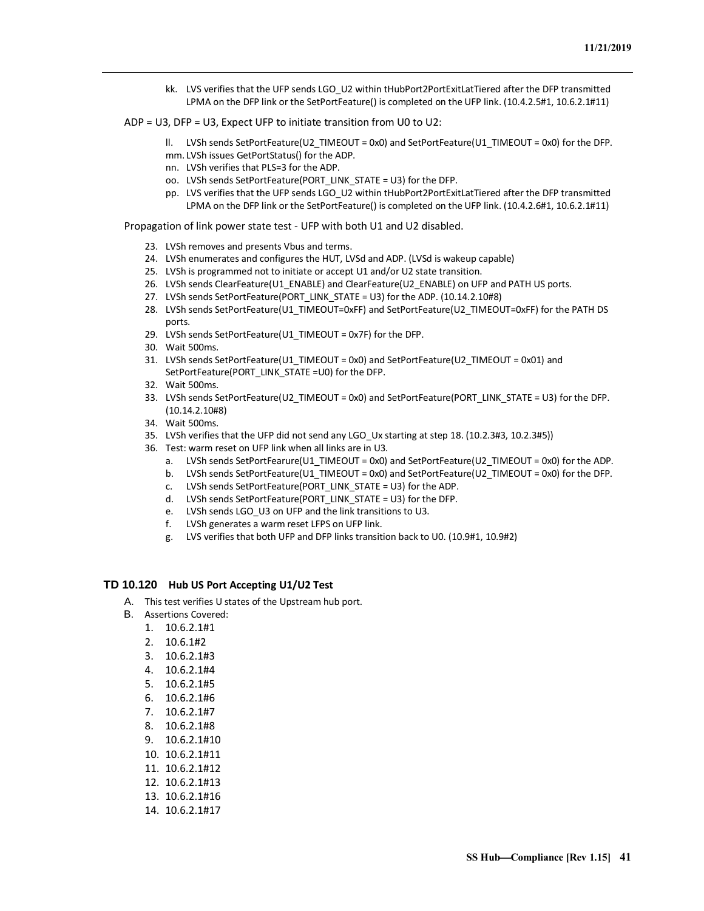kk. LVS verifies that the UFP sends LGO_U2 within tHubPort2PortExitLatTiered after the DFP transmitted LPMA on the DFP link or the SetPortFeature() is completed on the UFP link. (10.4.2.5#1, 10.6.2.1#11)

ADP = U3, DFP = U3, Expect UFP to initiate transition from U0 to U2:

ll. LVSh sends SetPortFeature(U2_TIMEOUT = 0x0) and SetPortFeature(U1_TIMEOUT = 0x0) for the DFP.
mm. LVSh issues GetPortStatus() for the ADP.
nn. LVSh verifies that PLS=3 for the ADP.
oo. LVSh sends SetPortFeature(PORT_LINK_STATE = U3) for the DFP.
pp. LVS verifies that the UFP sends LGO_U2 within tHubPort2PortExitLatTiered after the DFP transmitted LPMA on the DFP link or the SetPortFeature() is completed on the UFP link. (10.4.2.6#1, 10.6.2.1#11)

Propagation of link power state test - UFP with both U1 and U2 disabled.

23. LVSh removes and presents Vbus and terms.
24. LVSh enumerates and configures the HUT, LVSd and ADP. (LVSd is wakeup capable)
25. LVSh is programmed not to initiate or accept U1 and/or U2 state transition.
26. LVSh sends ClearFeature(U1_ENABLE) and ClearFeature(U2_ENABLE) on UFP and PATH US ports.
27. LVSh sends SetPortFeature(PORT_LINK_STATE = U3) for the ADP. (10.14.2.10#8)
28. LVSh sends SetPortFeature(U1_TIMEOUT=0xFF) and SetPortFeature(U2_TIMEOUT=0xFF) for the PATH DS ports.
29. LVSh sends SetPortFeature(U1_TIMEOUT = 0x7F) for the DFP.
30. Wait 500ms.
31. LVSh sends SetPortFeature(U1_TIMEOUT = 0x0) and SetPortFeature(U2_TIMEOUT = 0x01) and SetPortFeature(PORT_LINK_STATE =U0) for the DFP.
32. Wait 500ms.
33. LVSh sends SetPortFeature(U2_TIMEOUT = 0x0) and SetPortFeature(PORT_LINK_STATE = U3) for the DFP. (10.14.2.10#8)
34. Wait 500ms.
35. LVSh verifies that the UFP did not send any LGO_Ux starting at step 18. (10.2.3#3, 10.2.3#5))
36. Test: warm reset on UFP link when all links are in U3.
    a. LVSh sends SetPortFearure(U1_TIMEOUT = 0x0) and SetPortFeature(U2_TIMEOUT = 0x0) for the ADP.
    b. LVSh sends SetPortFeature(U1_TIMEOUT = 0x0) and SetPortFeature(U2_TIMEOUT = 0x0) for the DFP.
    c. LVSh sends SetPortFeature(PORT_LINK_STATE = U3) for the ADP.
    d. LVSh sends SetPortFeature(PORT_LINK_STATE = U3) for the DFP.
    e. LVSh sends LGO_U3 on UFP and the link transitions to U3.
    f. LVSh generates a warm reset LFPS on UFP link.
    g. LVS verifies that both UFP and DFP links transition back to U0. (10.9#1, 10.9#2)

## TD 10.120 Hub US Port Accepting U1/U2 Test

A. This test verifies U states of the Upstream hub port.
B. Assertions Covered:
    1. 10.6.2.1#1
    2. 10.6.1#2
    3. 10.6.2.1#3
    4. 10.6.2.1#4
    5. 10.6.2.1#5
    6. 10.6.2.1#6
    7. 10.6.2.1#7
    8. 10.6.2.1#8
    9. 10.6.2.1#10
    10. 10.6.2.1#11
    11. 10.6.2.1#12
    12. 10.6.2.1#13
    13. 10.6.2.1#16
    14. 10.6.2.1#17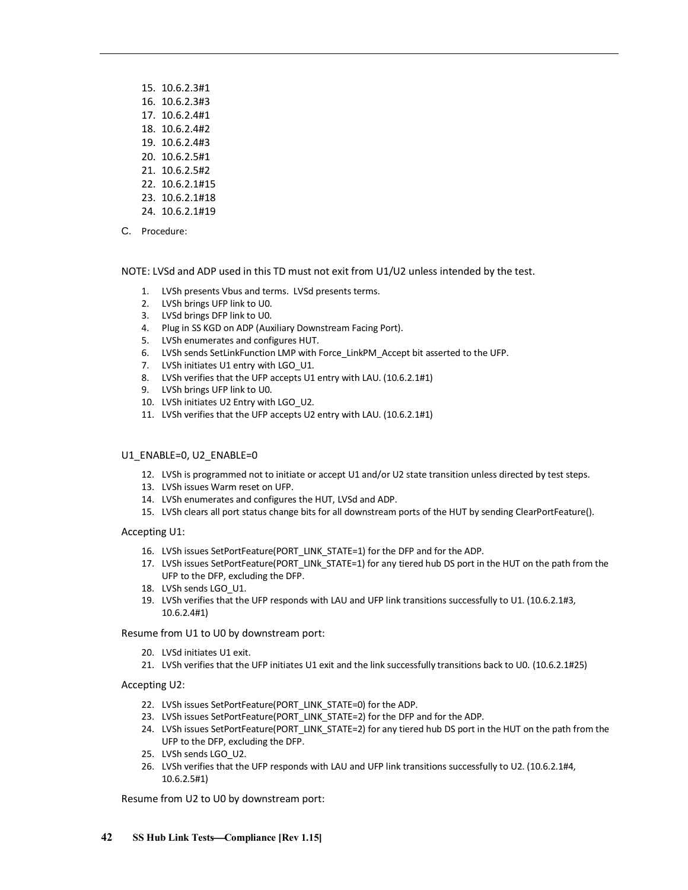15. 10.6.2.3#1
16. 10.6.2.3#3
17. 10.6.2.4#1
18. 10.6.2.4#2
19. 10.6.2.4#3
20. 10.6.2.5#1
21. 10.6.2.5#2
22. 10.6.2.1#15
23. 10.6.2.1#18
24. 10.6.2.1#19

C. Procedure:

NOTE: LVSd and ADP used in this TD must not exit from U1/U2 unless intended by the test.

1. LVSh presents Vbus and terms. LVSd presents terms.
2. LVSh brings UFP link to U0.
3. LVSd brings DFP link to U0.
4. Plug in SS KGD on ADP (Auxiliary Downstream Facing Port).
5. LVSh enumerates and configures HUT.
6. LVSh sends SetLinkFunction LMP with Force_LinkPM_Accept bit asserted to the UFP.
7. LVSh initiates U1 entry with LGO_U1.
8. LVSh verifies that the UFP accepts U1 entry with LAU. (10.6.2.1#1)
9. LVSh brings UFP link to U0.
10. LVSh initiates U2 Entry with LGO_U2.
11. LVSh verifies that the UFP accepts U2 entry with LAU. (10.6.2.1#1)

U1_ENABLE=0, U2_ENABLE=0

12. LVSh is programmed not to initiate or accept U1 and/or U2 state transition unless directed by test steps.
13. LVSh issues Warm reset on UFP.
14. LVSh enumerates and configures the HUT, LVSd and ADP.
15. LVSh clears all port status change bits for all downstream ports of the HUT by sending ClearPortFeature().

Accepting U1:

16. LVSh issues SetPortFeature(PORT_LINK_STATE=1) for the DFP and for the ADP.
17. LVSh issues SetPortFeature(PORT_LINk_STATE=1) for any tiered hub DS port in the HUT on the path from the UFP to the DFP, excluding the DFP.
18. LVSh sends LGO_U1.
19. LVSh verifies that the UFP responds with LAU and UFP link transitions successfully to U1. (10.6.2.1#3, 10.6.2.4#1)

Resume from U1 to U0 by downstream port:

20. LVSd initiates U1 exit.
21. LVSh verifies that the UFP initiates U1 exit and the link successfully transitions back to U0. (10.6.2.1#25)

Accepting U2:

22. LVSh issues SetPortFeature(PORT_LINK_STATE=0) for the ADP.
23. LVSh issues SetPortFeature(PORT_LINK_STATE=2) for the DFP and for the ADP.
24. LVSh issues SetPortFeature(PORT_LINK_STATE=2) for any tiered hub DS port in the HUT on the path from the UFP to the DFP, excluding the DFP.
25. LVSh sends LGO_U2.
26. LVSh verifies that the UFP responds with LAU and UFP link transitions successfully to U2. (10.6.2.1#4, 10.6.2.5#1)

Resume from U2 to U0 by downstream port: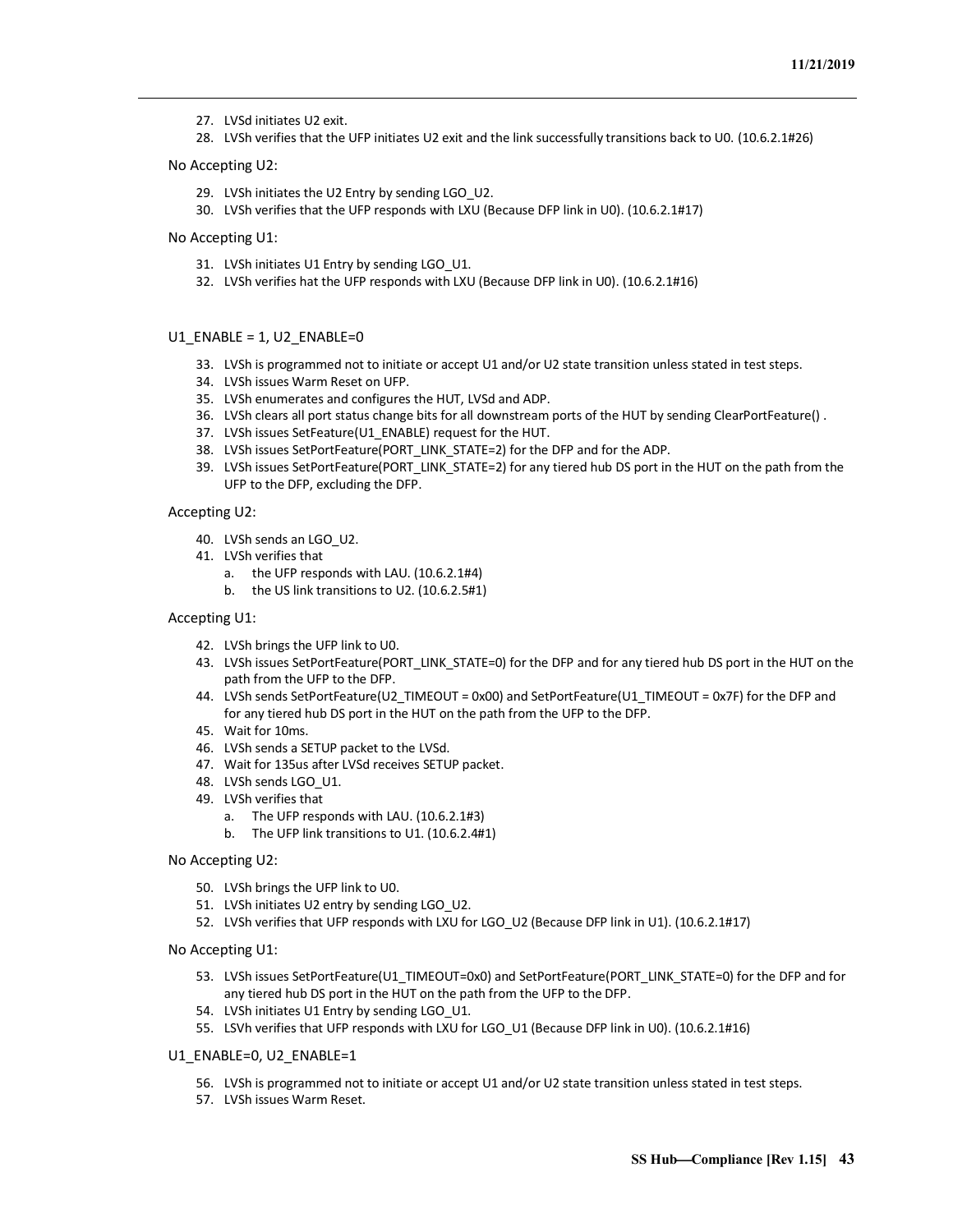27. LVSd initiates U2 exit.
28. LVSh verifies that the UFP initiates U2 exit and the link successfully transitions back to U0. (10.6.2.1#26)

No Accepting U2:

29. LVSh initiates the U2 Entry by sending LGO_U2.
30. LVSh verifies that the UFP responds with LXU (Because DFP link in U0). (10.6.2.1#17)

No Accepting U1:

31. LVSh initiates U1 Entry by sending LGO_U1.
32. LVSh verifies hat the UFP responds with LXU (Because DFP link in U0). (10.6.2.1#16)

U1_ENABLE = 1, U2_ENABLE=0

33. LVSh is programmed not to initiate or accept U1 and/or U2 state transition unless stated in test steps.
34. LVSh issues Warm Reset on UFP.
35. LVSh enumerates and configures the HUT, LVSd and ADP.
36. LVSh clears all port status change bits for all downstream ports of the HUT by sending ClearPortFeature() .
37. LVSh issues SetFeature(U1_ENABLE) request for the HUT.
38. LVSh issues SetPortFeature(PORT_LINK_STATE=2) for the DFP and for the ADP.
39. LVSh issues SetPortFeature(PORT_LINK_STATE=2) for any tiered hub DS port in the HUT on the path from the UFP to the DFP, excluding the DFP.

Accepting U2:

40. LVSh sends an LGO_U2.
41. LVSh verifies that
    a. the UFP responds with LAU. (10.6.2.1#4)
    b. the US link transitions to U2. (10.6.2.5#1)

Accepting U1:

42. LVSh brings the UFP link to U0.
43. LVSh issues SetPortFeature(PORT_LINK_STATE=0) for the DFP and for any tiered hub DS port in the HUT on the path from the UFP to the DFP.
44. LVSh sends SetPortFeature(U2_TIMEOUT = 0x00) and SetPortFeature(U1_TIMEOUT = 0x7F) for the DFP and for any tiered hub DS port in the HUT on the path from the UFP to the DFP.
45. Wait for 10ms.
46. LVSh sends a SETUP packet to the LVSd.
47. Wait for 135us after LVSd receives SETUP packet.
48. LVSh sends LGO_U1.
49. LVSh verifies that
    a. The UFP responds with LAU. (10.6.2.1#3)
    b. The UFP link transitions to U1. (10.6.2.4#1)

No Accepting U2:

50. LVSh brings the UFP link to U0.
51. LVSh initiates U2 entry by sending LGO_U2.
52. LVSh verifies that UFP responds with LXU for LGO_U2 (Because DFP link in U1). (10.6.2.1#17)

No Accepting U1:

53. LVSh issues SetPortFeature(U1_TIMEOUT=0x0) and SetPortFeature(PORT_LINK_STATE=0) for the DFP and for any tiered hub DS port in the HUT on the path from the UFP to the DFP.
54. LVSh initiates U1 Entry by sending LGO_U1.
55. LSVh verifies that UFP responds with LXU for LGO_U1 (Because DFP link in U0). (10.6.2.1#16)

U1_ENABLE=0, U2_ENABLE=1

56. LVSh is programmed not to initiate or accept U1 and/or U2 state transition unless stated in test steps.
57. LVSh issues Warm Reset.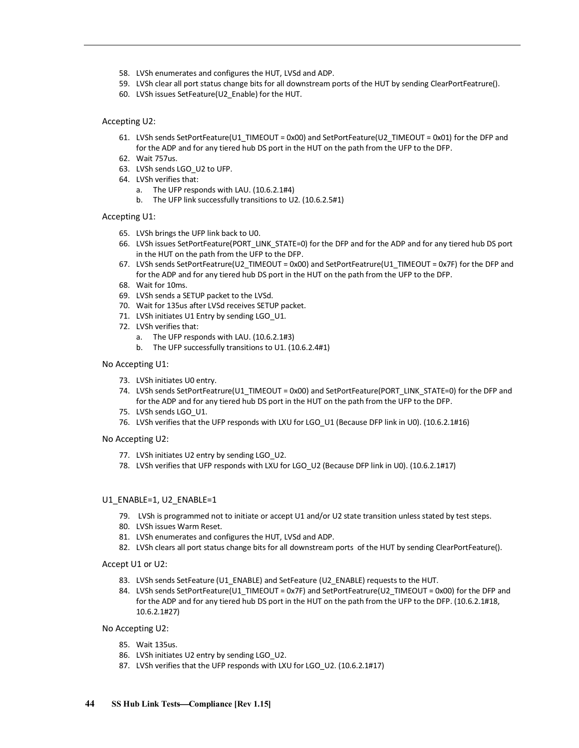58. LVSh enumerates and configures the HUT, LVSd and ADP.
59. LVSh clear all port status change bits for all downstream ports of the HUT by sending ClearPortFeatrure().
60. LVSh issues SetFeature(U2_Enable) for the HUT.

Accepting U2:

61. LVSh sends SetPortFeature(U1_TIMEOUT = 0x00) and SetPortFeature(U2_TIMEOUT = 0x01) for the DFP and for the ADP and for any tiered hub DS port in the HUT on the path from the UFP to the DFP.
62. Wait 757us.
63. LVSh sends LGO_U2 to UFP.
64. LVSh verifies that:
    a. The UFP responds with LAU. (10.6.2.1#4)
    b. The UFP link successfully transitions to U2. (10.6.2.5#1)

Accepting U1:

65. LVSh brings the UFP link back to U0.
66. LVSh issues SetPortFeature(PORT_LINK_STATE=0) for the DFP and for the ADP and for any tiered hub DS port in the HUT on the path from the UFP to the DFP.
67. LVSh sends SetPortFeatrure(U2_TIMEOUT = 0x00) and SetPortFeatrure(U1_TIMEOUT = 0x7F) for the DFP and for the ADP and for any tiered hub DS port in the HUT on the path from the UFP to the DFP.
68. Wait for 10ms.
69. LVSh sends a SETUP packet to the LVSd.
70. Wait for 135us after LVSd receives SETUP packet.
71. LVSh initiates U1 Entry by sending LGO_U1.
72. LVSh verifies that:
    a. The UFP responds with LAU. (10.6.2.1#3)
    b. The UFP successfully transitions to U1. (10.6.2.4#1)

No Accepting U1:

73. LVSh initiates U0 entry.
74. LVSh sends SetPortFeatrure(U1_TIMEOUT = 0x00) and SetPortFeature(PORT_LINK_STATE=0) for the DFP and for the ADP and for any tiered hub DS port in the HUT on the path from the UFP to the DFP.
75. LVSh sends LGO_U1.
76. LVSh verifies that the UFP responds with LXU for LGO_U1 (Because DFP link in U0). (10.6.2.1#16)

No Accepting U2:

77. LVSh initiates U2 entry by sending LGO_U2.
78. LVSh verifies that UFP responds with LXU for LGO_U2 (Because DFP link in U0). (10.6.2.1#17)

U1_ENABLE=1, U2_ENABLE=1

79. LVSh is programmed not to initiate or accept U1 and/or U2 state transition unless stated by test steps.
80. LVSh issues Warm Reset.
81. LVSh enumerates and configures the HUT, LVSd and ADP.
82. LVSh clears all port status change bits for all downstream ports of the HUT by sending ClearPortFeature().

Accept U1 or U2:

83. LVSh sends SetFeature (U1_ENABLE) and SetFeature (U2_ENABLE) requests to the HUT.
84. LVSh sends SetPortFeature(U1_TIMEOUT = 0x7F) and SetPortFeatrure(U2_TIMEOUT = 0x00) for the DFP and for the ADP and for any tiered hub DS port in the HUT on the path from the UFP to the DFP. (10.6.2.1#18, 10.6.2.1#27)

No Accepting U2:

85. Wait 135us.
86. LVSh initiates U2 entry by sending LGO_U2.
87. LVSh verifies that the UFP responds with LXU for LGO_U2. (10.6.2.1#17)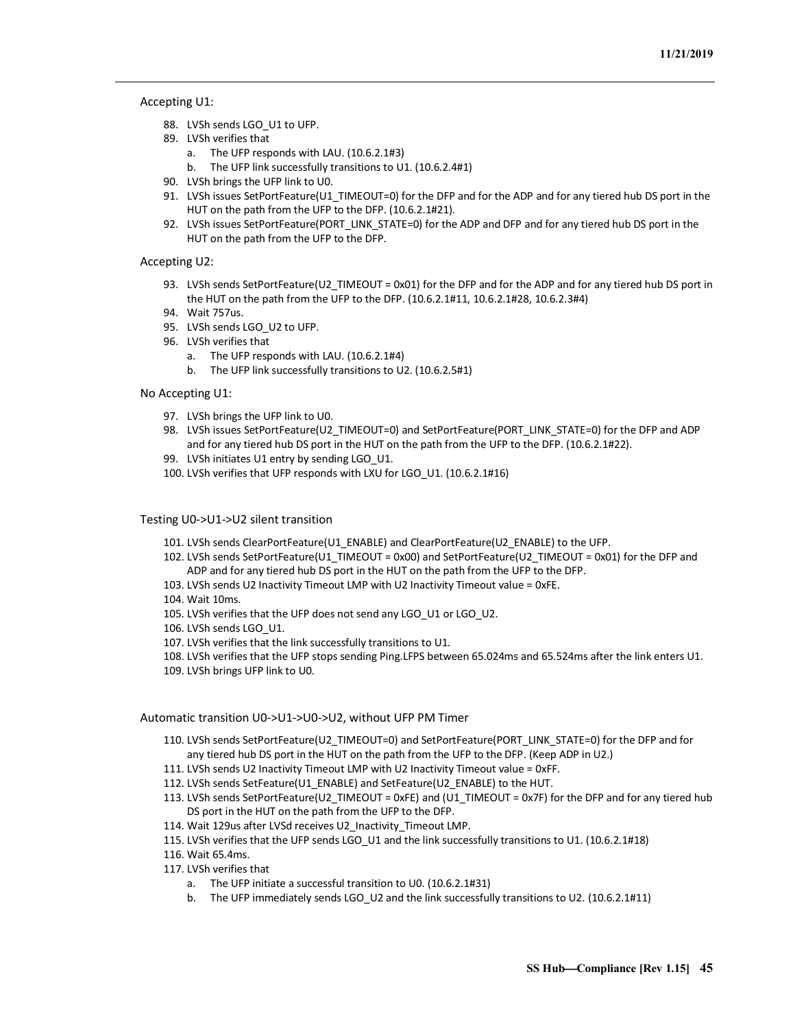Accepting U1:

88. LVSh sends LGO_U1 to UFP.
89. LVSh verifies that
    a. The UFP responds with LAU. (10.6.2.1#3)
    b. The UFP link successfully transitions to U1. (10.6.2.4#1)
90. LVSh brings the UFP link to U0.
91. LVSh issues SetPortFeature(U1_TIMEOUT=0) for the DFP and for the ADP and for any tiered hub DS port in the HUT on the path from the UFP to the DFP. (10.6.2.1#21).
92. LVSh issues SetPortFeature(PORT_LINK_STATE=0) for the ADP and DFP and for any tiered hub DS port in the HUT on the path from the UFP to the DFP.

Accepting U2:

93. LVSh sends SetPortFeature(U2_TIMEOUT = 0x01) for the DFP and for the ADP and for any tiered hub DS port in the HUT on the path from the UFP to the DFP. (10.6.2.1#11, 10.6.2.1#28, 10.6.2.3#4)
94. Wait 757us.
95. LVSh sends LGO_U2 to UFP.
96. LVSh verifies that
    a. The UFP responds with LAU. (10.6.2.1#4)
    b. The UFP link successfully transitions to U2. (10.6.2.5#1)

No Accepting U1:

97. LVSh brings the UFP link to U0.
98. LVSh issues SetPortFeature(U2_TIMEOUT=0) and SetPortFeature(PORT_LINK_STATE=0) for the DFP and ADP and for any tiered hub DS port in the HUT on the path from the UFP to the DFP. (10.6.2.1#22).
99. LVSh initiates U1 entry by sending LGO_U1.
100. LVSh verifies that UFP responds with LXU for LGO_U1. (10.6.2.1#16)

Testing U0->U1->U2 silent transition

101. LVSh sends ClearPortFeature(U1_ENABLE) and ClearPortFeature(U2_ENABLE) to the UFP.
102. LVSh sends SetPortFeature(U1_TIMEOUT = 0x00) and SetPortFeature(U2_TIMEOUT = 0x01) for the DFP and ADP and for any tiered hub DS port in the HUT on the path from the UFP to the DFP.
103. LVSh sends U2 Inactivity Timeout LMP with U2 Inactivity Timeout value = 0xFE.
104. Wait 10ms.
105. LVSh verifies that the UFP does not send any LGO_U1 or LGO_U2.
106. LVSh sends LGO_U1.
107. LVSh verifies that the link successfully transitions to U1.
108. LVSh verifies that the UFP stops sending Ping.LFPS between 65.024ms and 65.524ms after the link enters U1.
109. LVSh brings UFP link to U0.

Automatic transition U0->U1->U0->U2, without UFP PM Timer

110. LVSh sends SetPortFeature(U2_TIMEOUT=0) and SetPortFeature(PORT_LINK_STATE=0) for the DFP and for any tiered hub DS port in the HUT on the path from the UFP to the DFP. (Keep ADP in U2.)
111. LVSh sends U2 Inactivity Timeout LMP with U2 Inactivity Timeout value = 0xFF.
112. LVSh sends SetFeature(U1_ENABLE) and SetFeature(U2_ENABLE) to the HUT.
113. LVSh sends SetPortFeature(U2_TIMEOUT = 0xFE) and (U1_TIMEOUT = 0x7F) for the DFP and for any tiered hub DS port in the HUT on the path from the UFP to the DFP.
114. Wait 129us after LVSd receives U2_Inactivity_Timeout LMP.
115. LVSh verifies that the UFP sends LGO_U1 and the link successfully transitions to U1. (10.6.2.1#18)
116. Wait 65.4ms.
117. LVSh verifies that
    a. The UFP initiate a successful transition to U0. (10.6.2.1#31)
    b. The UFP immediately sends LGO_U2 and the link successfully transitions to U2. (10.6.2.1#11)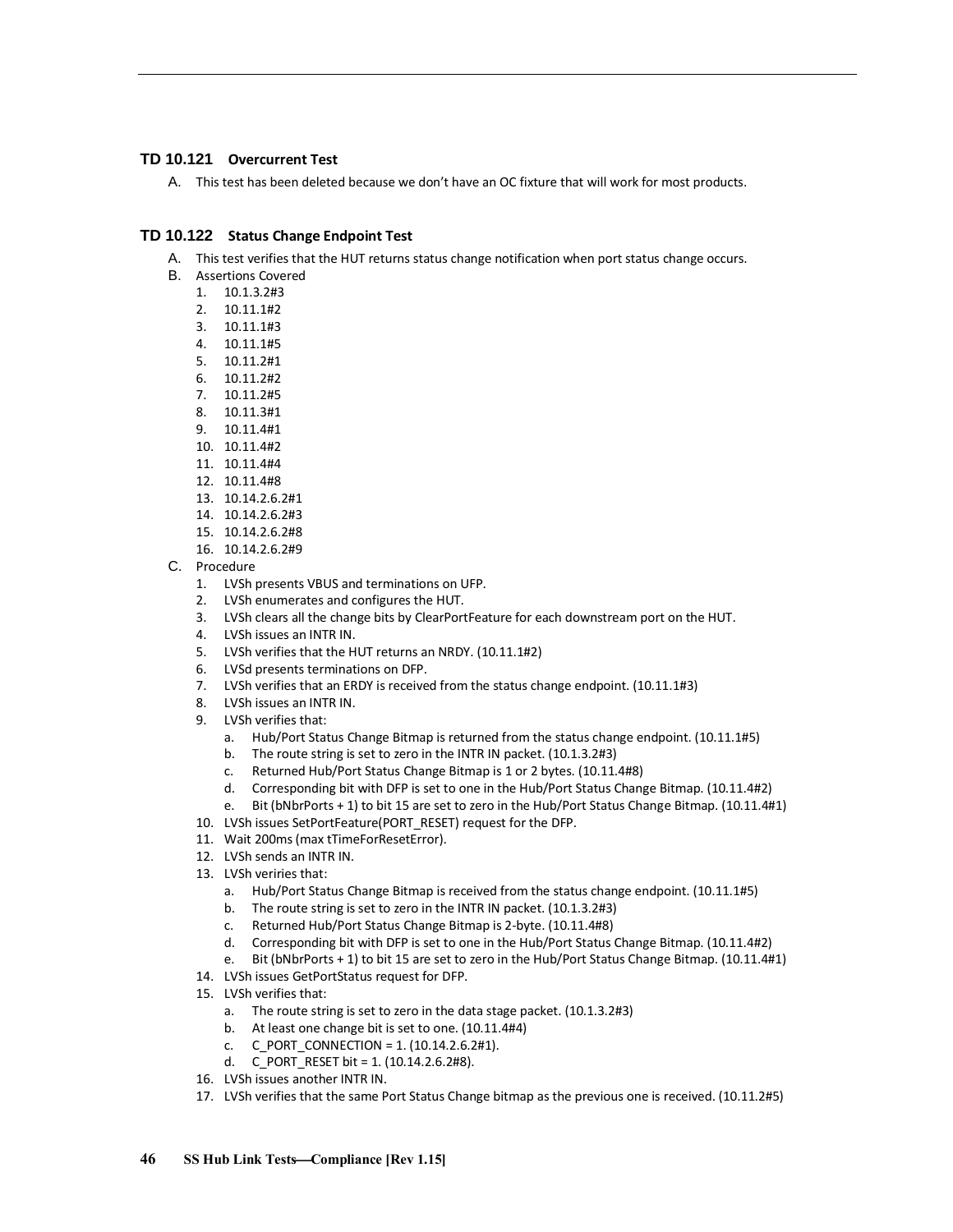### TD 10.121 Overcurrent Test

A. This test has been deleted because we don't have an OC fixture that will work for most products.

### TD 10.122 Status Change Endpoint Test

A. This test verifies that the HUT returns status change notification when port status change occurs.

B. Assertions Covered

1. 10.1.3.2#3
2. 10.11.1#2
3. 10.11.1#3
4. 10.11.1#5
5. 10.11.2#1
6. 10.11.2#2
7. 10.11.2#5
8. 10.11.3#1
9. 10.11.4#1
10. 10.11.4#2
11. 10.11.4#4
12. 10.11.4#8
13. 10.14.2.6.2#1
14. 10.14.2.6.2#3
15. 10.14.2.6.2#8
16. 10.14.2.6.2#9

C. Procedure

1. LVSh presents VBUS and terminations on UFP.
2. LVSh enumerates and configures the HUT.
3. LVSh clears all the change bits by ClearPortFeature for each downstream port on the HUT.
4. LVSh issues an INTR IN.
5. LVSh verifies that the HUT returns an NRDY. (10.11.1#2)
6. LVSd presents terminations on DFP.
7. LVSh verifies that an ERDY is received from the status change endpoint. (10.11.1#3)
8. LVSh issues an INTR IN.
9. LVSh verifies that:
   a. Hub/Port Status Change Bitmap is returned from the status change endpoint. (10.11.1#5)
   b. The route string is set to zero in the INTR IN packet. (10.1.3.2#3)
   c. Returned Hub/Port Status Change Bitmap is 1 or 2 bytes. (10.11.4#8)
   d. Corresponding bit with DFP is set to one in the Hub/Port Status Change Bitmap. (10.11.4#2)
   e. Bit (bNbrPorts + 1) to bit 15 are set to zero in the Hub/Port Status Change Bitmap. (10.11.4#1)
10. LVSh issues SetPortFeature(PORT_RESET) request for the DFP.
11. Wait 200ms (max tTimeForResetError).
12. LVSh sends an INTR IN.
13. LVSh veriries that:
    a. Hub/Port Status Change Bitmap is received from the status change endpoint. (10.11.1#5)
    b. The route string is set to zero in the INTR IN packet. (10.1.3.2#3)
    c. Returned Hub/Port Status Change Bitmap is 2-byte. (10.11.4#8)
    d. Corresponding bit with DFP is set to one in the Hub/Port Status Change Bitmap. (10.11.4#2)
    e. Bit (bNbrPorts + 1) to bit 15 are set to zero in the Hub/Port Status Change Bitmap. (10.11.4#1)
14. LVSh issues GetPortStatus request for DFP.
15. LVSh verifies that:
    a. The route string is set to zero in the data stage packet. (10.1.3.2#3)
    b. At least one change bit is set to one. (10.11.4#4)
    c. C_PORT_CONNECTION = 1. (10.14.2.6.2#1).
    d. C_PORT_RESET bit = 1. (10.14.2.6.2#8).
16. LVSh issues another INTR IN.
17. LVSh verifies that the same Port Status Change bitmap as the previous one is received. (10.11.2#5)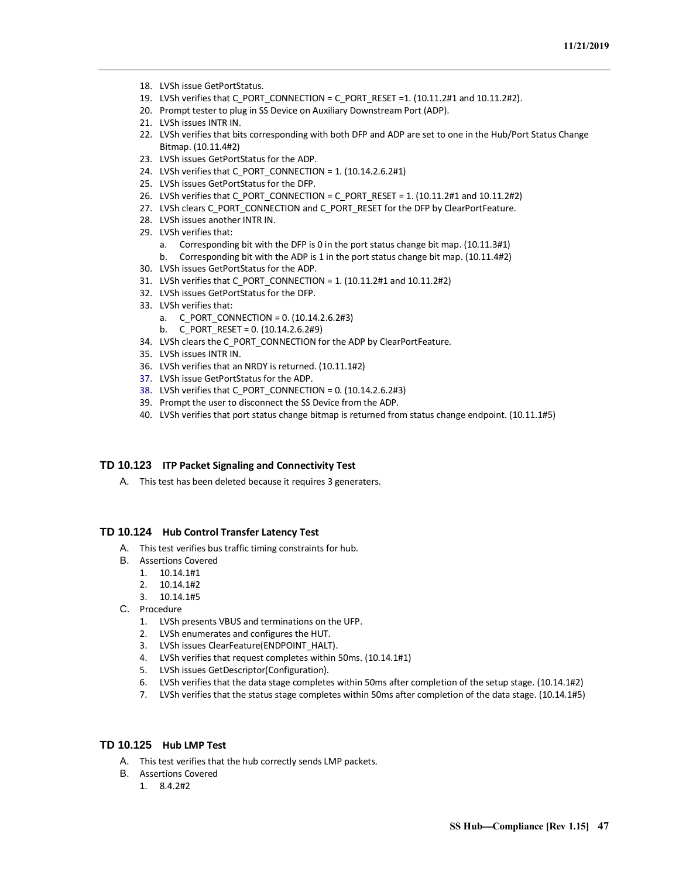18. LVSh issue GetPortStatus.
19. LVSh verifies that C_PORT_CONNECTION = C_PORT_RESET =1. (10.11.2#1 and 10.11.2#2).
20. Prompt tester to plug in SS Device on Auxiliary Downstream Port (ADP).
21. LVSh issues INTR IN.
22. LVSh verifies that bits corresponding with both DFP and ADP are set to one in the Hub/Port Status Change Bitmap. (10.11.4#2)
23. LVSh issues GetPortStatus for the ADP.
24. LVSh verifies that C_PORT_CONNECTION = 1. (10.14.2.6.2#1)
25. LVSh issues GetPortStatus for the DFP.
26. LVSh verifies that C_PORT_CONNECTION = C_PORT_RESET = 1. (10.11.2#1 and 10.11.2#2)
27. LVSh clears C_PORT_CONNECTION and C_PORT_RESET for the DFP by ClearPortFeature.
28. LVSh issues another INTR IN.
29. LVSh verifies that:
    a. Corresponding bit with the DFP is 0 in the port status change bit map. (10.11.3#1)
    b. Corresponding bit with the ADP is 1 in the port status change bit map. (10.11.4#2)
30. LVSh issues GetPortStatus for the ADP.
31. LVSh verifies that C_PORT_CONNECTION = 1. (10.11.2#1 and 10.11.2#2)
32. LVSh issues GetPortStatus for the DFP.
33. LVSh verifies that:
    a. C_PORT_CONNECTION = 0. (10.14.2.6.2#3)
    b. C_PORT_RESET = 0. (10.14.2.6.2#9)
34. LVSh clears the C_PORT_CONNECTION for the ADP by ClearPortFeature.
35. LVSh issues INTR IN.
36. LVSh verifies that an NRDY is returned. (10.11.1#2)
37. LVSh issue GetPortStatus for the ADP.
38. LVSh verifies that C_PORT_CONNECTION = 0. (10.14.2.6.2#3)
39. Prompt the user to disconnect the SS Device from the ADP.
40. LVSh verifies that port status change bitmap is returned from status change endpoint. (10.11.1#5)

## TD 10.123 ITP Packet Signaling and Connectivity Test

A. This test has been deleted because it requires 3 generaters.

## TD 10.124 Hub Control Transfer Latency Test

A. This test verifies bus traffic timing constraints for hub.

B. Assertions Covered
   1. 10.14.1#1
   2. 10.14.1#2
   3. 10.14.1#5

C. Procedure
   1. LVSh presents VBUS and terminations on the UFP.
   2. LVSh enumerates and configures the HUT.
   3. LVSh issues ClearFeature(ENDPOINT_HALT).
   4. LVSh verifies that request completes within 50ms. (10.14.1#1)
   5. LVSh issues GetDescriptor(Configuration).
   6. LVSh verifies that the data stage completes within 50ms after completion of the setup stage. (10.14.1#2)
   7. LVSh verifies that the status stage completes within 50ms after completion of the data stage. (10.14.1#5)

## TD 10.125 Hub LMP Test

A. This test verifies that the hub correctly sends LMP packets.

B. Assertions Covered
   1. 8.4.2#2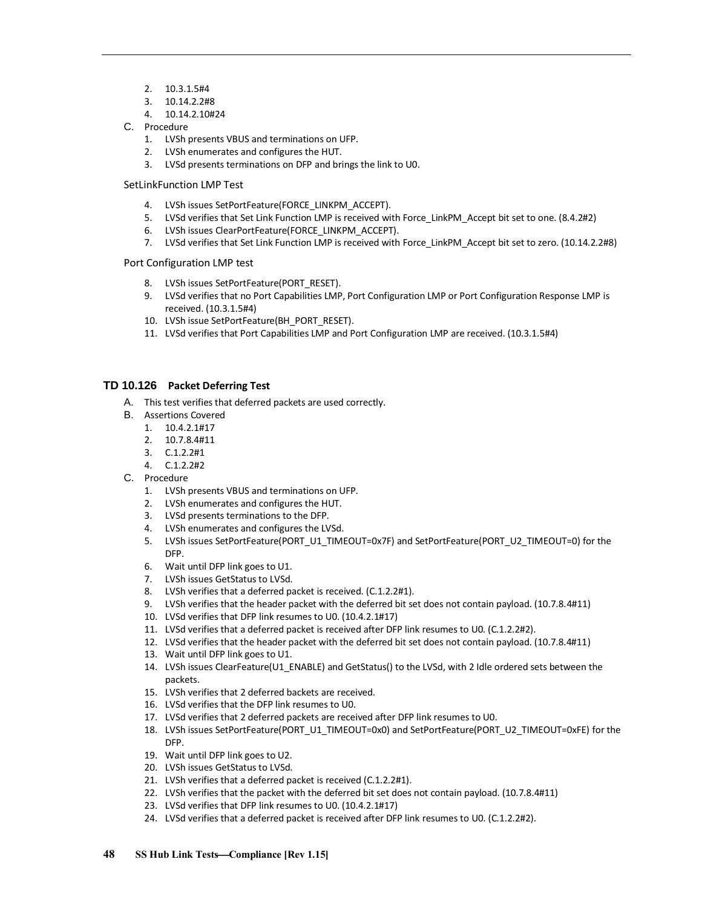2. 10.3.1.5#4
3. 10.14.2.2#8
4. 10.14.2.10#24

C. Procedure
1. LVSh presents VBUS and terminations on UFP.
2. LVSh enumerates and configures the HUT.
3. LVSd presents terminations on DFP and brings the link to U0.

SetLinkFunction LMP Test

4. LVSh issues SetPortFeature(FORCE_LINKPM_ACCEPT).
5. LVSd verifies that Set Link Function LMP is received with Force_LinkPM_Accept bit set to one. (8.4.2#2)
6. LVSh issues ClearPortFeature(FORCE_LINKPM_ACCEPT).
7. LVSd verifies that Set Link Function LMP is received with Force_LinkPM_Accept bit set to zero. (10.14.2.2#8)

Port Configuration LMP test

8. LVSh issues SetPortFeature(PORT_RESET).
9. LVSd verifies that no Port Capabilities LMP, Port Configuration LMP or Port Configuration Response LMP is received. (10.3.1.5#4)
10. LVSh issue SetPortFeature(BH_PORT_RESET).
11. LVSd verifies that Port Capabilities LMP and Port Configuration LMP are received. (10.3.1.5#4)

### TD 10.126 Packet Deferring Test

A. This test verifies that deferred packets are used correctly.

B. Assertions Covered
1. 10.4.2.1#17
2. 10.7.8.4#11
3. C.1.2.2#1
4. C.1.2.2#2

C. Procedure
1. LVSh presents VBUS and terminations on UFP.
2. LVSh enumerates and configures the HUT.
3. LVSd presents terminations to the DFP.
4. LVSh enumerates and configures the LVSd.
5. LVSh issues SetPortFeature(PORT_U1_TIMEOUT=0x7F) and SetPortFeature(PORT_U2_TIMEOUT=0) for the DFP.
6. Wait until DFP link goes to U1.
7. LVSh issues GetStatus to LVSd.
8. LVSh verifies that a deferred packet is received. (C.1.2.2#1).
9. LVSh verifies that the header packet with the deferred bit set does not contain payload. (10.7.8.4#11)
10. LVSd verifies that DFP link resumes to U0. (10.4.2.1#17)
11. LVSd verifies that a deferred packet is received after DFP link resumes to U0. (C.1.2.2#2).
12. LVSd verifies that the header packet with the deferred bit set does not contain payload. (10.7.8.4#11)
13. Wait until DFP link goes to U1.
14. LVSh issues ClearFeature(U1_ENABLE) and GetStatus() to the LVSd, with 2 Idle ordered sets between the packets.
15. LVSh verifies that 2 deferred backets are received.
16. LVSd verifies that the DFP link resumes to U0.
17. LVSd verifies that 2 deferred packets are received after DFP link resumes to U0.
18. LVSh issues SetPortFeature(PORT_U1_TIMEOUT=0x0) and SetPortFeature(PORT_U2_TIMEOUT=0xFE) for the DFP.
19. Wait until DFP link goes to U2.
20. LVSh issues GetStatus to LVSd.
21. LVSh verifies that a deferred packet is received (C.1.2.2#1).
22. LVSh verifies that the packet with the deferred bit set does not contain payload. (10.7.8.4#11)
23. LVSd verifies that DFP link resumes to U0. (10.4.2.1#17)
24. LVSd verifies that a deferred packet is received after DFP link resumes to U0. (C.1.2.2#2).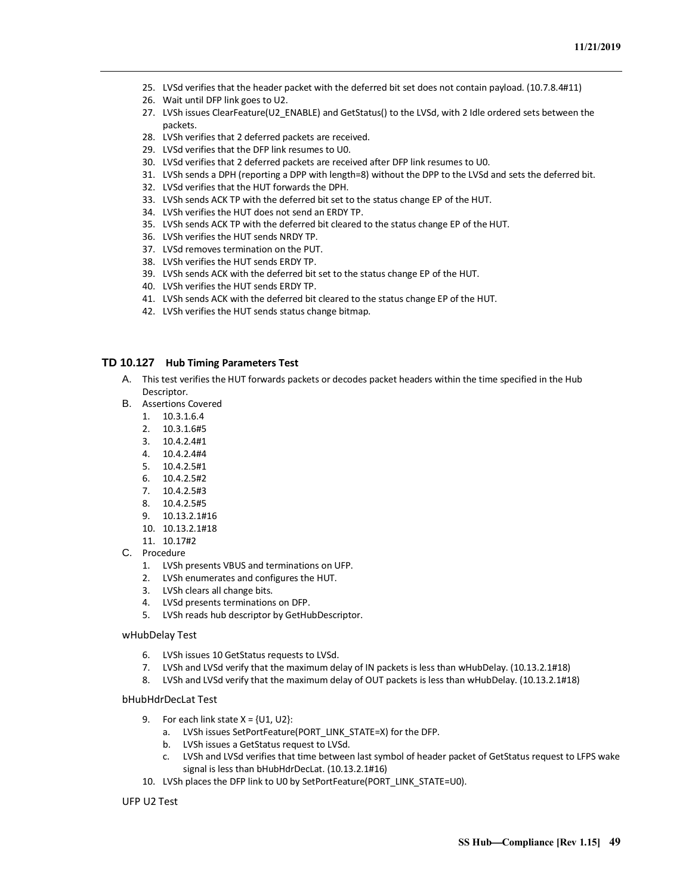25. LVSd verifies that the header packet with the deferred bit set does not contain payload. (10.7.8.4#11)
26. Wait until DFP link goes to U2.
27. LVSh issues ClearFeature(U2_ENABLE) and GetStatus() to the LVSd, with 2 Idle ordered sets between the packets.
28. LVSh verifies that 2 deferred packets are received.
29. LVSd verifies that the DFP link resumes to U0.
30. LVSd verifies that 2 deferred packets are received after DFP link resumes to U0.
31. LVSh sends a DPH (reporting a DPP with length=8) without the DPP to the LVSd and sets the deferred bit.
32. LVSd verifies that the HUT forwards the DPH.
33. LVSh sends ACK TP with the deferred bit set to the status change EP of the HUT.
34. LVSh verifies the HUT does not send an ERDY TP.
35. LVSh sends ACK TP with the deferred bit cleared to the status change EP of the HUT.
36. LVSh verifies the HUT sends NRDY TP.
37. LVSd removes termination on the PUT.
38. LVSh verifies the HUT sends ERDY TP.
39. LVSh sends ACK with the deferred bit set to the status change EP of the HUT.
40. LVSh verifies the HUT sends ERDY TP.
41. LVSh sends ACK with the deferred bit cleared to the status change EP of the HUT.
42. LVSh verifies the HUT sends status change bitmap.

## TD 10.127 Hub Timing Parameters Test

A. This test verifies the HUT forwards packets or decodes packet headers within the time specified in the Hub Descriptor.

B. Assertions Covered
   1. 10.3.1.6.4
   2. 10.3.1.6#5
   3. 10.4.2.4#1
   4. 10.4.2.4#4
   5. 10.4.2.5#1
   6. 10.4.2.5#2
   7. 10.4.2.5#3
   8. 10.4.2.5#5
   9. 10.13.2.1#16
   10. 10.13.2.1#18
   11. 10.17#2

C. Procedure
   1. LVSh presents VBUS and terminations on UFP.
   2. LVSh enumerates and configures the HUT.
   3. LVSh clears all change bits.
   4. LVSd presents terminations on DFP.
   5. LVSh reads hub descriptor by GetHubDescriptor.

wHubDelay Test

6. LVSh issues 10 GetStatus requests to LVSd.
7. LVSh and LVSd verify that the maximum delay of IN packets is less than wHubDelay. (10.13.2.1#18)
8. LVSh and LVSd verify that the maximum delay of OUT packets is less than wHubDelay. (10.13.2.1#18)

bHubHdrDecLat Test

9. For each link state X = {U1, U2}:
   a. LVSh issues SetPortFeature(PORT_LINK_STATE=X) for the DFP.
   b. LVSh issues a GetStatus request to LVSd.
   c. LVSh and LVSd verifies that time between last symbol of header packet of GetStatus request to LFPS wake signal is less than bHubHdrDecLat. (10.13.2.1#16)
10. LVSh places the DFP link to U0 by SetPortFeature(PORT_LINK_STATE=U0).

UFP U2 Test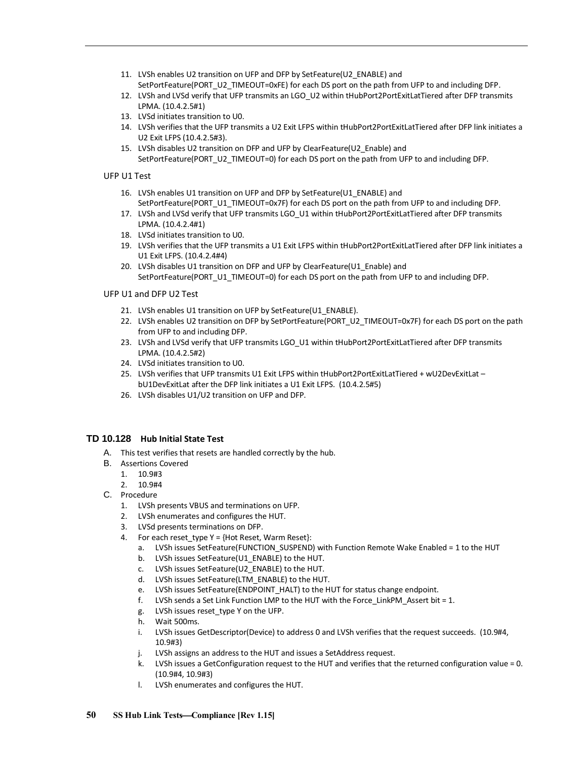11. LVSh enables U2 transition on UFP and DFP by SetFeature(U2_ENABLE) and SetPortFeature(PORT_U2_TIMEOUT=0xFE) for each DS port on the path from UFP to and including DFP.
12. LVSh and LVSd verify that UFP transmits an LGO_U2 within tHubPort2PortExitLatTiered after DFP transmits LPMA. (10.4.2.5#1)
13. LVSd initiates transition to U0.
14. LVSh verifies that the UFP transmits a U2 Exit LFPS within tHubPort2PortExitLatTiered after DFP link initiates a U2 Exit LFPS (10.4.2.5#3).
15. LVSh disables U2 transition on DFP and UFP by ClearFeature(U2_Enable) and SetPortFeature(PORT_U2_TIMEOUT=0) for each DS port on the path from UFP to and including DFP.

UFP U1 Test

16. LVSh enables U1 transition on UFP and DFP by SetFeature(U1_ENABLE) and SetPortFeature(PORT_U1_TIMEOUT=0x7F) for each DS port on the path from UFP to and including DFP.
17. LVSh and LVSd verify that UFP transmits LGO_U1 within tHubPort2PortExitLatTiered after DFP transmits LPMA. (10.4.2.4#1)
18. LVSd initiates transition to U0.
19. LVSh verifies that the UFP transmits a U1 Exit LFPS within tHubPort2PortExitLatTiered after DFP link initiates a U1 Exit LFPS. (10.4.2.4#4)
20. LVSh disables U1 transition on DFP and UFP by ClearFeature(U1_Enable) and SetPortFeature(PORT_U1_TIMEOUT=0) for each DS port on the path from UFP to and including DFP.

UFP U1 and DFP U2 Test

21. LVSh enables U1 transition on UFP by SetFeature(U1_ENABLE).
22. LVSh enables U2 transition on DFP by SetPortFeature(PORT_U2_TIMEOUT=0x7F) for each DS port on the path from UFP to and including DFP.
23. LVSh and LVSd verify that UFP transmits LGO_U1 within tHubPort2PortExitLatTiered after DFP transmits LPMA. (10.4.2.5#2)
24. LVSd initiates transition to U0.
25. LVSh verifies that UFP transmits U1 Exit LFPS within tHubPort2PortExitLatTiered + wU2DevExitLat – bU1DevExitLat after the DFP link initiates a U1 Exit LFPS. (10.4.2.5#5)
26. LVSh disables U1/U2 transition on UFP and DFP.

### TD 10.128 Hub Initial State Test

A. This test verifies that resets are handled correctly by the hub.

B. Assertions Covered
   1. 10.9#3
   2. 10.9#4

C. Procedure
   1. LVSh presents VBUS and terminations on UFP.
   2. LVSh enumerates and configures the HUT.
   3. LVSd presents terminations on DFP.
   4. For each reset_type Y = {Hot Reset, Warm Reset}:
      a. LVSh issues SetFeature(FUNCTION_SUSPEND) with Function Remote Wake Enabled = 1 to the HUT
      b. LVSh issues SetFeature(U1_ENABLE) to the HUT.
      c. LVSh issues SetFeature(U2_ENABLE) to the HUT.
      d. LVSh issues SetFeature(LTM_ENABLE) to the HUT.
      e. LVSh issues SetFeature(ENDPOINT_HALT) to the HUT for status change endpoint.
      f. LVSh sends a Set Link Function LMP to the HUT with the Force_LinkPM_Assert bit = 1.
      g. LVSh issues reset_type Y on the UFP.
      h. Wait 500ms.
      i. LVSh issues GetDescriptor(Device) to address 0 and LVSh verifies that the request succeeds. (10.9#4, 10.9#3)
      j. LVSh assigns an address to the HUT and issues a SetAddress request.
      k. LVSh issues a GetConfiguration request to the HUT and verifies that the returned configuration value = 0. (10.9#4, 10.9#3)
      l. LVSh enumerates and configures the HUT.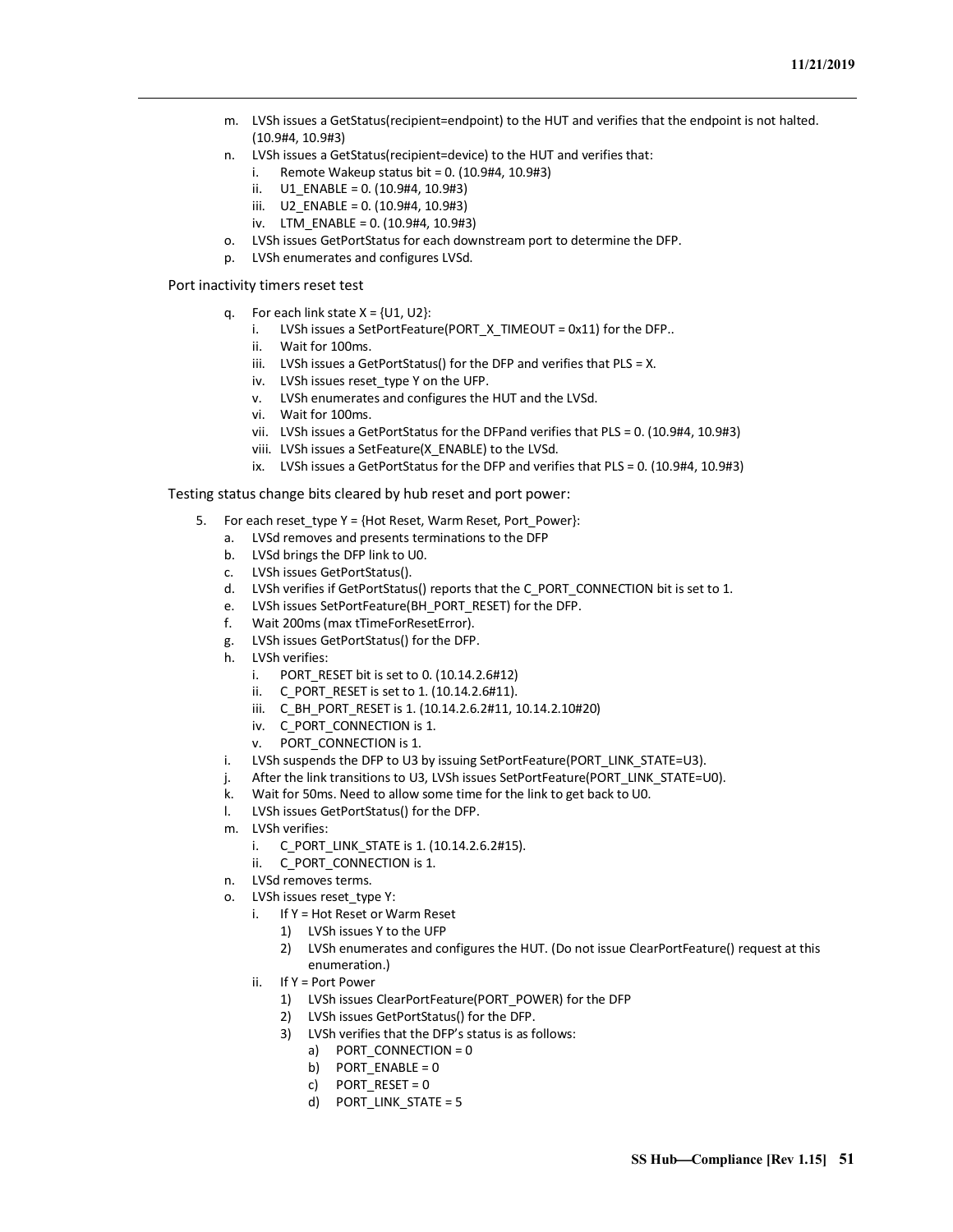m. LVSh issues a GetStatus(recipient=endpoint) to the HUT and verifies that the endpoint is not halted. (10.9#4, 10.9#3)
n. LVSh issues a GetStatus(recipient=device) to the HUT and verifies that:
   i. Remote Wakeup status bit = 0. (10.9#4, 10.9#3)
   ii. U1_ENABLE = 0. (10.9#4, 10.9#3)
   iii. U2_ENABLE = 0. (10.9#4, 10.9#3)
   iv. LTM_ENABLE = 0. (10.9#4, 10.9#3)
o. LVSh issues GetPortStatus for each downstream port to determine the DFP.
p. LVSh enumerates and configures LVSd.

Port inactivity timers reset test

q. For each link state X = {U1, U2}:
   i. LVSh issues a SetPortFeature(PORT_X_TIMEOUT = 0x11) for the DFP..
   ii. Wait for 100ms.
   iii. LVSh issues a GetPortStatus() for the DFP and verifies that PLS = X.
   iv. LVSh issues reset_type Y on the UFP.
   v. LVSh enumerates and configures the HUT and the LVSd.
   vi. Wait for 100ms.
   vii. LVSh issues a GetPortStatus for the DFPand verifies that PLS = 0. (10.9#4, 10.9#3)
   viii. LVSh issues a SetFeature(X_ENABLE) to the LVSd.
   ix. LVSh issues a GetPortStatus for the DFP and verifies that PLS = 0. (10.9#4, 10.9#3)

Testing status change bits cleared by hub reset and port power:

5. For each reset_type Y = {Hot Reset, Warm Reset, Port_Power}:
   a. LVSd removes and presents terminations to the DFP
   b. LVSd brings the DFP link to U0.
   c. LVSh issues GetPortStatus().
   d. LVSh verifies if GetPortStatus() reports that the C_PORT_CONNECTION bit is set to 1.
   e. LVSh issues SetPortFeature(BH_PORT_RESET) for the DFP.
   f. Wait 200ms (max tTimeForResetError).
   g. LVSh issues GetPortStatus() for the DFP.
   h. LVSh verifies:
      i. PORT_RESET bit is set to 0. (10.14.2.6#12)
      ii. C_PORT_RESET is set to 1. (10.14.2.6#11).
      iii. C_BH_PORT_RESET is 1. (10.14.2.6.2#11, 10.14.2.10#20)
      iv. C_PORT_CONNECTION is 1.
      v. PORT_CONNECTION is 1.
   i. LVSh suspends the DFP to U3 by issuing SetPortFeature(PORT_LINK_STATE=U3).
   j. After the link transitions to U3, LVSh issues SetPortFeature(PORT_LINK_STATE=U0).
   k. Wait for 50ms. Need to allow some time for the link to get back to U0.
   l. LVSh issues GetPortStatus() for the DFP.
   m. LVSh verifies:
      i. C_PORT_LINK_STATE is 1. (10.14.2.6.2#15).
      ii. C_PORT_CONNECTION is 1.
   n. LVSd removes terms.
   o. LVSh issues reset_type Y:
      i. If Y = Hot Reset or Warm Reset
         1) LVSh issues Y to the UFP
         2) LVSh enumerates and configures the HUT. (Do not issue ClearPortFeature() request at this enumeration.)
      ii. If Y = Port Power
         1) LVSh issues ClearPortFeature(PORT_POWER) for the DFP
         2) LVSh issues GetPortStatus() for the DFP.
         3) LVSh verifies that the DFP's status is as follows:
            a) PORT_CONNECTION = 0
            b) PORT_ENABLE = 0
            c) PORT_RESET = 0
            d) PORT_LINK_STATE = 5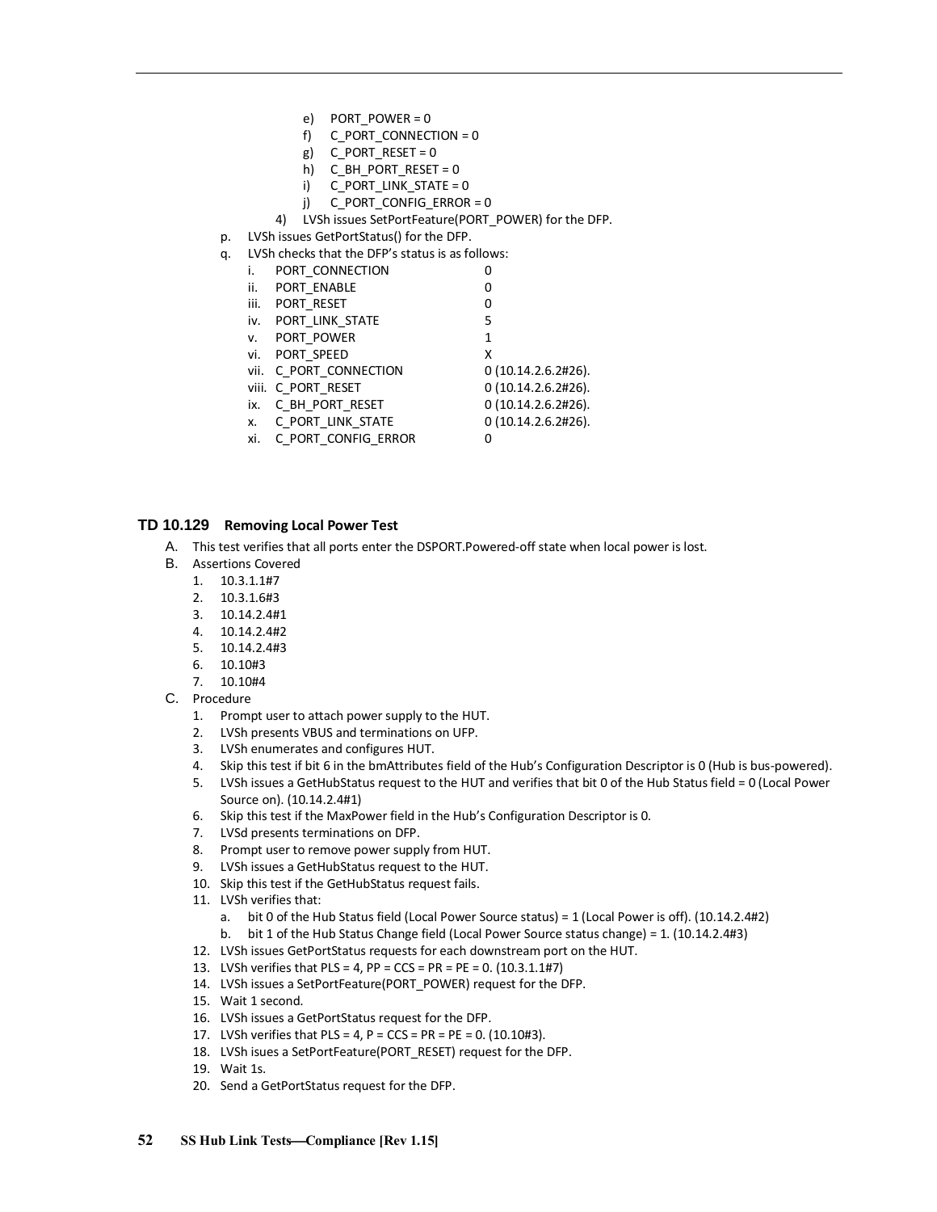e) PORT_POWER = 0
f) C_PORT_CONNECTION = 0
g) C_PORT_RESET = 0
h) C_BH_PORT_RESET = 0
i) C_PORT_LINK_STATE = 0
j) C_PORT_CONFIG_ERROR = 0

4) LVSh issues SetPortFeature(PORT_POWER) for the DFP.

p. LVSh issues GetPortStatus() for the DFP.

q. LVSh checks that the DFP's status is as follows:

| | | |
|---|---|---|
| i. | PORT_CONNECTION | 0 |
| ii. | PORT_ENABLE | 0 |
| iii. | PORT_RESET | 0 |
| iv. | PORT_LINK_STATE | 5 |
| v. | PORT_POWER | 1 |
| vi. | PORT_SPEED | X |
| vii. | C_PORT_CONNECTION | 0 (10.14.2.6.2#26). |
| viii. | C_PORT_RESET | 0 (10.14.2.6.2#26). |
| ix. | C_BH_PORT_RESET | 0 (10.14.2.6.2#26). |
| x. | C_PORT_LINK_STATE | 0 (10.14.2.6.2#26). |
| xi. | C_PORT_CONFIG_ERROR | 0 |

### TD 10.129 Removing Local Power Test

A. This test verifies that all ports enter the DSPORT.Powered-off state when local power is lost.

B. Assertions Covered

1. 10.3.1.1#7
2. 10.3.1.6#3
3. 10.14.2.4#1
4. 10.14.2.4#2
5. 10.14.2.4#3
6. 10.10#3
7. 10.10#4

C. Procedure

1. Prompt user to attach power supply to the HUT.
2. LVSh presents VBUS and terminations on UFP.
3. LVSh enumerates and configures HUT.
4. Skip this test if bit 6 in the bmAttributes field of the Hub's Configuration Descriptor is 0 (Hub is bus-powered).
5. LVSh issues a GetHubStatus request to the HUT and verifies that bit 0 of the Hub Status field = 0 (Local Power Source on). (10.14.2.4#1)
6. Skip this test if the MaxPower field in the Hub's Configuration Descriptor is 0.
7. LVSd presents terminations on DFP.
8. Prompt user to remove power supply from HUT.
9. LVSh issues a GetHubStatus request to the HUT.
10. Skip this test if the GetHubStatus request fails.
11. LVSh verifies that:
    a. bit 0 of the Hub Status field (Local Power Source status) = 1 (Local Power is off). (10.14.2.4#2)
    b. bit 1 of the Hub Status Change field (Local Power Source status change) = 1. (10.14.2.4#3)
12. LVSh issues GetPortStatus requests for each downstream port on the HUT.
13. LVSh verifies that PLS = 4, PP = CCS = PR = PE = 0. (10.3.1.1#7)
14. LVSh issues a SetPortFeature(PORT_POWER) request for the DFP.
15. Wait 1 second.
16. LVSh issues a GetPortStatus request for the DFP.
17. LVSh verifies that PLS = 4, P = CCS = PR = PE = 0. (10.10#3).
18. LVSh isues a SetPortFeature(PORT_RESET) request for the DFP.
19. Wait 1s.
20. Send a GetPortStatus request for the DFP.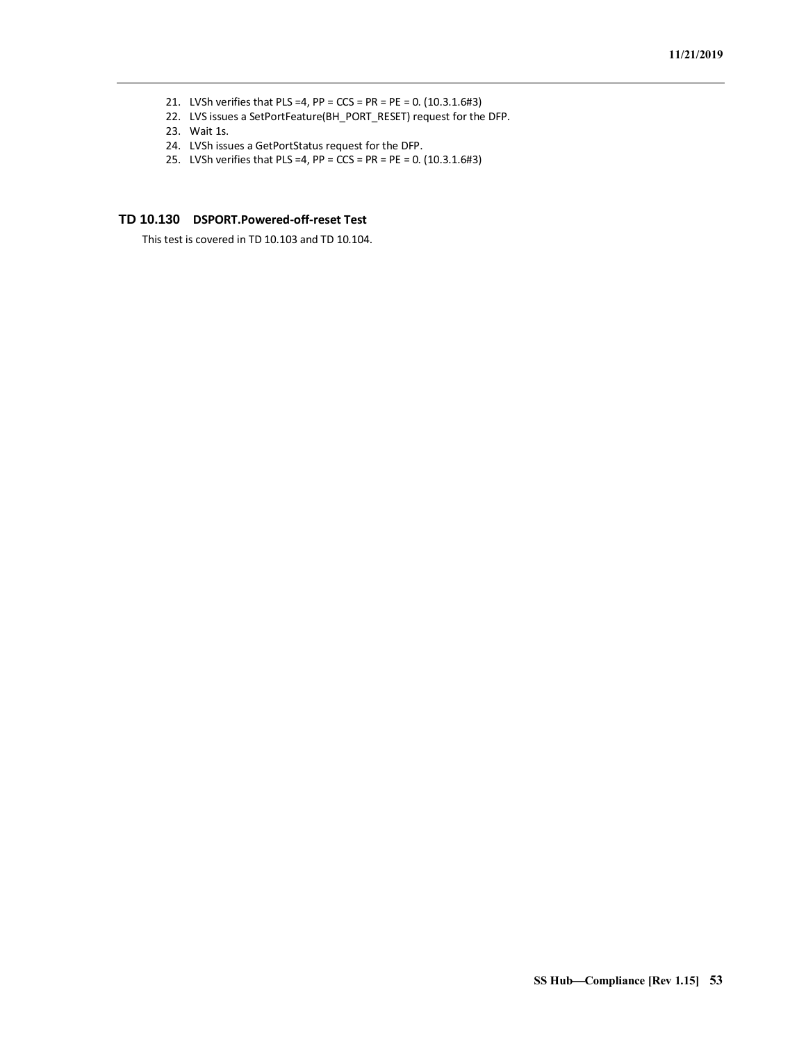21. LVSh verifies that PLS =4, PP = CCS = PR = PE = 0. (10.3.1.6#3)
22. LVS issues a SetPortFeature(BH_PORT_RESET) request for the DFP.
23. Wait 1s.
24. LVSh issues a GetPortStatus request for the DFP.
25. LVSh verifies that PLS =4, PP = CCS = PR = PE = 0. (10.3.1.6#3)

## TD 10.130 DSPORT.Powered-off-reset Test

This test is covered in TD 10.103 and TD 10.104.